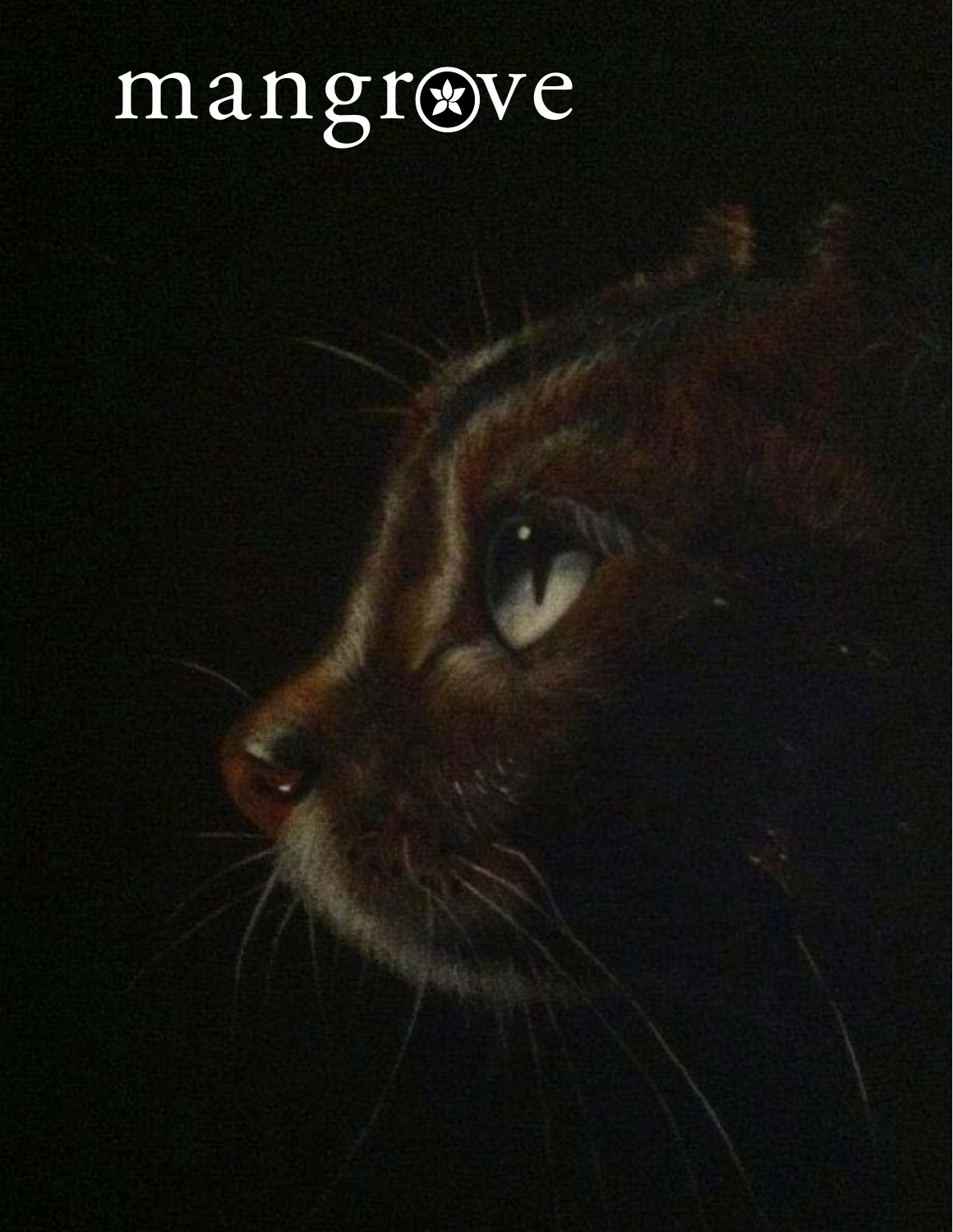# mangrove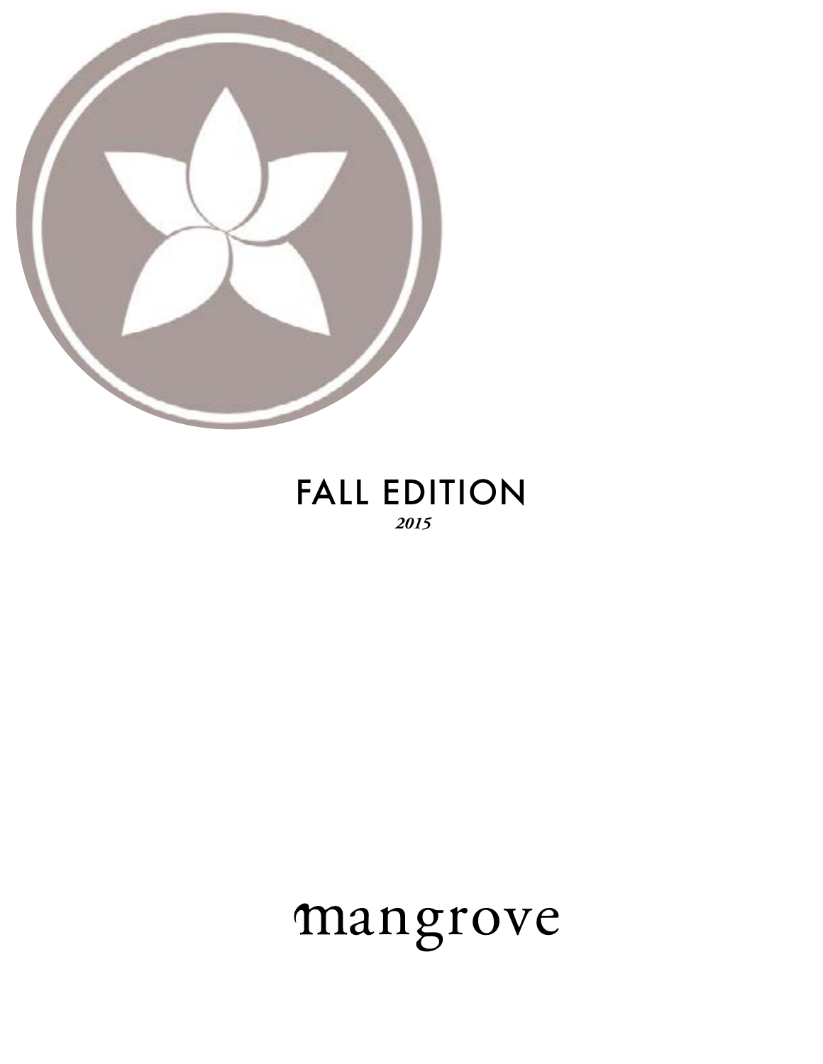# FALL EDITION

***2015***

mangrove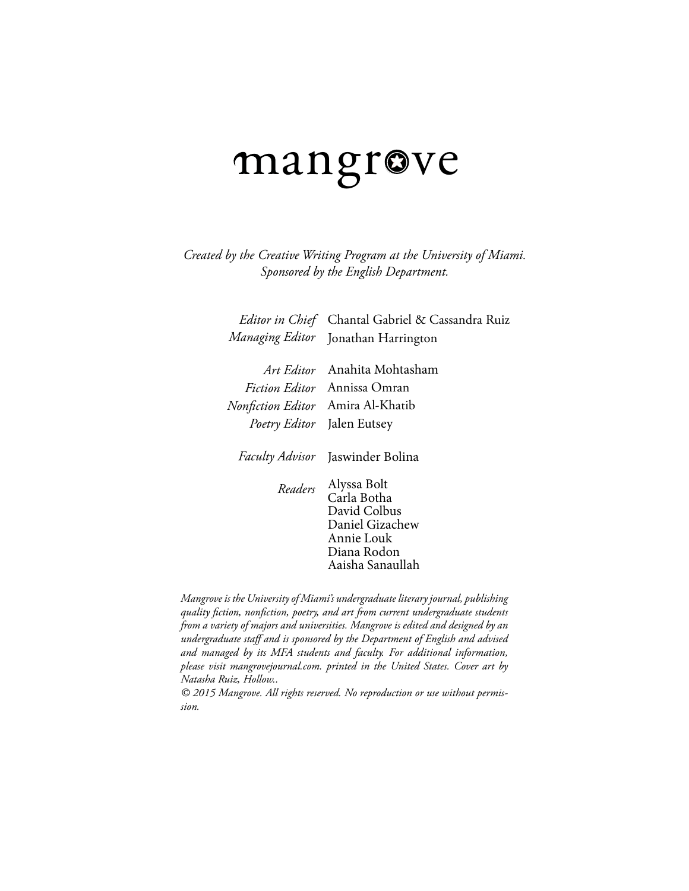# mangrove

*Created by the Creative Writing Program at the University of Miami.*
*Sponsored by the English Department.*

| | |
|---|---|
| *Editor in Chief* | Chantal Gabriel & Cassandra Ruiz |
| *Managing Editor* | Jonathan Harrington |
| *Art Editor* | Anahita Mohtasham |
| *Fiction Editor* | Annissa Omran |
| *Nonfiction Editor* | Amira Al-Khatib |
| *Poetry Editor* | Jalen Eutsey |
| *Faculty Advisor* | Jaswinder Bolina |
| *Readers* | Alyssa Bolt<br>Carla Botha<br>David Colbus<br>Daniel Gizachew<br>Annie Louk<br>Diana Rodon<br>Aaisha Sanaullah |

*Mangrove is the University of Miami's undergraduate literary journal, publishing quality fiction, nonfiction, poetry, and art from current undergraduate students from a variety of majors and universities. Mangrove is edited and designed by an undergraduate staff and is sponsored by the Department of English and advised and managed by its MFA students and faculty. For additional information, please visit mangrovejournal.com. printed in the United States. Cover art by Natasha Ruiz, Hollow..*

*© 2015 Mangrove. All rights reserved. No reproduction or use without permission.*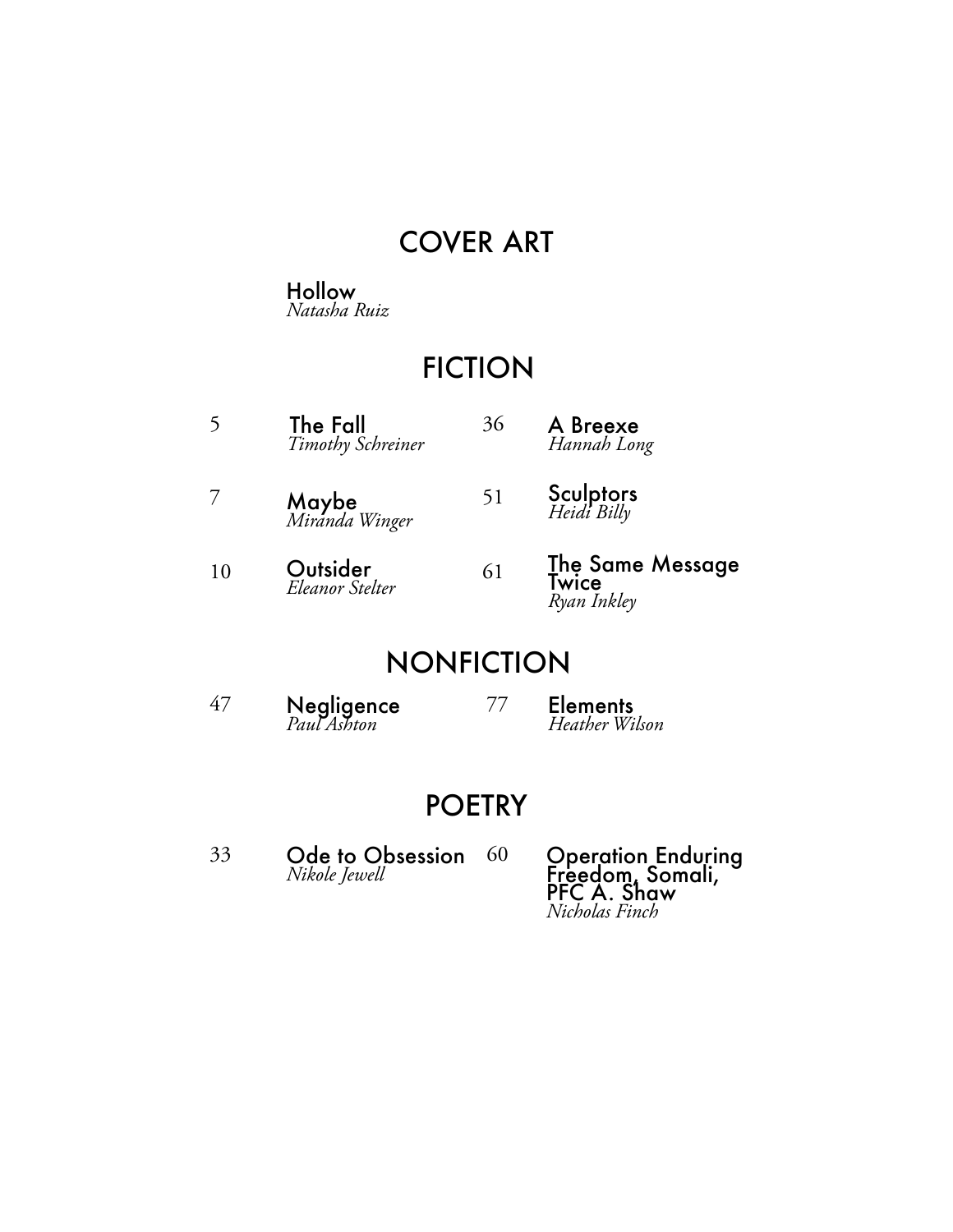## COVER ART

**Hollow**
*Natasha Ruiz*

## FICTION

5 **The Fall**
*Timothy Schreiner*

7 **Maybe**
*Miranda Winger*

10 **Outsider**
*Eleanor Stelter*

36 **A Breexe**
*Hannah Long*

51 **Sculptors**
*Heidi Billy*

61 **The Same Message Twice**
*Ryan Inkley*

## NONFICTION

47 **Negligence**
*Paul Ashton*

77 **Elements**
*Heather Wilson*

## POETRY

33 **Ode to Obsession**
*Nikole Jewell*

60 **Operation Enduring Freedom, Somali, PFC A. Shaw**
*Nicholas Finch*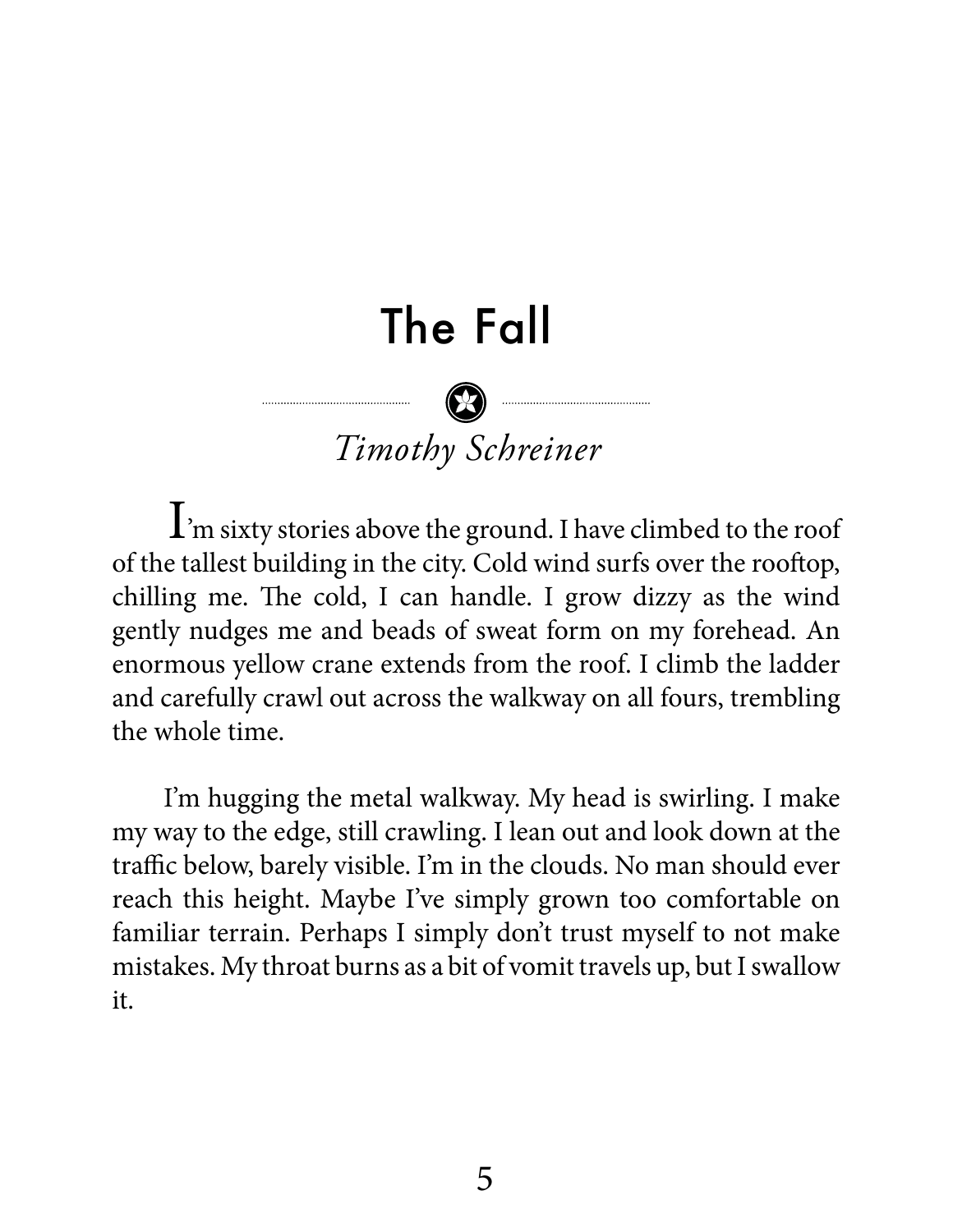# The Fall

*Timothy Schreiner*

I'm sixty stories above the ground. I have climbed to the roof of the tallest building in the city. Cold wind surfs over the rooftop, chilling me. The cold, I can handle. I grow dizzy as the wind gently nudges me and beads of sweat form on my forehead. An enormous yellow crane extends from the roof. I climb the ladder and carefully crawl out across the walkway on all fours, trembling the whole time.

I'm hugging the metal walkway. My head is swirling. I make my way to the edge, still crawling. I lean out and look down at the traffic below, barely visible. I'm in the clouds. No man should ever reach this height. Maybe I've simply grown too comfortable on familiar terrain. Perhaps I simply don't trust myself to not make mistakes. My throat burns as a bit of vomit travels up, but I swallow it.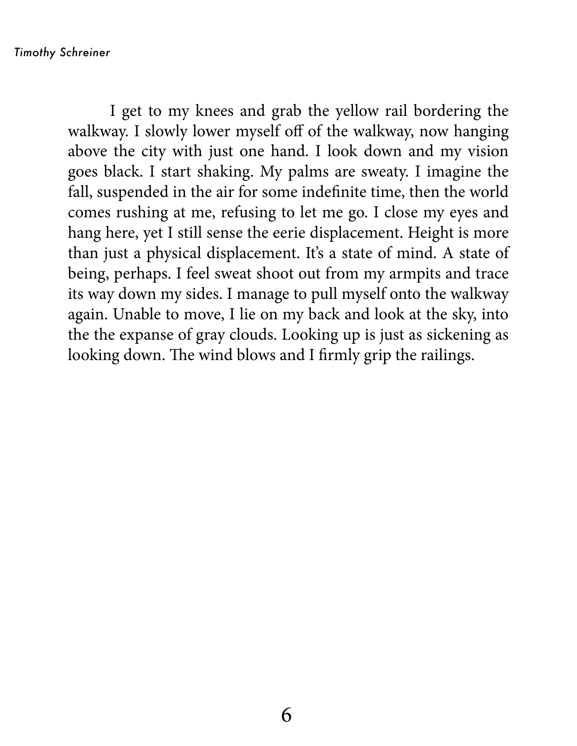I get to my knees and grab the yellow rail bordering the walkway. I slowly lower myself off of the walkway, now hanging above the city with just one hand. I look down and my vision goes black. I start shaking. My palms are sweaty. I imagine the fall, suspended in the air for some indefinite time, then the world comes rushing at me, refusing to let me go. I close my eyes and hang here, yet I still sense the eerie displacement. Height is more than just a physical displacement. It's a state of mind. A state of being, perhaps. I feel sweat shoot out from my armpits and trace its way down my sides. I manage to pull myself onto the walkway again. Unable to move, I lie on my back and look at the sky, into the the expanse of gray clouds. Looking up is just as sickening as looking down. The wind blows and I firmly grip the railings.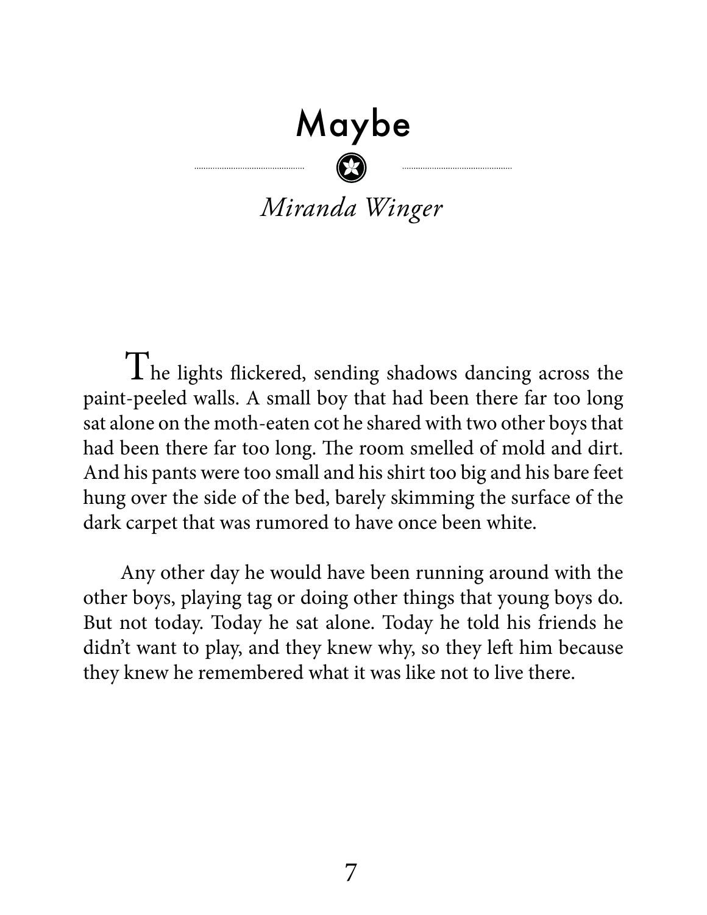# Maybe

*Miranda Winger*

The lights flickered, sending shadows dancing across the paint-peeled walls. A small boy that had been there far too long sat alone on the moth-eaten cot he shared with two other boys that had been there far too long. The room smelled of mold and dirt. And his pants were too small and his shirt too big and his bare feet hung over the side of the bed, barely skimming the surface of the dark carpet that was rumored to have once been white.

Any other day he would have been running around with the other boys, playing tag or doing other things that young boys do. But not today. Today he sat alone. Today he told his friends he didn't want to play, and they knew why, so they left him because they knew he remembered what it was like not to live there.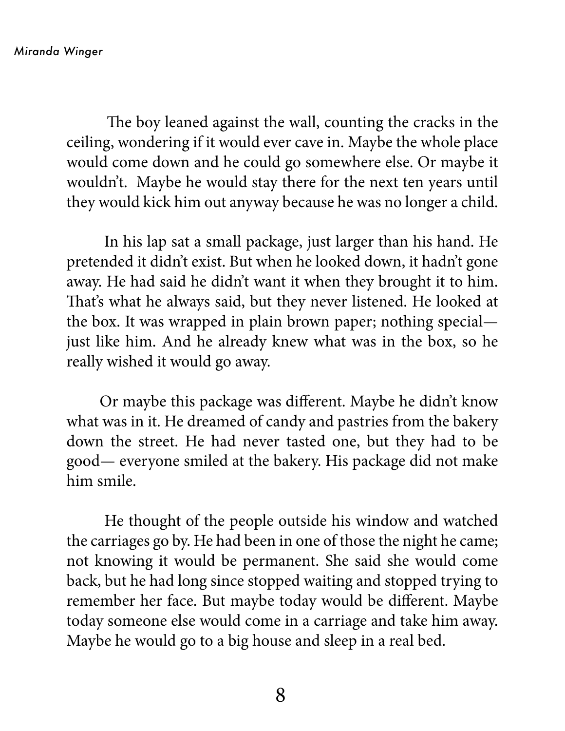The boy leaned against the wall, counting the cracks in the ceiling, wondering if it would ever cave in. Maybe the whole place would come down and he could go somewhere else. Or maybe it wouldn't. Maybe he would stay there for the next ten years until they would kick him out anyway because he was no longer a child.

In his lap sat a small package, just larger than his hand. He pretended it didn't exist. But when he looked down, it hadn't gone away. He had said he didn't want it when they brought it to him. That's what he always said, but they never listened. He looked at the box. It was wrapped in plain brown paper; nothing special— just like him. And he already knew what was in the box, so he really wished it would go away.

Or maybe this package was different. Maybe he didn't know what was in it. He dreamed of candy and pastries from the bakery down the street. He had never tasted one, but they had to be good— everyone smiled at the bakery. His package did not make him smile.

He thought of the people outside his window and watched the carriages go by. He had been in one of those the night he came; not knowing it would be permanent. She said she would come back, but he had long since stopped waiting and stopped trying to remember her face. But maybe today would be different. Maybe today someone else would come in a carriage and take him away. Maybe he would go to a big house and sleep in a real bed.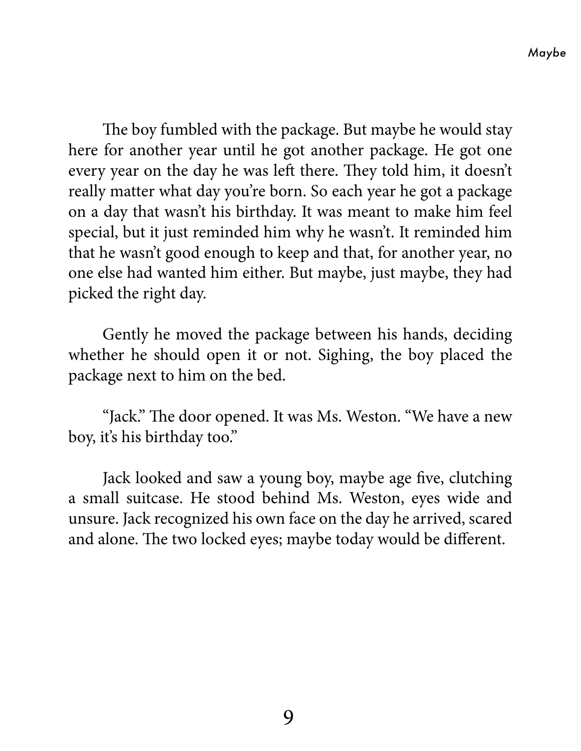The boy fumbled with the package. But maybe he would stay here for another year until he got another package. He got one every year on the day he was left there. They told him, it doesn't really matter what day you're born. So each year he got a package on a day that wasn't his birthday. It was meant to make him feel special, but it just reminded him why he wasn't. It reminded him that he wasn't good enough to keep and that, for another year, no one else had wanted him either. But maybe, just maybe, they had picked the right day.

Gently he moved the package between his hands, deciding whether he should open it or not. Sighing, the boy placed the package next to him on the bed.

"Jack." The door opened. It was Ms. Weston. "We have a new boy, it's his birthday too."

Jack looked and saw a young boy, maybe age five, clutching a small suitcase. He stood behind Ms. Weston, eyes wide and unsure. Jack recognized his own face on the day he arrived, scared and alone. The two locked eyes; maybe today would be different.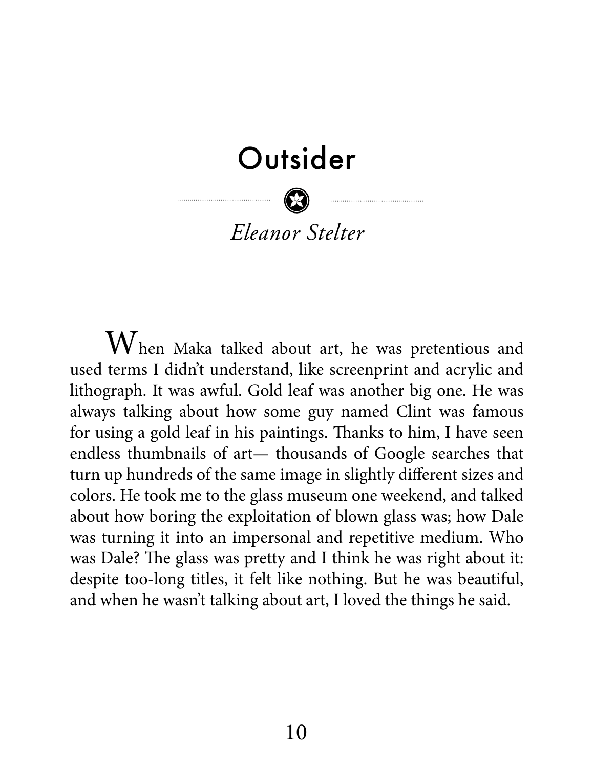# Outsider

*Eleanor Stelter*

When Maka talked about art, he was pretentious and used terms I didn't understand, like screenprint and acrylic and lithograph. It was awful. Gold leaf was another big one. He was always talking about how some guy named Clint was famous for using a gold leaf in his paintings. Thanks to him, I have seen endless thumbnails of art— thousands of Google searches that turn up hundreds of the same image in slightly different sizes and colors. He took me to the glass museum one weekend, and talked about how boring the exploitation of blown glass was; how Dale was turning it into an impersonal and repetitive medium. Who was Dale? The glass was pretty and I think he was right about it: despite too-long titles, it felt like nothing. But he was beautiful, and when he wasn't talking about art, I loved the things he said.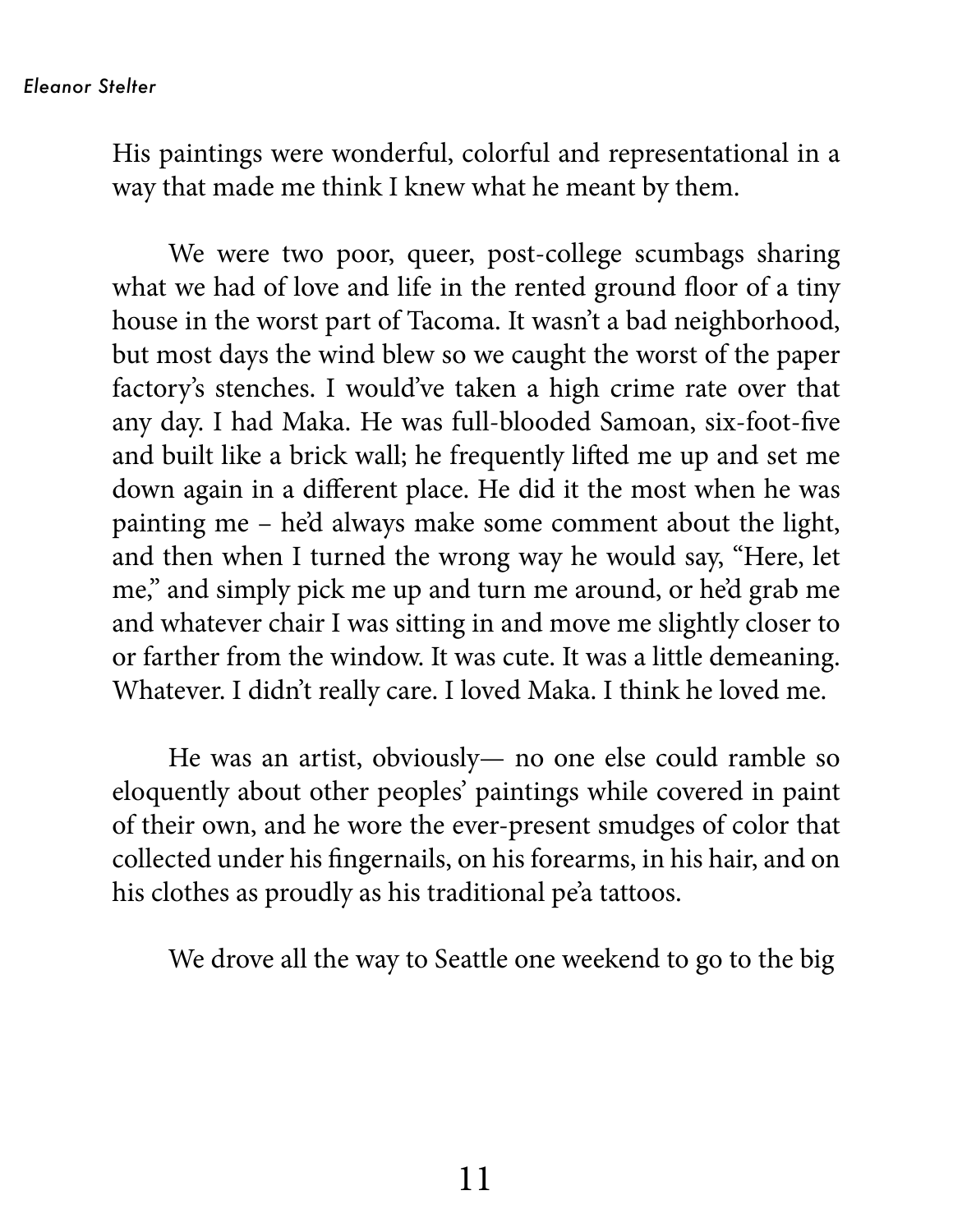His paintings were wonderful, colorful and representational in a way that made me think I knew what he meant by them.

We were two poor, queer, post-college scumbags sharing what we had of love and life in the rented ground floor of a tiny house in the worst part of Tacoma. It wasn't a bad neighborhood, but most days the wind blew so we caught the worst of the paper factory's stenches. I would've taken a high crime rate over that any day. I had Maka. He was full-blooded Samoan, six-foot-five and built like a brick wall; he frequently lifted me up and set me down again in a different place. He did it the most when he was painting me – he'd always make some comment about the light, and then when I turned the wrong way he would say, "Here, let me," and simply pick me up and turn me around, or he'd grab me and whatever chair I was sitting in and move me slightly closer to or farther from the window. It was cute. It was a little demeaning. Whatever. I didn't really care. I loved Maka. I think he loved me.

He was an artist, obviously— no one else could ramble so eloquently about other peoples' paintings while covered in paint of their own, and he wore the ever-present smudges of color that collected under his fingernails, on his forearms, in his hair, and on his clothes as proudly as his traditional pe'a tattoos.

We drove all the way to Seattle one weekend to go to the big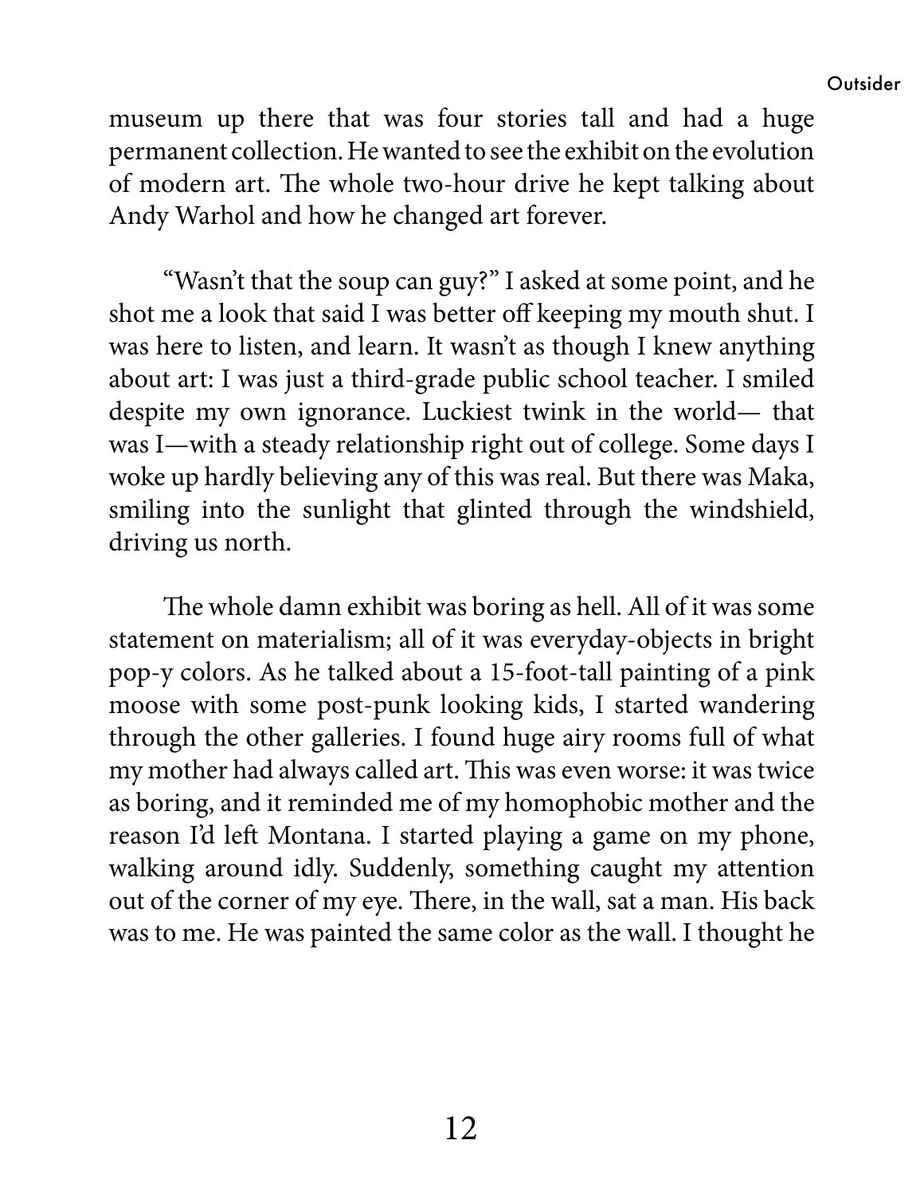museum up there that was four stories tall and had a huge permanent collection. He wanted to see the exhibit on the evolution of modern art. The whole two-hour drive he kept talking about Andy Warhol and how he changed art forever.

"Wasn't that the soup can guy?" I asked at some point, and he shot me a look that said I was better off keeping my mouth shut. I was here to listen, and learn. It wasn't as though I knew anything about art: I was just a third-grade public school teacher. I smiled despite my own ignorance. Luckiest twink in the world— that was I—with a steady relationship right out of college. Some days I woke up hardly believing any of this was real. But there was Maka, smiling into the sunlight that glinted through the windshield, driving us north.

The whole damn exhibit was boring as hell. All of it was some statement on materialism; all of it was everyday-objects in bright pop-y colors. As he talked about a 15-foot-tall painting of a pink moose with some post-punk looking kids, I started wandering through the other galleries. I found huge airy rooms full of what my mother had always called art. This was even worse: it was twice as boring, and it reminded me of my homophobic mother and the reason I'd left Montana. I started playing a game on my phone, walking around idly. Suddenly, something caught my attention out of the corner of my eye. There, in the wall, sat a man. His back was to me. He was painted the same color as the wall. I thought he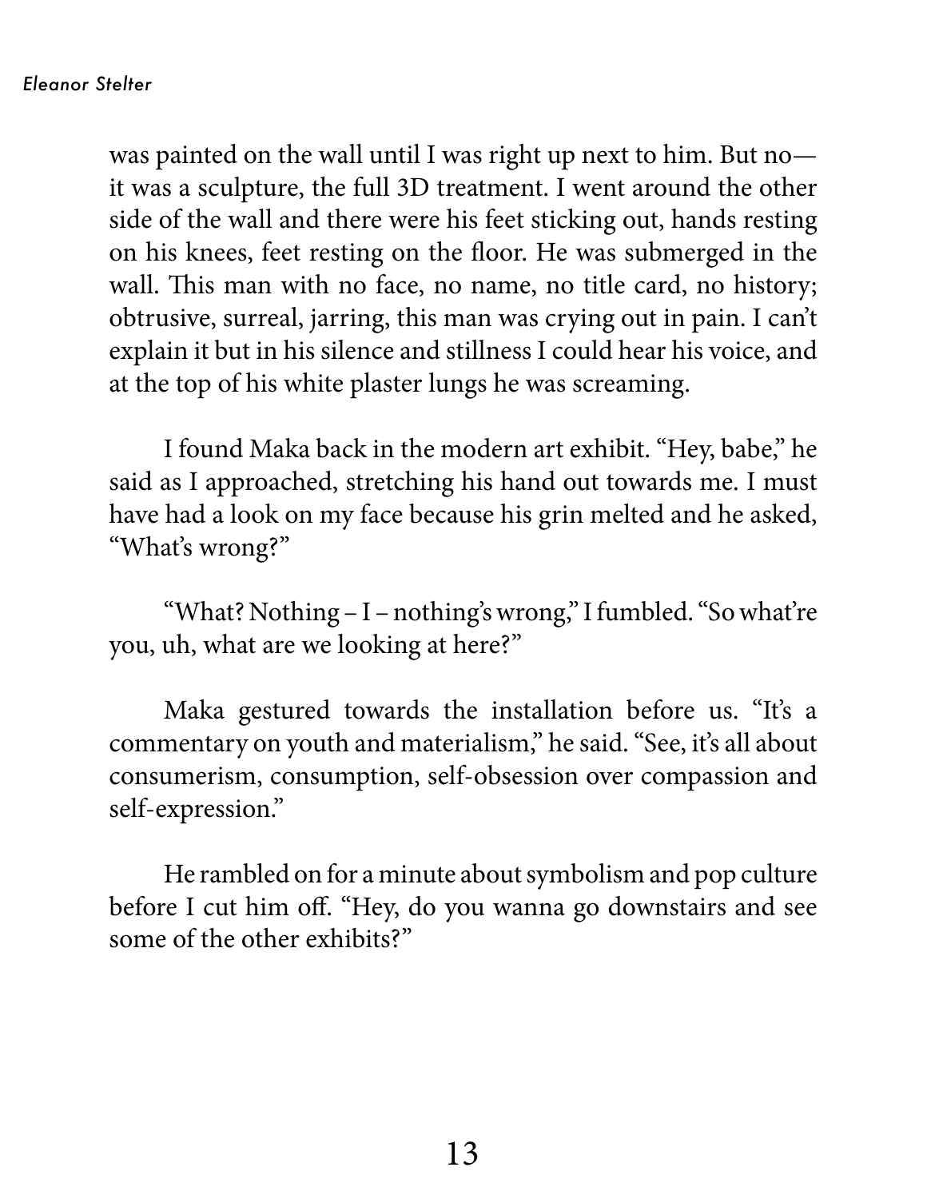was painted on the wall until I was right up next to him. But no—it was a sculpture, the full 3D treatment. I went around the other side of the wall and there were his feet sticking out, hands resting on his knees, feet resting on the floor. He was submerged in the wall. This man with no face, no name, no title card, no history; obtrusive, surreal, jarring, this man was crying out in pain. I can't explain it but in his silence and stillness I could hear his voice, and at the top of his white plaster lungs he was screaming.

I found Maka back in the modern art exhibit. "Hey, babe," he said as I approached, stretching his hand out towards me. I must have had a look on my face because his grin melted and he asked, "What's wrong?"

"What? Nothing – I – nothing's wrong," I fumbled. "So what're you, uh, what are we looking at here?"

Maka gestured towards the installation before us. "It's a commentary on youth and materialism," he said. "See, it's all about consumerism, consumption, self-obsession over compassion and self-expression."

He rambled on for a minute about symbolism and pop culture before I cut him off. "Hey, do you wanna go downstairs and see some of the other exhibits?"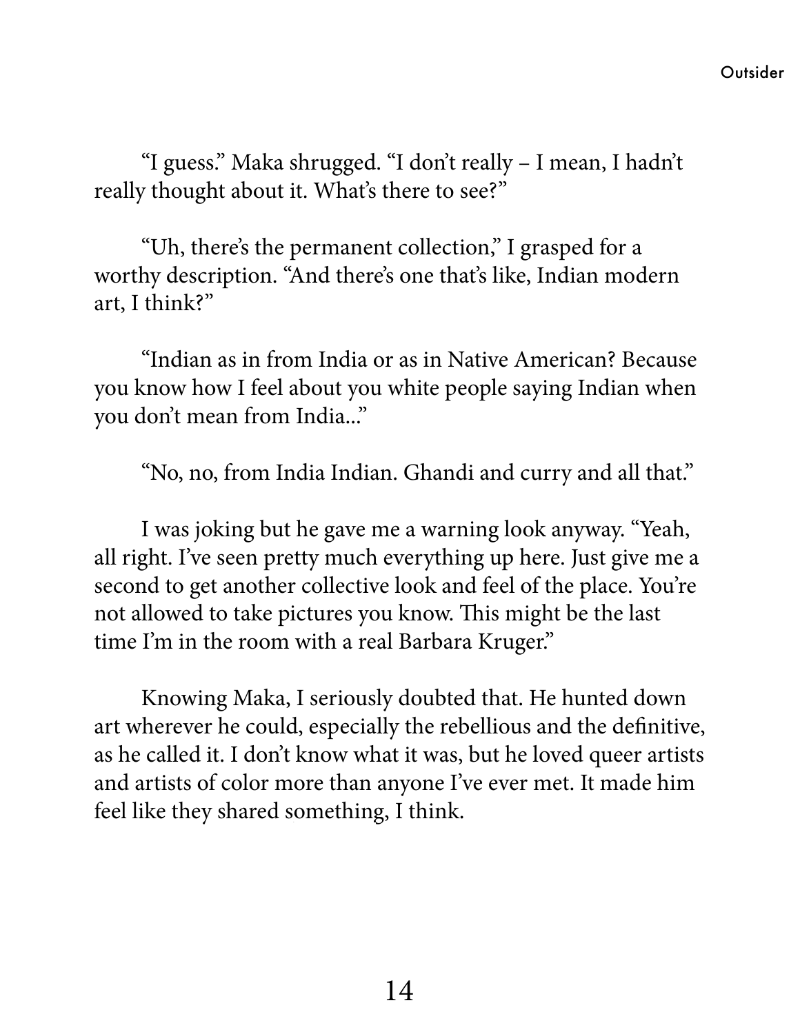"I guess." Maka shrugged. "I don't really – I mean, I hadn't really thought about it. What's there to see?"

"Uh, there's the permanent collection," I grasped for a worthy description. "And there's one that's like, Indian modern art, I think?"

"Indian as in from India or as in Native American? Because you know how I feel about you white people saying Indian when you don't mean from India..."

"No, no, from India Indian. Ghandi and curry and all that."

I was joking but he gave me a warning look anyway. "Yeah, all right. I've seen pretty much everything up here. Just give me a second to get another collective look and feel of the place. You're not allowed to take pictures you know. This might be the last time I'm in the room with a real Barbara Kruger."

Knowing Maka, I seriously doubted that. He hunted down art wherever he could, especially the rebellious and the definitive, as he called it. I don't know what it was, but he loved queer artists and artists of color more than anyone I've ever met. It made him feel like they shared something, I think.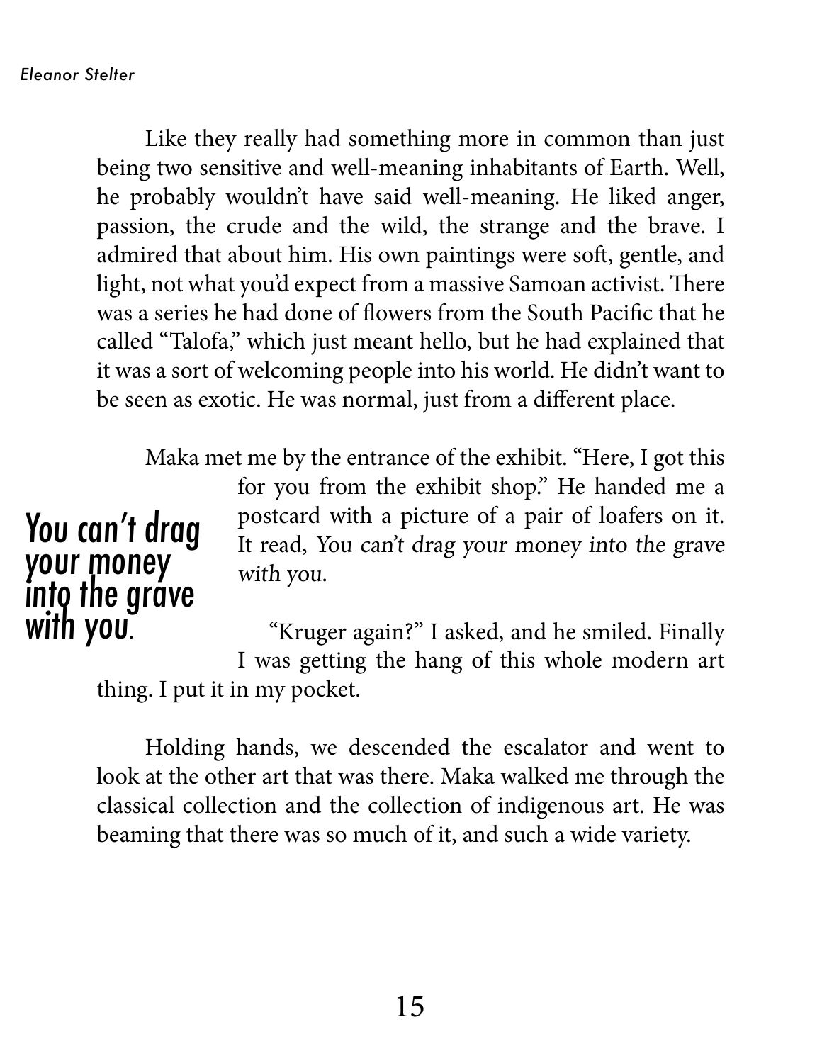Like they really had something more in common than just being two sensitive and well-meaning inhabitants of Earth. Well, he probably wouldn't have said well-meaning. He liked anger, passion, the crude and the wild, the strange and the brave. I admired that about him. His own paintings were soft, gentle, and light, not what you'd expect from a massive Samoan activist. There was a series he had done of flowers from the South Pacific that he called "Talofa," which just meant hello, but he had explained that it was a sort of welcoming people into his world. He didn't want to be seen as exotic. He was normal, just from a different place.

Maka met me by the entrance of the exhibit. "Here, I got this for you from the exhibit shop." He handed me a postcard with a picture of a pair of loafers on it. It read, *You can't drag your money into the grave with you.*

**You can't drag your money into the grave with you.**

"Kruger again?" I asked, and he smiled. Finally I was getting the hang of this whole modern art thing. I put it in my pocket.

Holding hands, we descended the escalator and went to look at the other art that was there. Maka walked me through the classical collection and the collection of indigenous art. He was beaming that there was so much of it, and such a wide variety.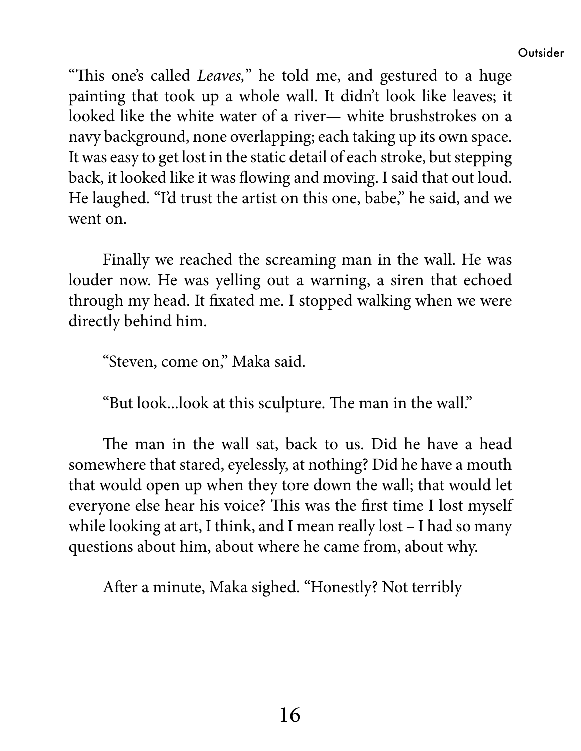"This one's called *Leaves,*" he told me, and gestured to a huge painting that took up a whole wall. It didn't look like leaves; it looked like the white water of a river— white brushstrokes on a navy background, none overlapping; each taking up its own space. It was easy to get lost in the static detail of each stroke, but stepping back, it looked like it was flowing and moving. I said that out loud. He laughed. "I'd trust the artist on this one, babe," he said, and we went on.

Finally we reached the screaming man in the wall. He was louder now. He was yelling out a warning, a siren that echoed through my head. It fixated me. I stopped walking when we were directly behind him.

"Steven, come on," Maka said.

"But look...look at this sculpture. The man in the wall."

The man in the wall sat, back to us. Did he have a head somewhere that stared, eyelessly, at nothing? Did he have a mouth that would open up when they tore down the wall; that would let everyone else hear his voice? This was the first time I lost myself while looking at art, I think, and I mean really lost – I had so many questions about him, about where he came from, about why.

After a minute, Maka sighed. "Honestly? Not terribly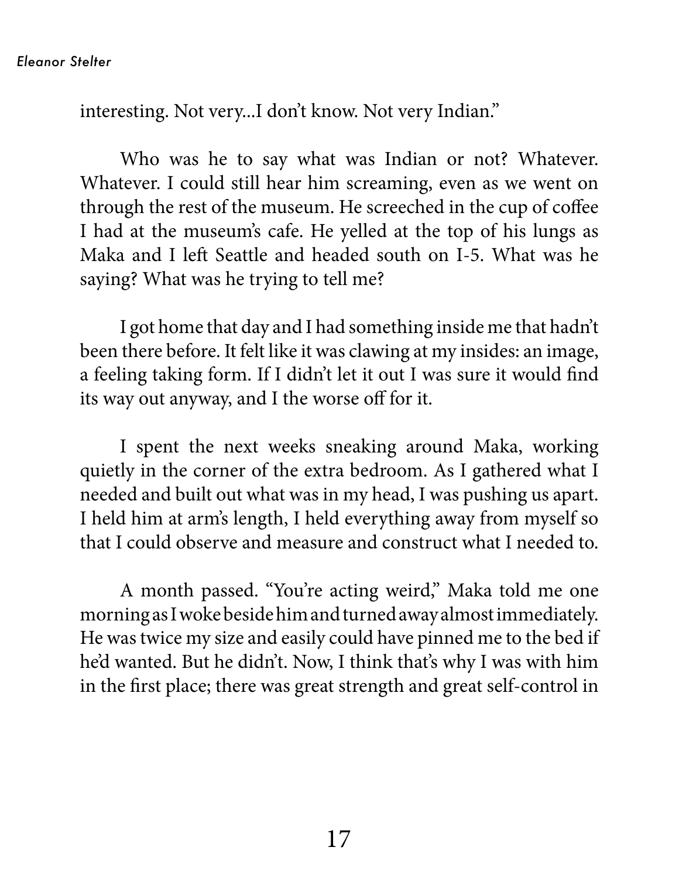interesting. Not very...I don't know. Not very Indian."

Who was he to say what was Indian or not? Whatever. Whatever. I could still hear him screaming, even as we went on through the rest of the museum. He screeched in the cup of coffee I had at the museum's cafe. He yelled at the top of his lungs as Maka and I left Seattle and headed south on I-5. What was he saying? What was he trying to tell me?

I got home that day and I had something inside me that hadn't been there before. It felt like it was clawing at my insides: an image, a feeling taking form. If I didn't let it out I was sure it would find its way out anyway, and I the worse off for it.

I spent the next weeks sneaking around Maka, working quietly in the corner of the extra bedroom. As I gathered what I needed and built out what was in my head, I was pushing us apart. I held him at arm's length, I held everything away from myself so that I could observe and measure and construct what I needed to.

A month passed. "You're acting weird," Maka told me one morning as I woke beside him and turned away almost immediately. He was twice my size and easily could have pinned me to the bed if he'd wanted. But he didn't. Now, I think that's why I was with him in the first place; there was great strength and great self-control in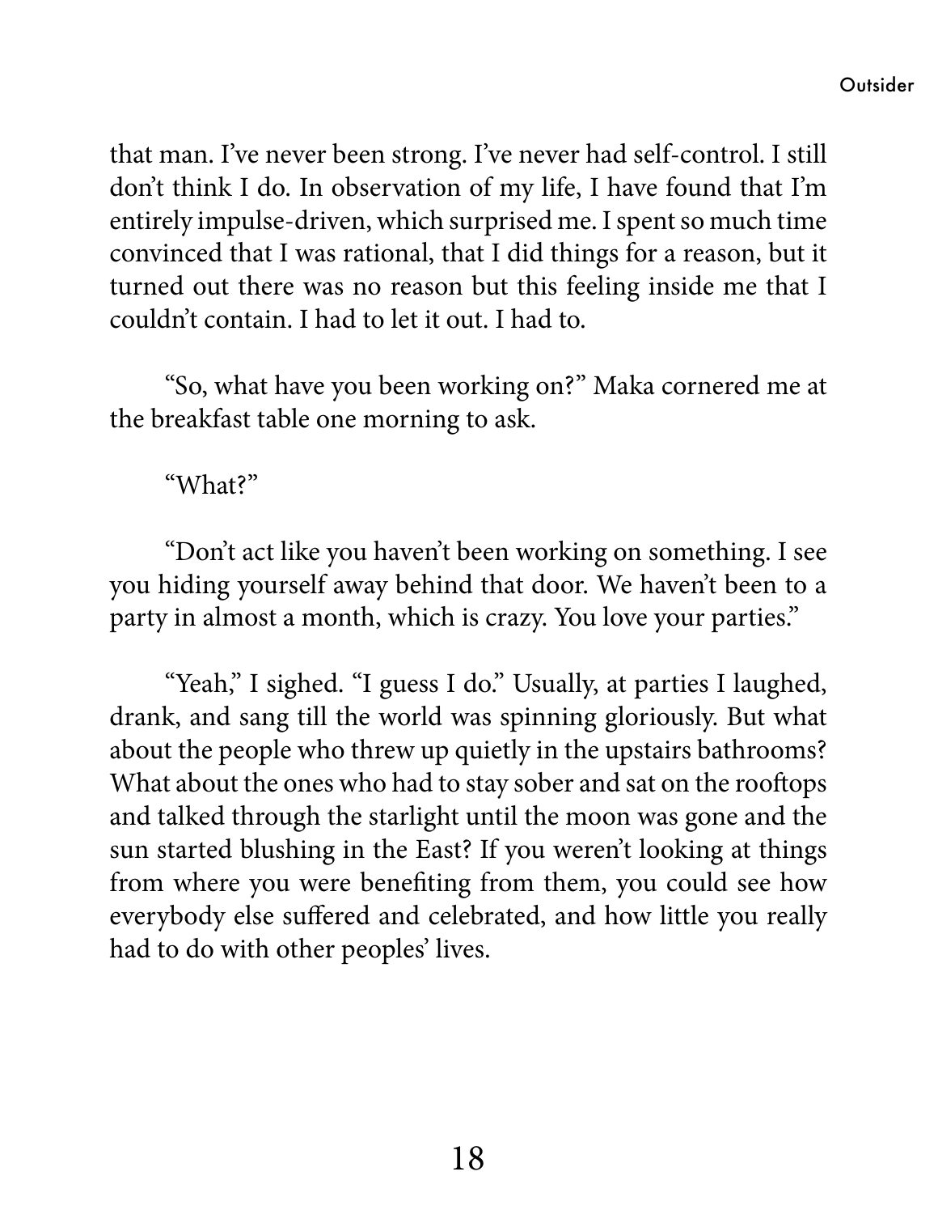that man. I've never been strong. I've never had self-control. I still don't think I do. In observation of my life, I have found that I'm entirely impulse-driven, which surprised me. I spent so much time convinced that I was rational, that I did things for a reason, but it turned out there was no reason but this feeling inside me that I couldn't contain. I had to let it out. I had to.

"So, what have you been working on?" Maka cornered me at the breakfast table one morning to ask.

"What?"

"Don't act like you haven't been working on something. I see you hiding yourself away behind that door. We haven't been to a party in almost a month, which is crazy. You love your parties."

"Yeah," I sighed. "I guess I do." Usually, at parties I laughed, drank, and sang till the world was spinning gloriously. But what about the people who threw up quietly in the upstairs bathrooms? What about the ones who had to stay sober and sat on the rooftops and talked through the starlight until the moon was gone and the sun started blushing in the East? If you weren't looking at things from where you were benefiting from them, you could see how everybody else suffered and celebrated, and how little you really had to do with other peoples' lives.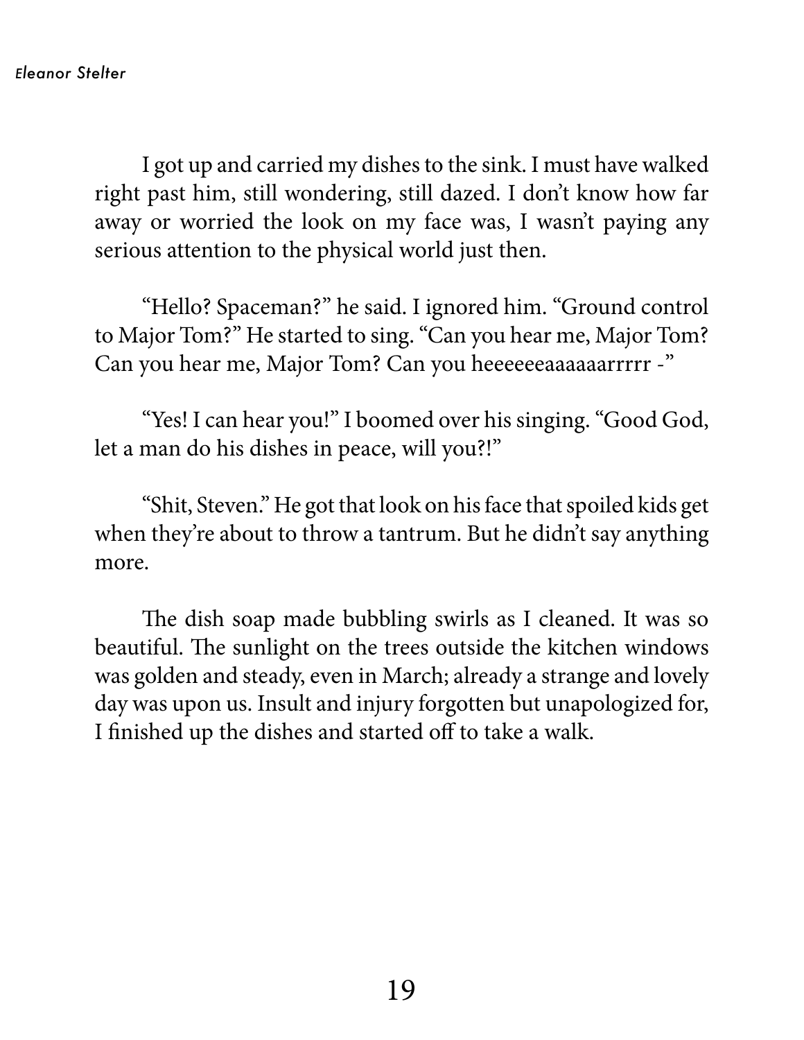I got up and carried my dishes to the sink. I must have walked right past him, still wondering, still dazed. I don't know how far away or worried the look on my face was, I wasn't paying any serious attention to the physical world just then.

"Hello? Spaceman?" he said. I ignored him. "Ground control to Major Tom?" He started to sing. "Can you hear me, Major Tom? Can you hear me, Major Tom? Can you heeeeeeaaaaaarrrrr -"

"Yes! I can hear you!" I boomed over his singing. "Good God, let a man do his dishes in peace, will you?!"

"Shit, Steven." He got that look on his face that spoiled kids get when they're about to throw a tantrum. But he didn't say anything more.

The dish soap made bubbling swirls as I cleaned. It was so beautiful. The sunlight on the trees outside the kitchen windows was golden and steady, even in March; already a strange and lovely day was upon us. Insult and injury forgotten but unapologized for, I finished up the dishes and started off to take a walk.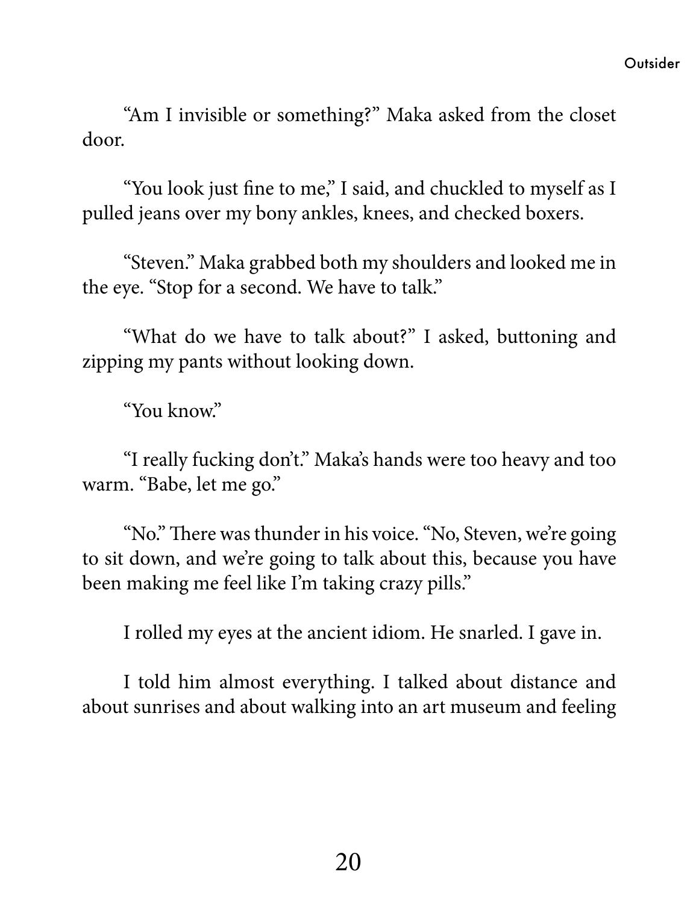"Am I invisible or something?" Maka asked from the closet door.

"You look just fine to me," I said, and chuckled to myself as I pulled jeans over my bony ankles, knees, and checked boxers.

"Steven." Maka grabbed both my shoulders and looked me in the eye. "Stop for a second. We have to talk."

"What do we have to talk about?" I asked, buttoning and zipping my pants without looking down.

"You know."

"I really fucking don't." Maka's hands were too heavy and too warm. "Babe, let me go."

"No." There was thunder in his voice. "No, Steven, we're going to sit down, and we're going to talk about this, because you have been making me feel like I'm taking crazy pills."

I rolled my eyes at the ancient idiom. He snarled. I gave in.

I told him almost everything. I talked about distance and about sunrises and about walking into an art museum and feeling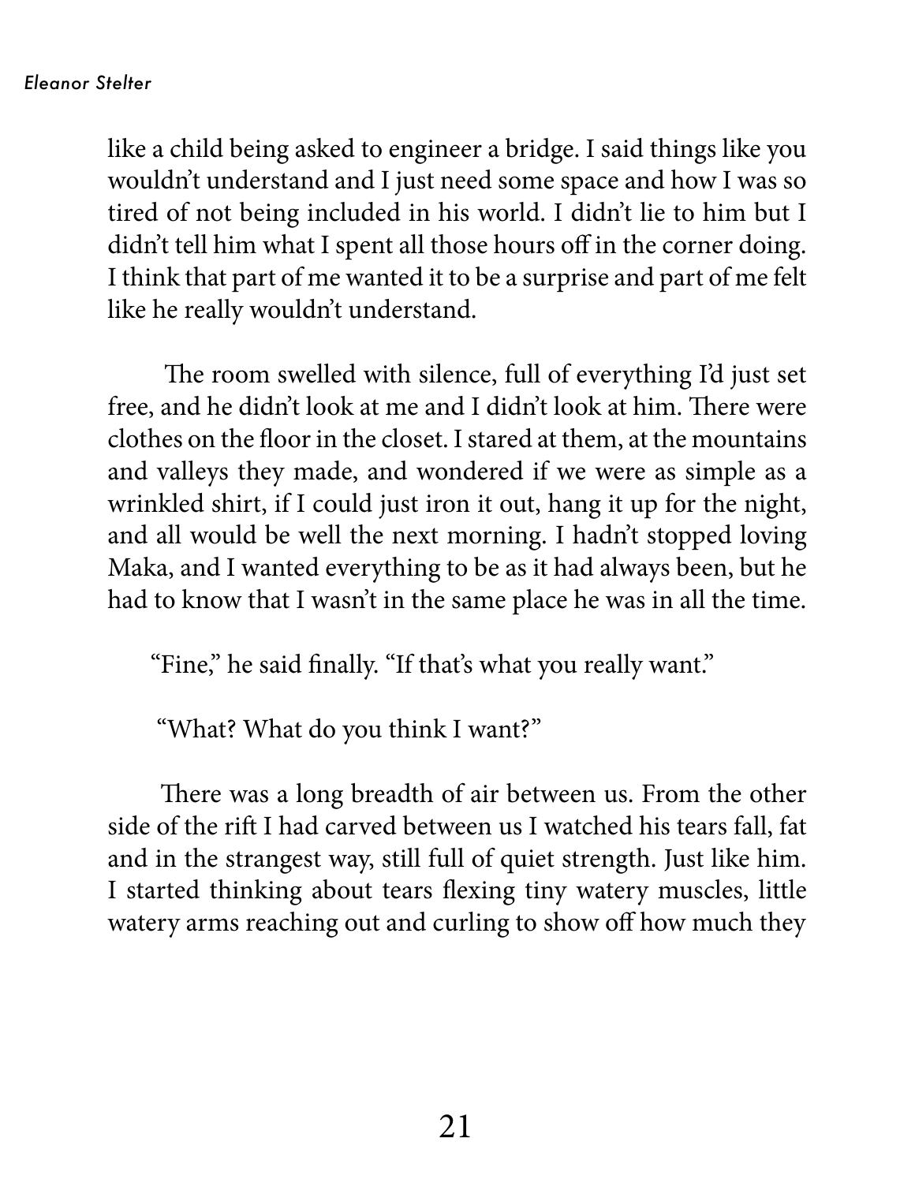like a child being asked to engineer a bridge. I said things like you wouldn't understand and I just need some space and how I was so tired of not being included in his world. I didn't lie to him but I didn't tell him what I spent all those hours off in the corner doing. I think that part of me wanted it to be a surprise and part of me felt like he really wouldn't understand.

The room swelled with silence, full of everything I'd just set free, and he didn't look at me and I didn't look at him. There were clothes on the floor in the closet. I stared at them, at the mountains and valleys they made, and wondered if we were as simple as a wrinkled shirt, if I could just iron it out, hang it up for the night, and all would be well the next morning. I hadn't stopped loving Maka, and I wanted everything to be as it had always been, but he had to know that I wasn't in the same place he was in all the time.

"Fine," he said finally. "If that's what you really want."

"What? What do you think I want?"

There was a long breadth of air between us. From the other side of the rift I had carved between us I watched his tears fall, fat and in the strangest way, still full of quiet strength. Just like him. I started thinking about tears flexing tiny watery muscles, little watery arms reaching out and curling to show off how much they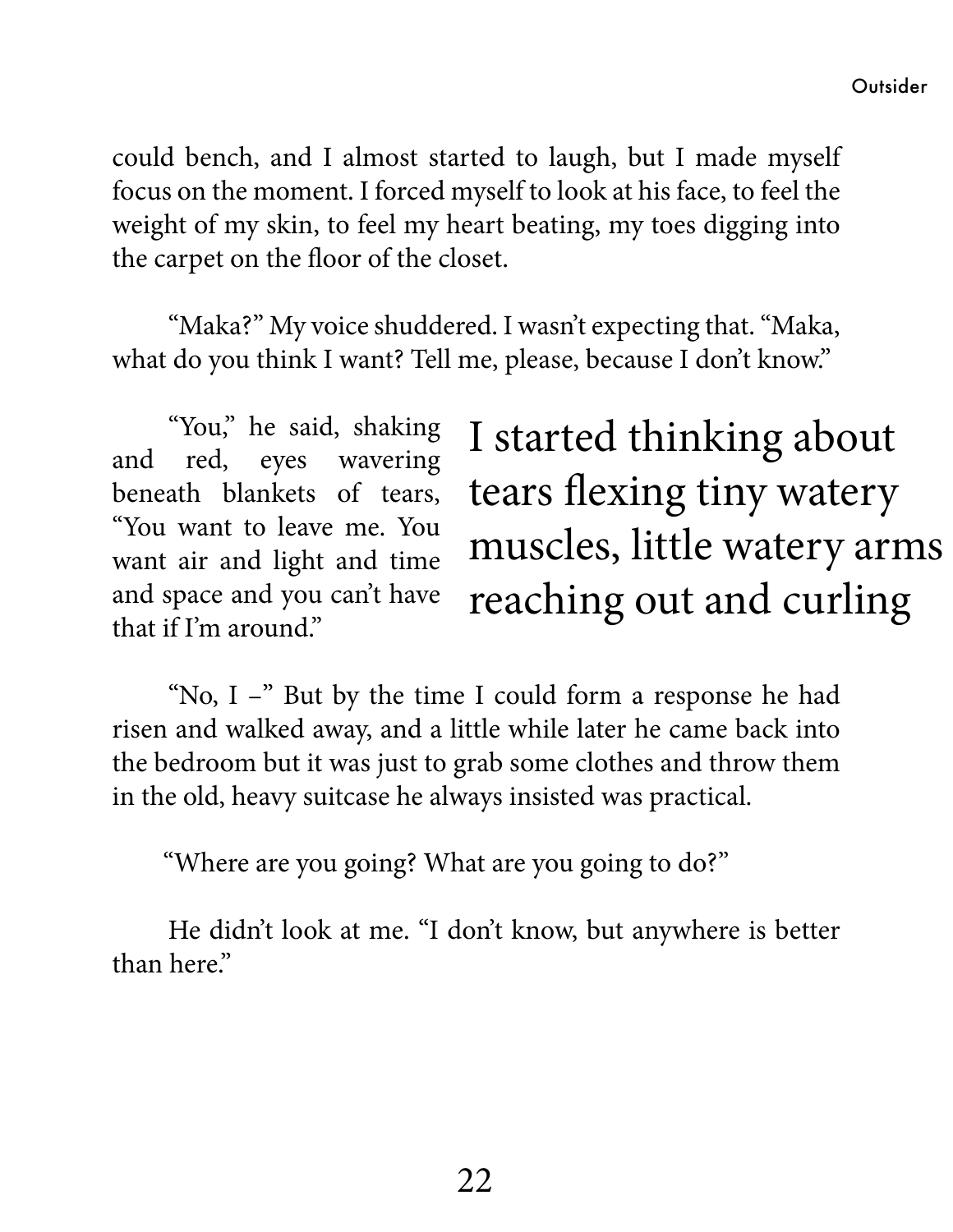could bench, and I almost started to laugh, but I made myself focus on the moment. I forced myself to look at his face, to feel the weight of my skin, to feel my heart beating, my toes digging into the carpet on the floor of the closet.

"Maka?" My voice shuddered. I wasn't expecting that. "Maka, what do you think I want? Tell me, please, because I don't know."

"You," he said, shaking and red, eyes wavering beneath blankets of tears, "You want to leave me. You want air and light and time and space and you can't have that if I'm around."

I started thinking about tears flexing tiny watery muscles, little watery arms reaching out and curling

"No, I –" But by the time I could form a response he had risen and walked away, and a little while later he came back into the bedroom but it was just to grab some clothes and throw them in the old, heavy suitcase he always insisted was practical.

"Where are you going? What are you going to do?"

He didn't look at me. "I don't know, but anywhere is better than here."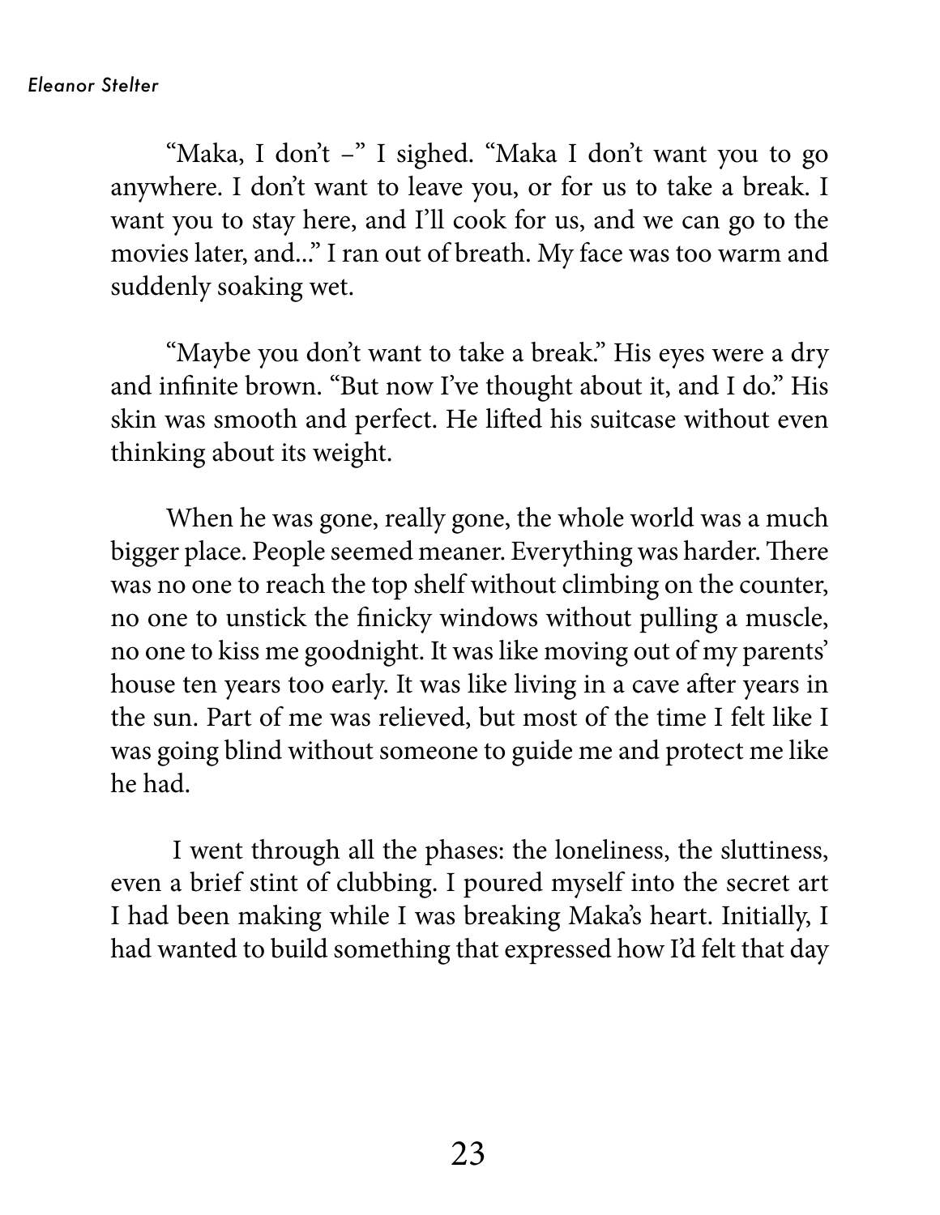"Maka, I don't –" I sighed. "Maka I don't want you to go anywhere. I don't want to leave you, or for us to take a break. I want you to stay here, and I'll cook for us, and we can go to the movies later, and..." I ran out of breath. My face was too warm and suddenly soaking wet.

"Maybe you don't want to take a break." His eyes were a dry and infinite brown. "But now I've thought about it, and I do." His skin was smooth and perfect. He lifted his suitcase without even thinking about its weight.

When he was gone, really gone, the whole world was a much bigger place. People seemed meaner. Everything was harder. There was no one to reach the top shelf without climbing on the counter, no one to unstick the finicky windows without pulling a muscle, no one to kiss me goodnight. It was like moving out of my parents' house ten years too early. It was like living in a cave after years in the sun. Part of me was relieved, but most of the time I felt like I was going blind without someone to guide me and protect me like he had.

I went through all the phases: the loneliness, the sluttiness, even a brief stint of clubbing. I poured myself into the secret art I had been making while I was breaking Maka's heart. Initially, I had wanted to build something that expressed how I'd felt that day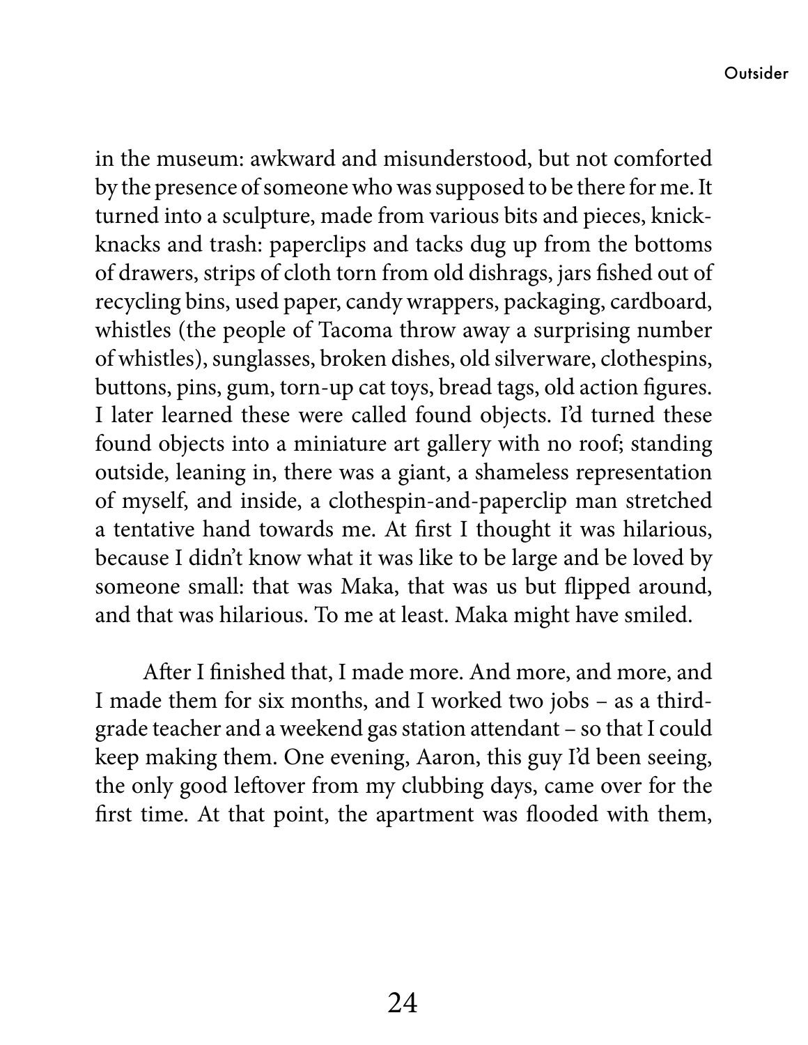in the museum: awkward and misunderstood, but not comforted by the presence of someone who was supposed to be there for me. It turned into a sculpture, made from various bits and pieces, knick-knacks and trash: paperclips and tacks dug up from the bottoms of drawers, strips of cloth torn from old dishrags, jars fished out of recycling bins, used paper, candy wrappers, packaging, cardboard, whistles (the people of Tacoma throw away a surprising number of whistles), sunglasses, broken dishes, old silverware, clothespins, buttons, pins, gum, torn-up cat toys, bread tags, old action figures. I later learned these were called found objects. I'd turned these found objects into a miniature art gallery with no roof; standing outside, leaning in, there was a giant, a shameless representation of myself, and inside, a clothespin-and-paperclip man stretched a tentative hand towards me. At first I thought it was hilarious, because I didn't know what it was like to be large and be loved by someone small: that was Maka, that was us but flipped around, and that was hilarious. To me at least. Maka might have smiled.

After I finished that, I made more. And more, and more, and I made them for six months, and I worked two jobs – as a third-grade teacher and a weekend gas station attendant – so that I could keep making them. One evening, Aaron, this guy I'd been seeing, the only good leftover from my clubbing days, came over for the first time. At that point, the apartment was flooded with them,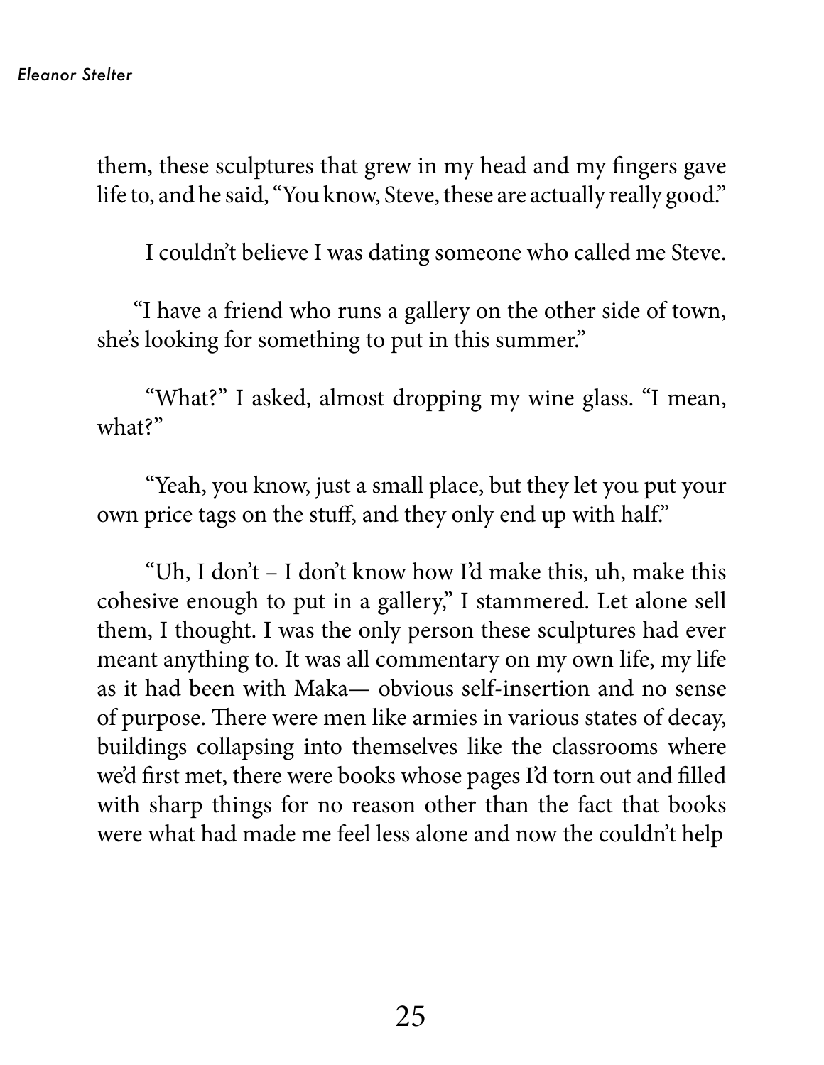them, these sculptures that grew in my head and my fingers gave life to, and he said, "You know, Steve, these are actually really good."

I couldn't believe I was dating someone who called me Steve.

"I have a friend who runs a gallery on the other side of town, she's looking for something to put in this summer."

"What?" I asked, almost dropping my wine glass. "I mean, what?"

"Yeah, you know, just a small place, but they let you put your own price tags on the stuff, and they only end up with half."

"Uh, I don't – I don't know how I'd make this, uh, make this cohesive enough to put in a gallery," I stammered. Let alone sell them, I thought. I was the only person these sculptures had ever meant anything to. It was all commentary on my own life, my life as it had been with Maka— obvious self-insertion and no sense of purpose. There were men like armies in various states of decay, buildings collapsing into themselves like the classrooms where we'd first met, there were books whose pages I'd torn out and filled with sharp things for no reason other than the fact that books were what had made me feel less alone and now the couldn't help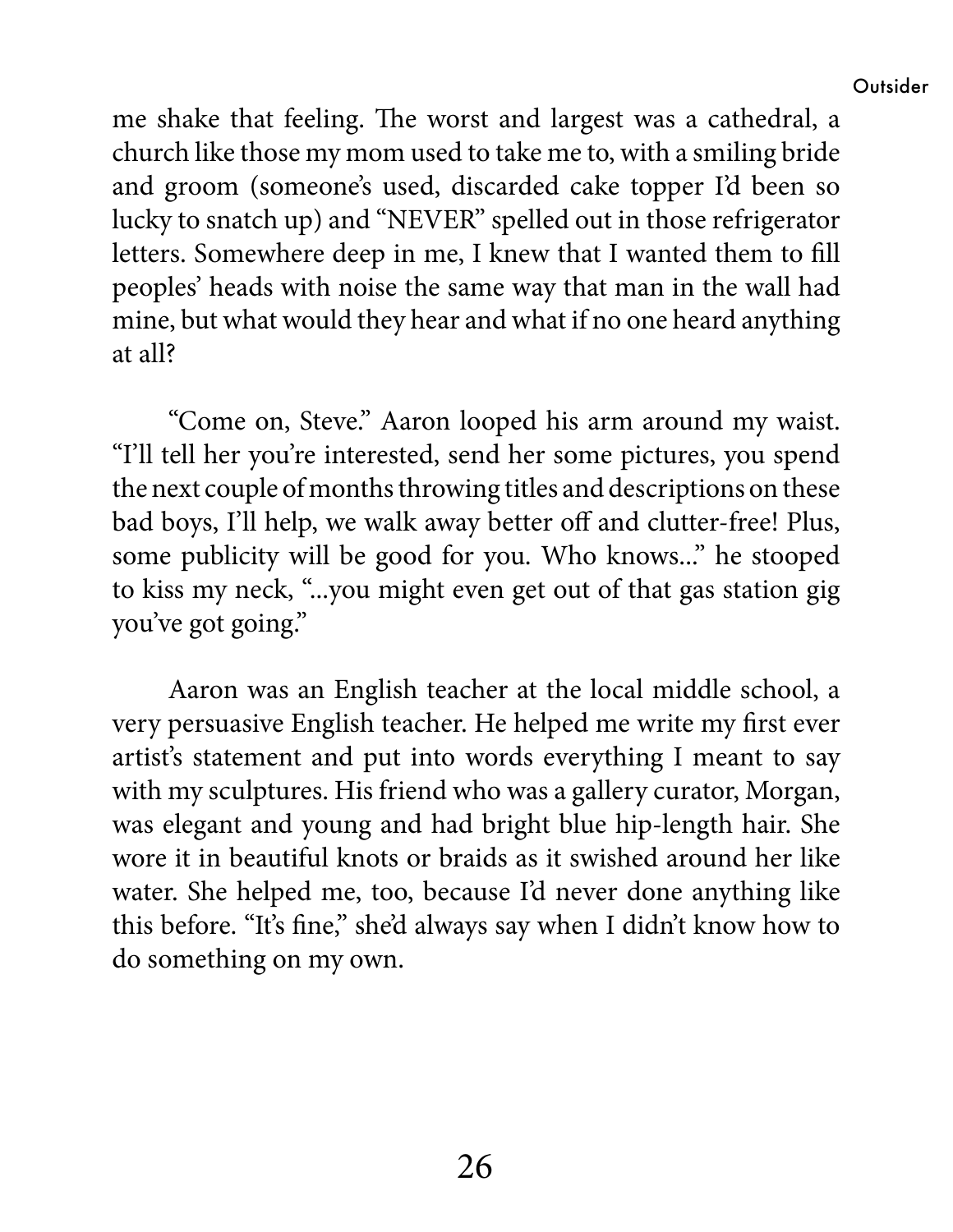me shake that feeling. The worst and largest was a cathedral, a church like those my mom used to take me to, with a smiling bride and groom (someone's used, discarded cake topper I'd been so lucky to snatch up) and "NEVER" spelled out in those refrigerator letters. Somewhere deep in me, I knew that I wanted them to fill peoples' heads with noise the same way that man in the wall had mine, but what would they hear and what if no one heard anything at all?

"Come on, Steve." Aaron looped his arm around my waist. "I'll tell her you're interested, send her some pictures, you spend the next couple of months throwing titles and descriptions on these bad boys, I'll help, we walk away better off and clutter-free! Plus, some publicity will be good for you. Who knows..." he stooped to kiss my neck, "...you might even get out of that gas station gig you've got going."

Aaron was an English teacher at the local middle school, a very persuasive English teacher. He helped me write my first ever artist's statement and put into words everything I meant to say with my sculptures. His friend who was a gallery curator, Morgan, was elegant and young and had bright blue hip-length hair. She wore it in beautiful knots or braids as it swished around her like water. She helped me, too, because I'd never done anything like this before. "It's fine," she'd always say when I didn't know how to do something on my own.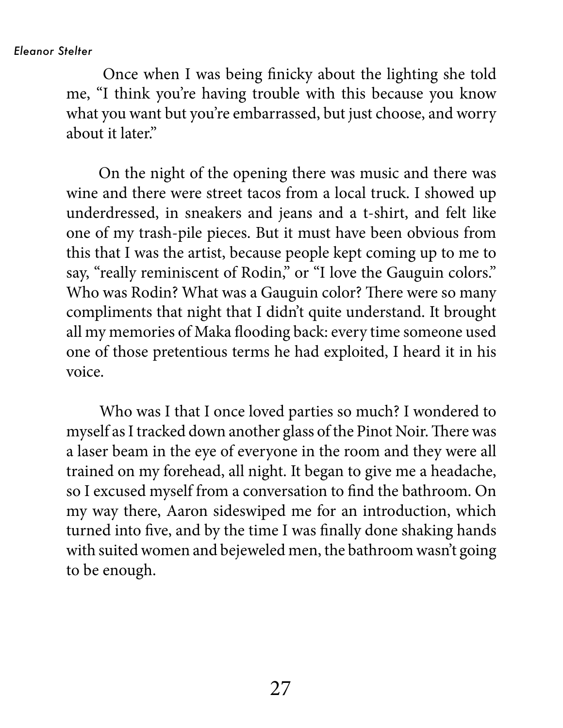Once when I was being finicky about the lighting she told me, "I think you're having trouble with this because you know what you want but you're embarrassed, but just choose, and worry about it later."

On the night of the opening there was music and there was wine and there were street tacos from a local truck. I showed up underdressed, in sneakers and jeans and a t-shirt, and felt like one of my trash-pile pieces. But it must have been obvious from this that I was the artist, because people kept coming up to me to say, "really reminiscent of Rodin," or "I love the Gauguin colors." Who was Rodin? What was a Gauguin color? There were so many compliments that night that I didn't quite understand. It brought all my memories of Maka flooding back: every time someone used one of those pretentious terms he had exploited, I heard it in his voice.

Who was I that I once loved parties so much? I wondered to myself as I tracked down another glass of the Pinot Noir. There was a laser beam in the eye of everyone in the room and they were all trained on my forehead, all night. It began to give me a headache, so I excused myself from a conversation to find the bathroom. On my way there, Aaron sideswiped me for an introduction, which turned into five, and by the time I was finally done shaking hands with suited women and bejeweled men, the bathroom wasn't going to be enough.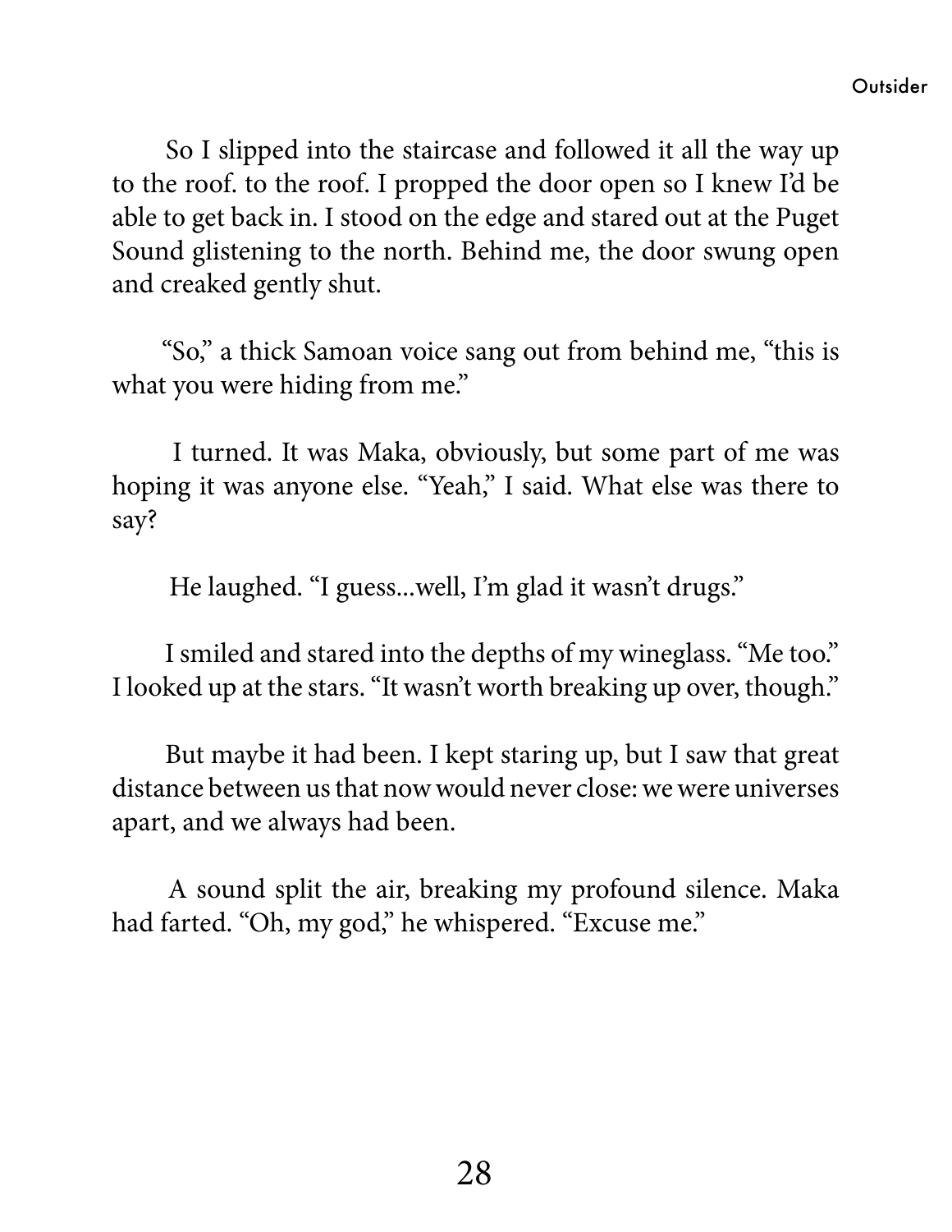So I slipped into the staircase and followed it all the way up to the roof. to the roof. I propped the door open so I knew I'd be able to get back in. I stood on the edge and stared out at the Puget Sound glistening to the north. Behind me, the door swung open and creaked gently shut.

"So," a thick Samoan voice sang out from behind me, "this is what you were hiding from me."

I turned. It was Maka, obviously, but some part of me was hoping it was anyone else. "Yeah," I said. What else was there to say?

He laughed. "I guess...well, I'm glad it wasn't drugs."

I smiled and stared into the depths of my wineglass. "Me too." I looked up at the stars. "It wasn't worth breaking up over, though."

But maybe it had been. I kept staring up, but I saw that great distance between us that now would never close: we were universes apart, and we always had been.

A sound split the air, breaking my profound silence. Maka had farted. "Oh, my god," he whispered. "Excuse me."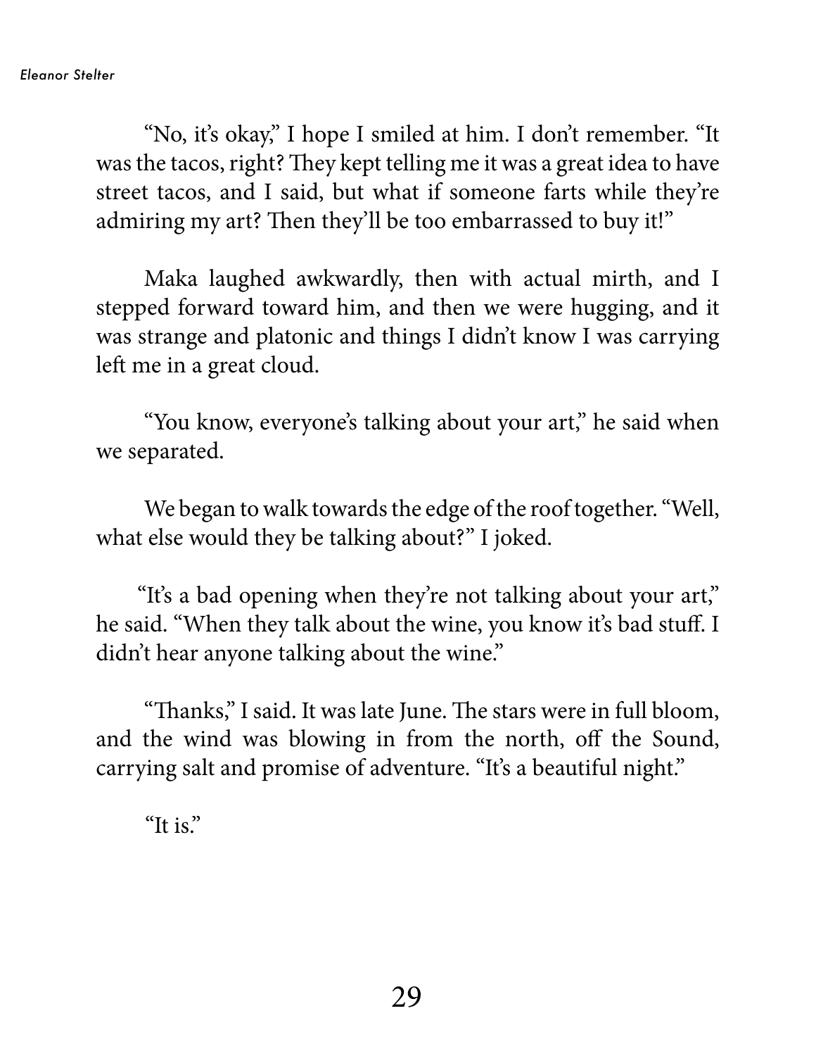"No, it's okay," I hope I smiled at him. I don't remember. "It was the tacos, right? They kept telling me it was a great idea to have street tacos, and I said, but what if someone farts while they're admiring my art? Then they'll be too embarrassed to buy it!"

Maka laughed awkwardly, then with actual mirth, and I stepped forward toward him, and then we were hugging, and it was strange and platonic and things I didn't know I was carrying left me in a great cloud.

"You know, everyone's talking about your art," he said when we separated.

We began to walk towards the edge of the roof together. "Well, what else would they be talking about?" I joked.

"It's a bad opening when they're not talking about your art," he said. "When they talk about the wine, you know it's bad stuff. I didn't hear anyone talking about the wine."

"Thanks," I said. It was late June. The stars were in full bloom, and the wind was blowing in from the north, off the Sound, carrying salt and promise of adventure. "It's a beautiful night."

"It is."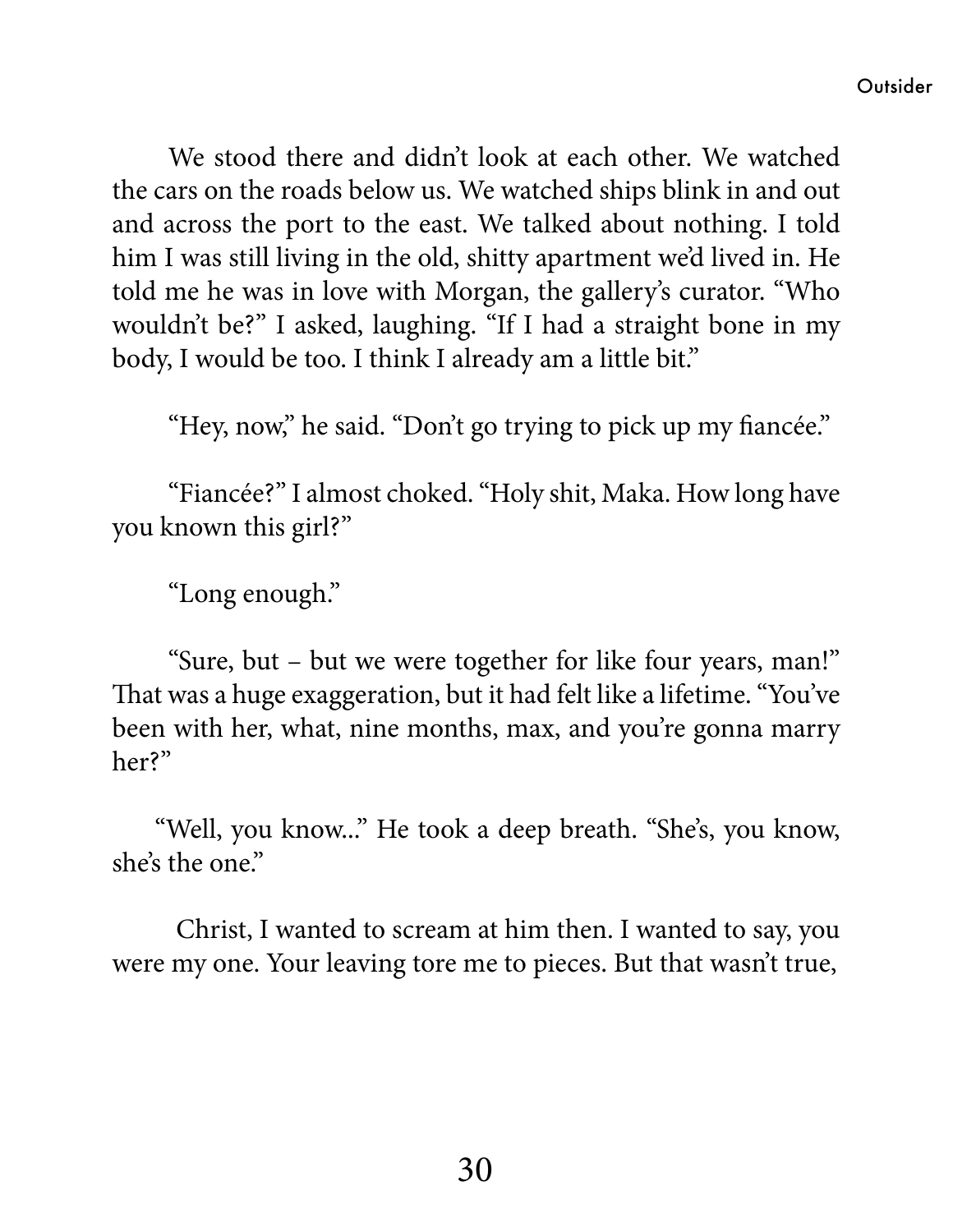We stood there and didn't look at each other. We watched the cars on the roads below us. We watched ships blink in and out and across the port to the east. We talked about nothing. I told him I was still living in the old, shitty apartment we'd lived in. He told me he was in love with Morgan, the gallery's curator. "Who wouldn't be?" I asked, laughing. "If I had a straight bone in my body, I would be too. I think I already am a little bit."

"Hey, now," he said. "Don't go trying to pick up my fiancée."

"Fiancée?" I almost choked. "Holy shit, Maka. How long have you known this girl?"

"Long enough."

"Sure, but – but we were together for like four years, man!" That was a huge exaggeration, but it had felt like a lifetime. "You've been with her, what, nine months, max, and you're gonna marry her?"

"Well, you know..." He took a deep breath. "She's, you know, she's the one."

Christ, I wanted to scream at him then. I wanted to say, you were my one. Your leaving tore me to pieces. But that wasn't true,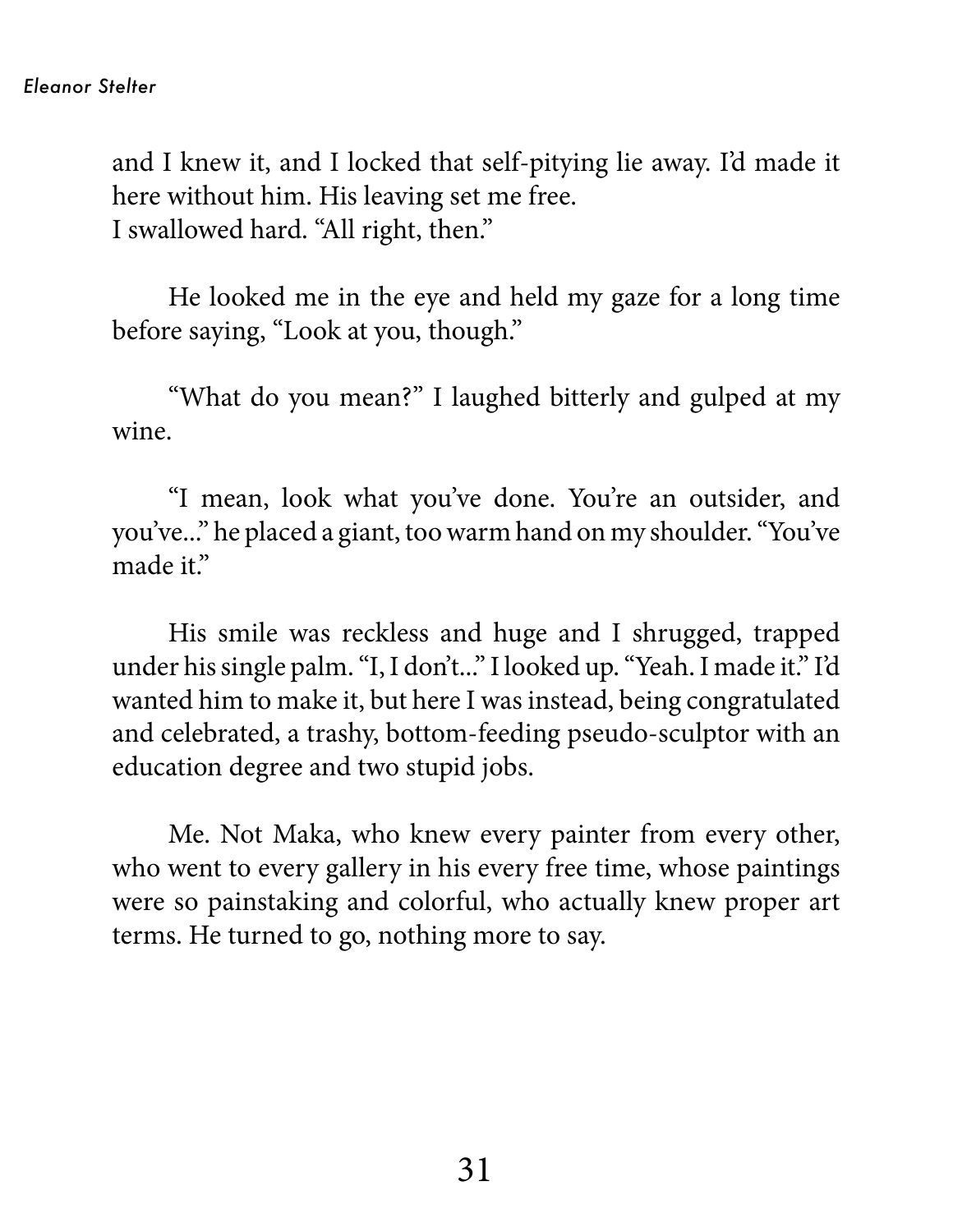and I knew it, and I locked that self-pitying lie away. I'd made it here without him. His leaving set me free.
I swallowed hard. "All right, then."

He looked me in the eye and held my gaze for a long time before saying, "Look at you, though."

"What do you mean?" I laughed bitterly and gulped at my wine.

"I mean, look what you've done. You're an outsider, and you've..." he placed a giant, too warm hand on my shoulder. "You've made it."

His smile was reckless and huge and I shrugged, trapped under his single palm. "I, I don't..." I looked up. "Yeah. I made it." I'd wanted him to make it, but here I was instead, being congratulated and celebrated, a trashy, bottom-feeding pseudo-sculptor with an education degree and two stupid jobs.

Me. Not Maka, who knew every painter from every other, who went to every gallery in his every free time, whose paintings were so painstaking and colorful, who actually knew proper art terms. He turned to go, nothing more to say.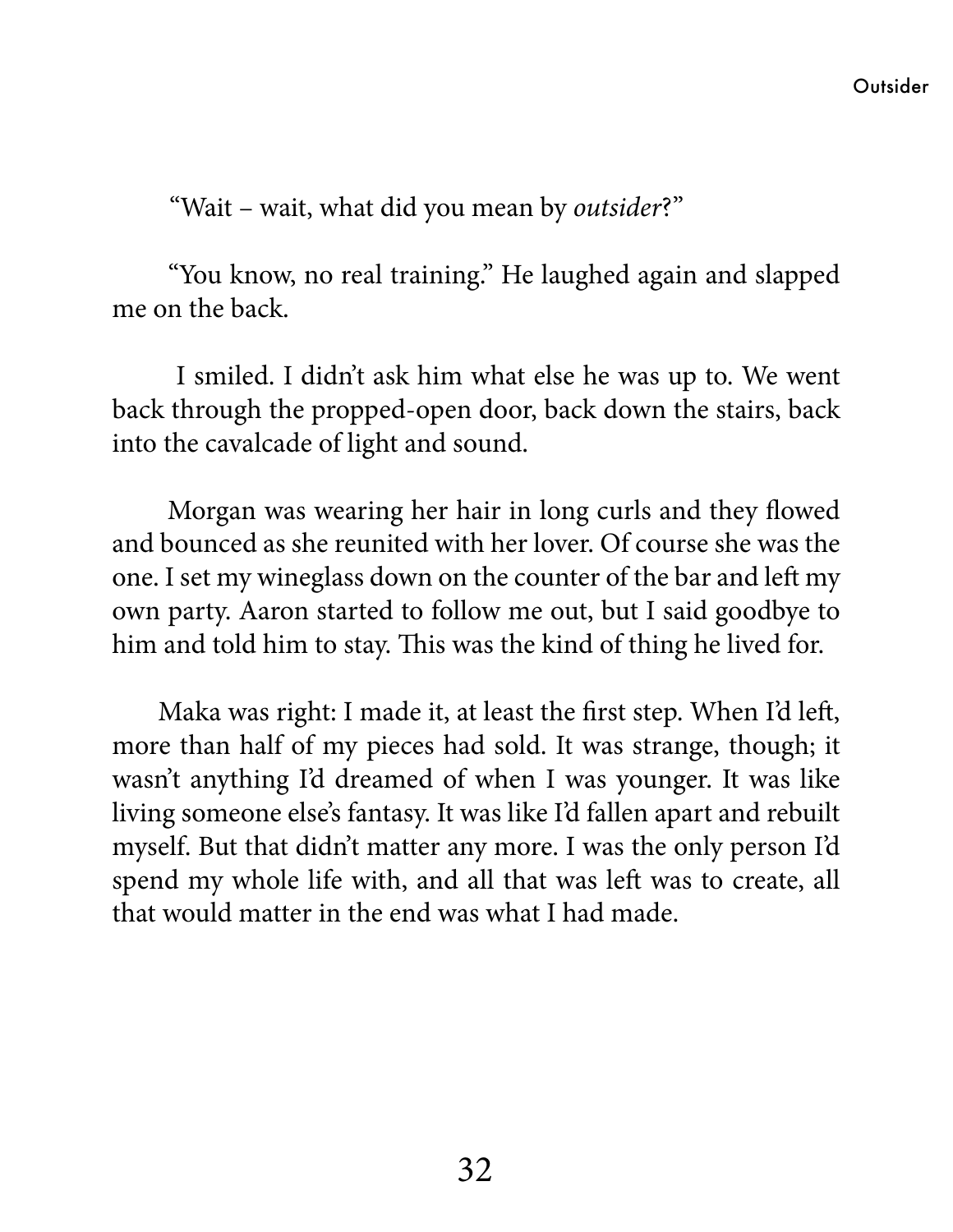"Wait – wait, what did you mean by *outsider*?"

"You know, no real training." He laughed again and slapped me on the back.

I smiled. I didn't ask him what else he was up to. We went back through the propped-open door, back down the stairs, back into the cavalcade of light and sound.

Morgan was wearing her hair in long curls and they flowed and bounced as she reunited with her lover. Of course she was the one. I set my wineglass down on the counter of the bar and left my own party. Aaron started to follow me out, but I said goodbye to him and told him to stay. This was the kind of thing he lived for.

Maka was right: I made it, at least the first step. When I'd left, more than half of my pieces had sold. It was strange, though; it wasn't anything I'd dreamed of when I was younger. It was like living someone else's fantasy. It was like I'd fallen apart and rebuilt myself. But that didn't matter any more. I was the only person I'd spend my whole life with, and all that was left was to create, all that would matter in the end was what I had made.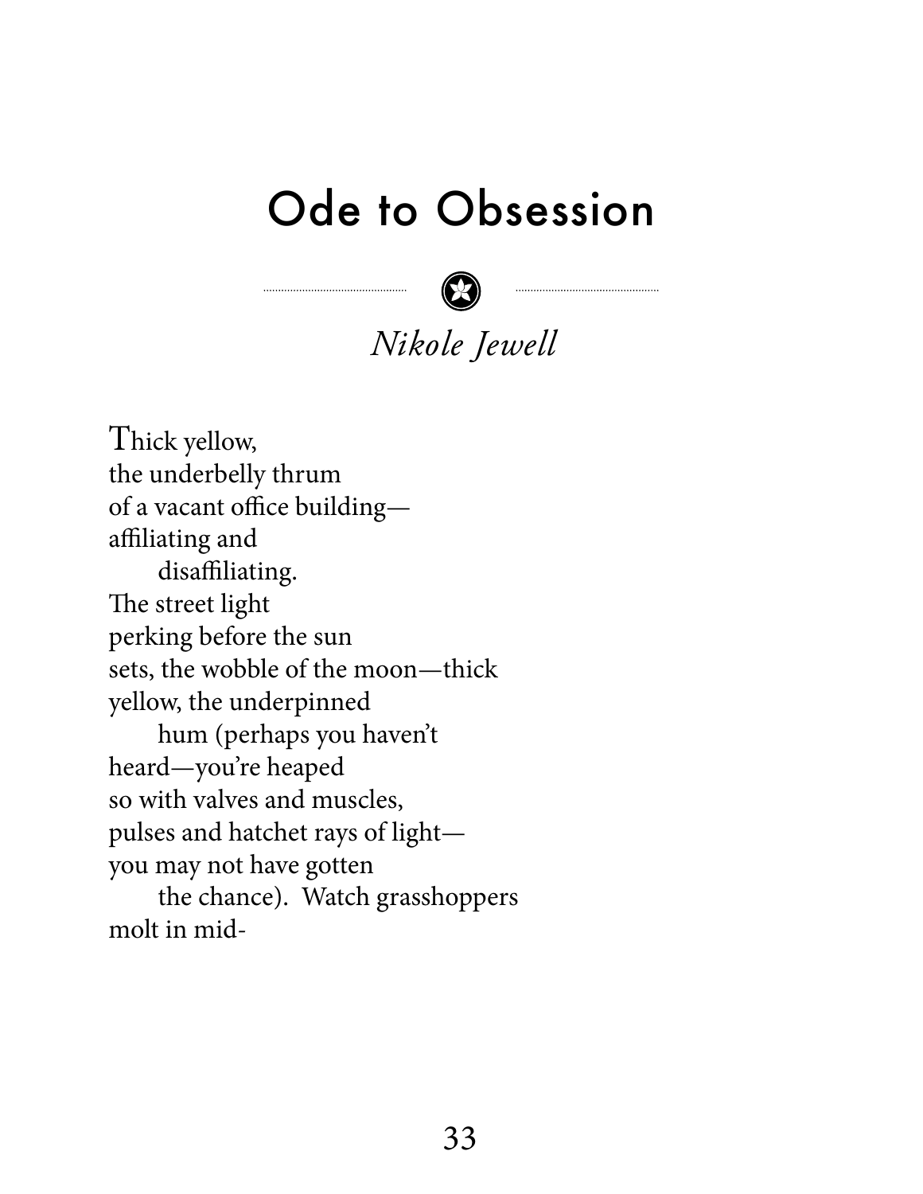# Ode to Obsession

*Nikole Jewell*

Thick yellow,  
the underbelly thrum  
of a vacant office building—  
affiliating and  
&nbsp;&nbsp;&nbsp;&nbsp;&nbsp;&nbsp;disaffiliating.  
The street light  
perking before the sun  
sets, the wobble of the moon—thick  
yellow, the underpinned  
&nbsp;&nbsp;&nbsp;&nbsp;&nbsp;&nbsp;hum (perhaps you haven't  
heard—you're heaped  
so with valves and muscles,  
pulses and hatchet rays of light—  
you may not have gotten  
&nbsp;&nbsp;&nbsp;&nbsp;&nbsp;&nbsp;the chance). Watch grasshoppers  
molt in mid-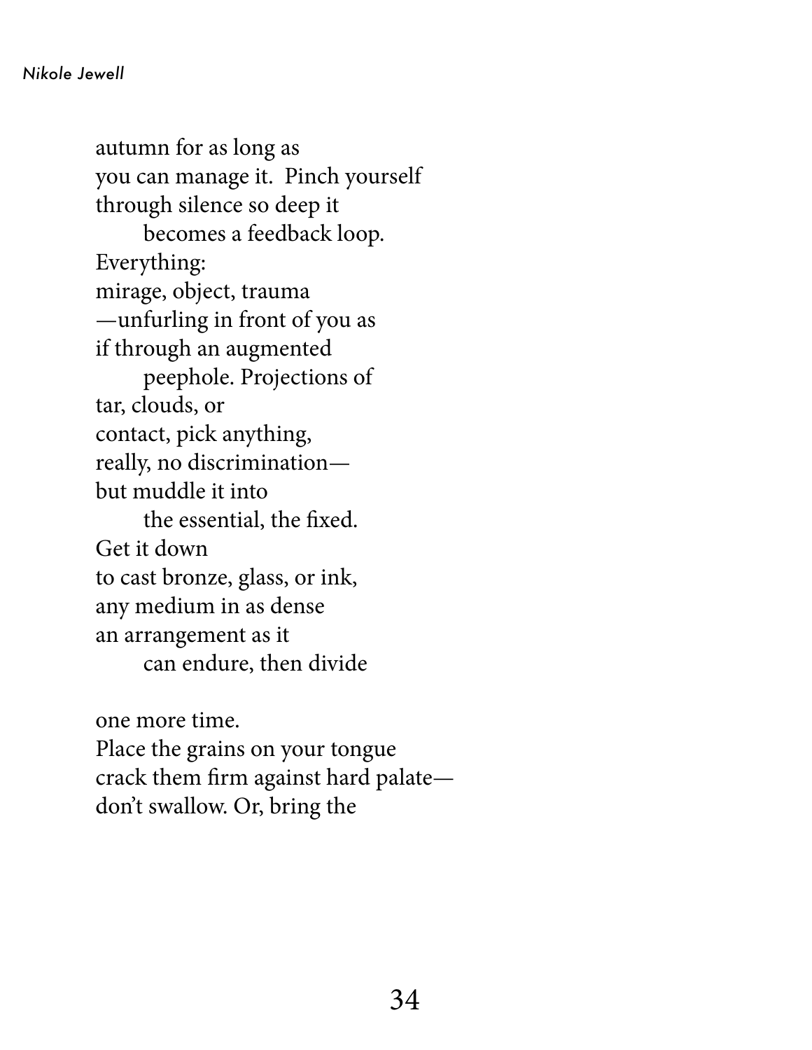autumn for as long as
you can manage it.  Pinch yourself
through silence so deep it
        becomes a feedback loop.
Everything:
mirage, object, trauma
—unfurling in front of you as
if through an augmented
        peephole. Projections of
tar, clouds, or
contact, pick anything,
really, no discrimination—
but muddle it into
        the essential, the fixed.
Get it down
to cast bronze, glass, or ink,
any medium in as dense
an arrangement as it
        can endure, then divide

one more time.
Place the grains on your tongue
crack them firm against hard palate—
don't swallow. Or, bring the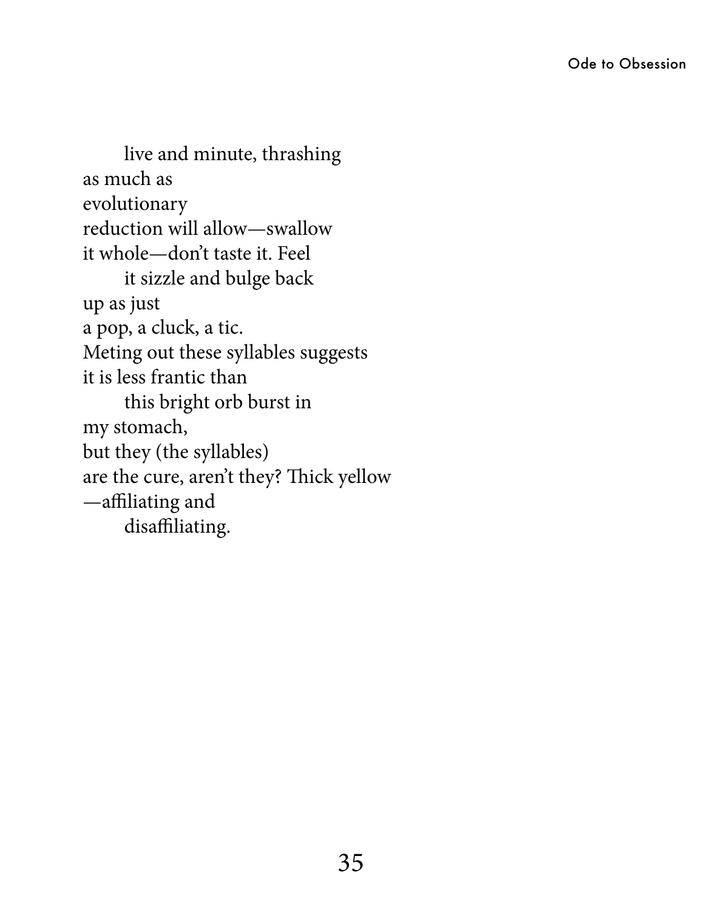live and minute, thrashing
as much as
evolutionary
reduction will allow—swallow
it whole—don't taste it. Feel
    it sizzle and bulge back
up as just
a pop, a cluck, a tic.
Meting out these syllables suggests
it is less frantic than
    this bright orb burst in
my stomach,
but they (the syllables)
are the cure, aren't they? Thick yellow
—affiliating and
    disaffiliating.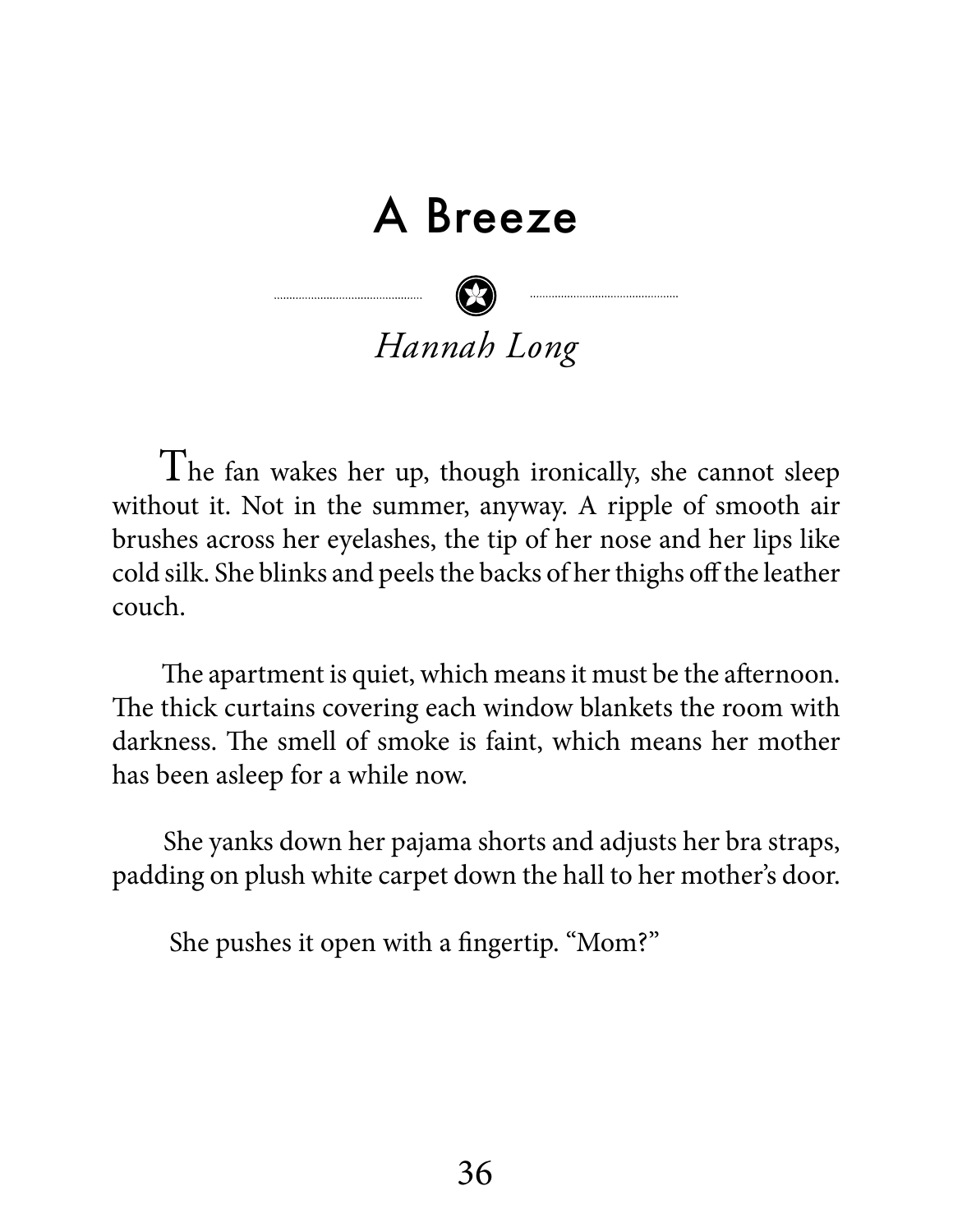# A Breeze

*Hannah Long*

The fan wakes her up, though ironically, she cannot sleep without it. Not in the summer, anyway. A ripple of smooth air brushes across her eyelashes, the tip of her nose and her lips like cold silk. She blinks and peels the backs of her thighs off the leather couch.

The apartment is quiet, which means it must be the afternoon. The thick curtains covering each window blankets the room with darkness. The smell of smoke is faint, which means her mother has been asleep for a while now.

She yanks down her pajama shorts and adjusts her bra straps, padding on plush white carpet down the hall to her mother's door.

She pushes it open with a fingertip. "Mom?"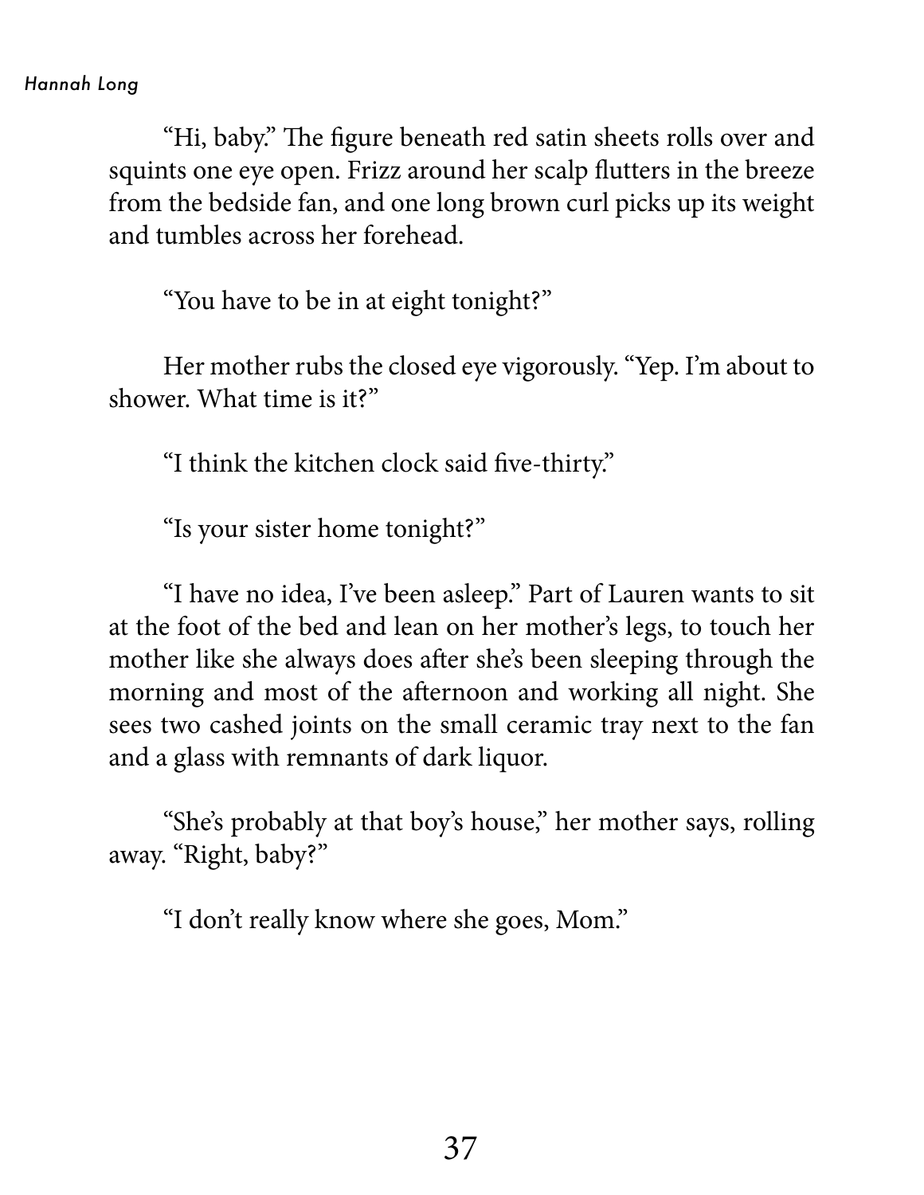"Hi, baby." The figure beneath red satin sheets rolls over and squints one eye open. Frizz around her scalp flutters in the breeze from the bedside fan, and one long brown curl picks up its weight and tumbles across her forehead.

"You have to be in at eight tonight?"

Her mother rubs the closed eye vigorously. "Yep. I'm about to shower. What time is it?"

"I think the kitchen clock said five-thirty."

"Is your sister home tonight?"

"I have no idea, I've been asleep." Part of Lauren wants to sit at the foot of the bed and lean on her mother's legs, to touch her mother like she always does after she's been sleeping through the morning and most of the afternoon and working all night. She sees two cashed joints on the small ceramic tray next to the fan and a glass with remnants of dark liquor.

"She's probably at that boy's house," her mother says, rolling away. "Right, baby?"

"I don't really know where she goes, Mom."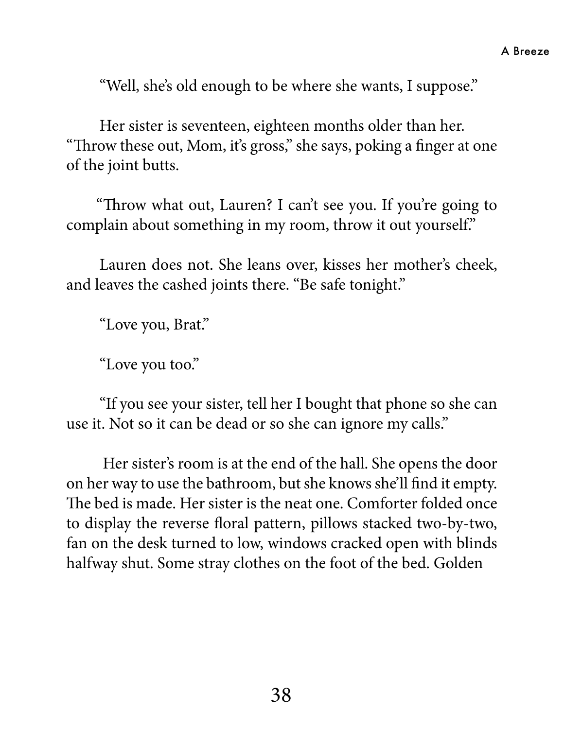"Well, she's old enough to be where she wants, I suppose."

Her sister is seventeen, eighteen months older than her. "Throw these out, Mom, it's gross," she says, poking a finger at one of the joint butts.

"Throw what out, Lauren? I can't see you. If you're going to complain about something in my room, throw it out yourself."

Lauren does not. She leans over, kisses her mother's cheek, and leaves the cashed joints there. "Be safe tonight."

"Love you, Brat."

"Love you too."

"If you see your sister, tell her I bought that phone so she can use it. Not so it can be dead or so she can ignore my calls."

Her sister's room is at the end of the hall. She opens the door on her way to use the bathroom, but she knows she'll find it empty. The bed is made. Her sister is the neat one. Comforter folded once to display the reverse floral pattern, pillows stacked two-by-two, fan on the desk turned to low, windows cracked open with blinds halfway shut. Some stray clothes on the foot of the bed. Golden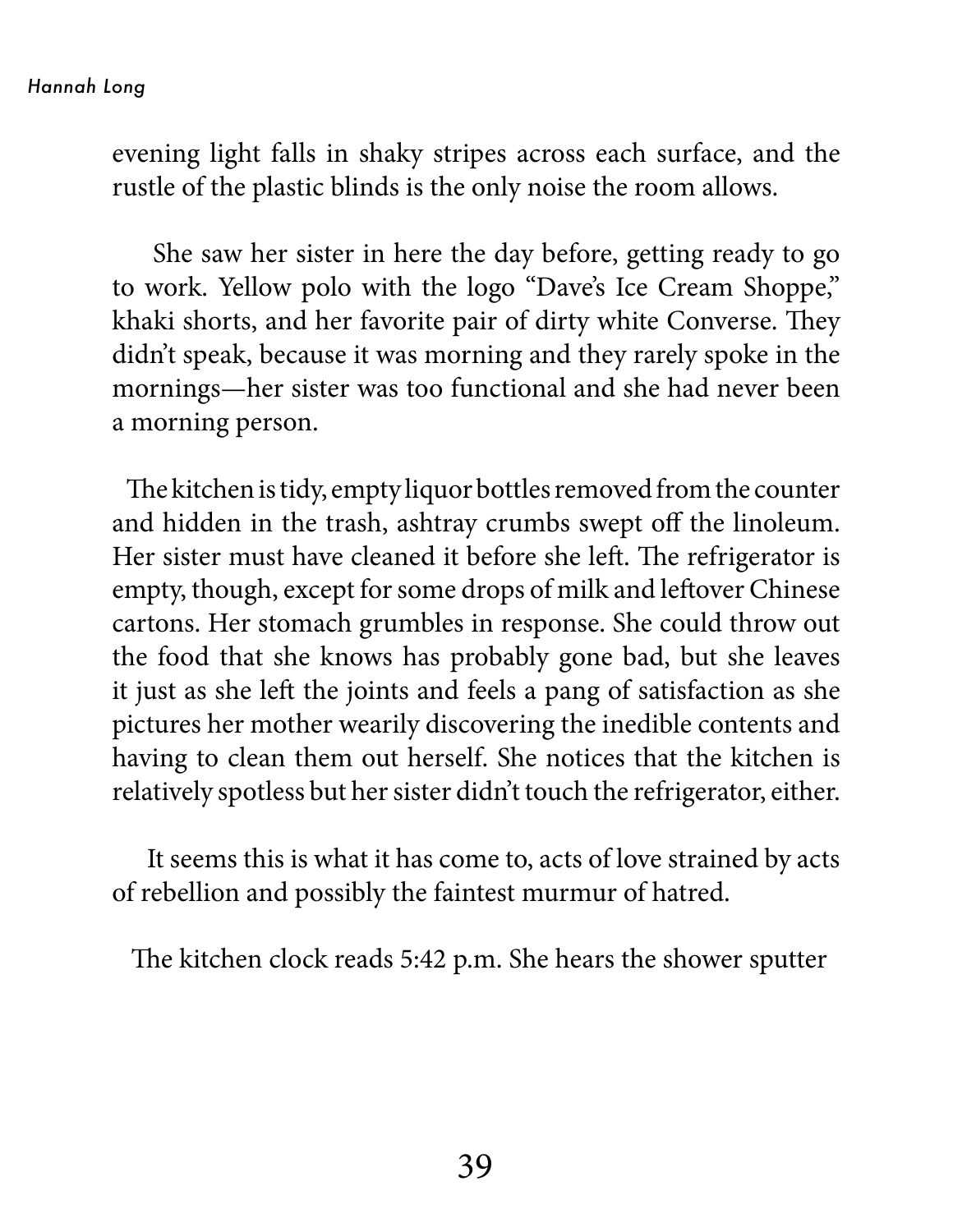evening light falls in shaky stripes across each surface, and the rustle of the plastic blinds is the only noise the room allows.

She saw her sister in here the day before, getting ready to go to work. Yellow polo with the logo "Dave's Ice Cream Shoppe," khaki shorts, and her favorite pair of dirty white Converse. They didn't speak, because it was morning and they rarely spoke in the mornings—her sister was too functional and she had never been a morning person.

The kitchen is tidy, empty liquor bottles removed from the counter and hidden in the trash, ashtray crumbs swept off the linoleum. Her sister must have cleaned it before she left. The refrigerator is empty, though, except for some drops of milk and leftover Chinese cartons. Her stomach grumbles in response. She could throw out the food that she knows has probably gone bad, but she leaves it just as she left the joints and feels a pang of satisfaction as she pictures her mother wearily discovering the inedible contents and having to clean them out herself. She notices that the kitchen is relatively spotless but her sister didn't touch the refrigerator, either.

It seems this is what it has come to, acts of love strained by acts of rebellion and possibly the faintest murmur of hatred.

The kitchen clock reads 5:42 p.m. She hears the shower sputter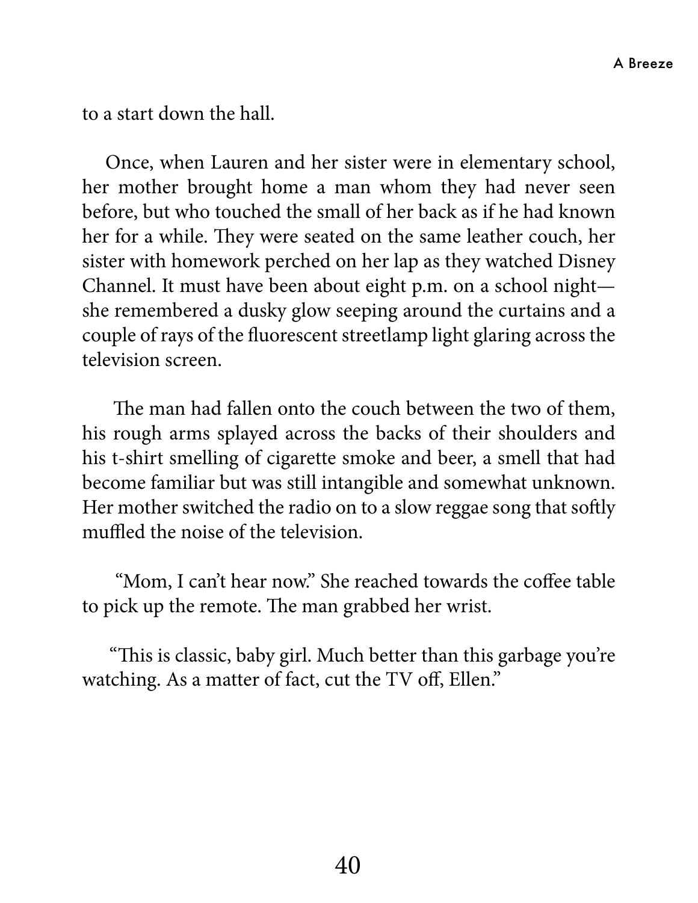to a start down the hall.

Once, when Lauren and her sister were in elementary school, her mother brought home a man whom they had never seen before, but who touched the small of her back as if he had known her for a while. They were seated on the same leather couch, her sister with homework perched on her lap as they watched Disney Channel. It must have been about eight p.m. on a school night—she remembered a dusky glow seeping around the curtains and a couple of rays of the fluorescent streetlamp light glaring across the television screen.

The man had fallen onto the couch between the two of them, his rough arms splayed across the backs of their shoulders and his t-shirt smelling of cigarette smoke and beer, a smell that had become familiar but was still intangible and somewhat unknown. Her mother switched the radio on to a slow reggae song that softly muffled the noise of the television.

"Mom, I can't hear now." She reached towards the coffee table to pick up the remote. The man grabbed her wrist.

"This is classic, baby girl. Much better than this garbage you're watching. As a matter of fact, cut the TV off, Ellen."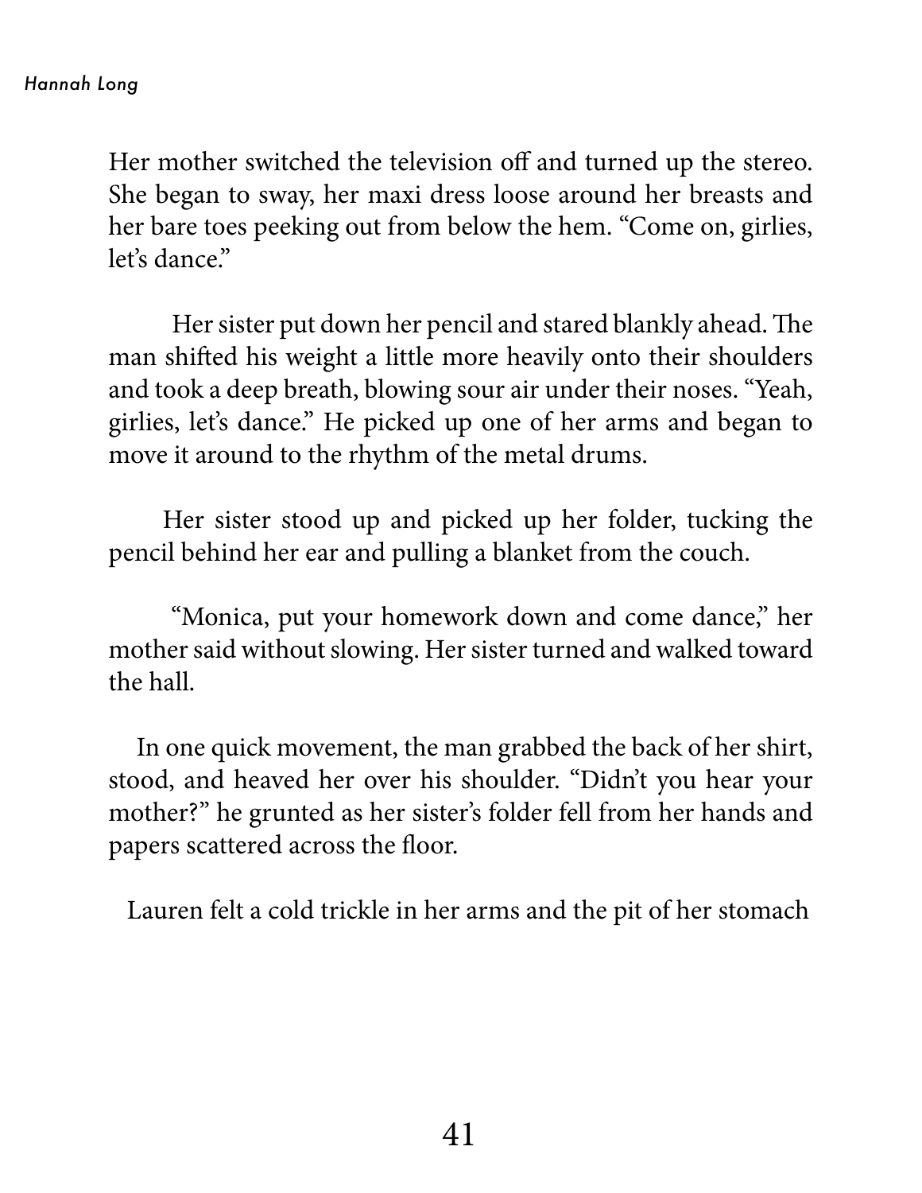Her mother switched the television off and turned up the stereo. She began to sway, her maxi dress loose around her breasts and her bare toes peeking out from below the hem. "Come on, girlies, let's dance."

Her sister put down her pencil and stared blankly ahead. The man shifted his weight a little more heavily onto their shoulders and took a deep breath, blowing sour air under their noses. "Yeah, girlies, let's dance." He picked up one of her arms and began to move it around to the rhythm of the metal drums.

Her sister stood up and picked up her folder, tucking the pencil behind her ear and pulling a blanket from the couch.

"Monica, put your homework down and come dance," her mother said without slowing. Her sister turned and walked toward the hall.

In one quick movement, the man grabbed the back of her shirt, stood, and heaved her over his shoulder. "Didn't you hear your mother?" he grunted as her sister's folder fell from her hands and papers scattered across the floor.

Lauren felt a cold trickle in her arms and the pit of her stomach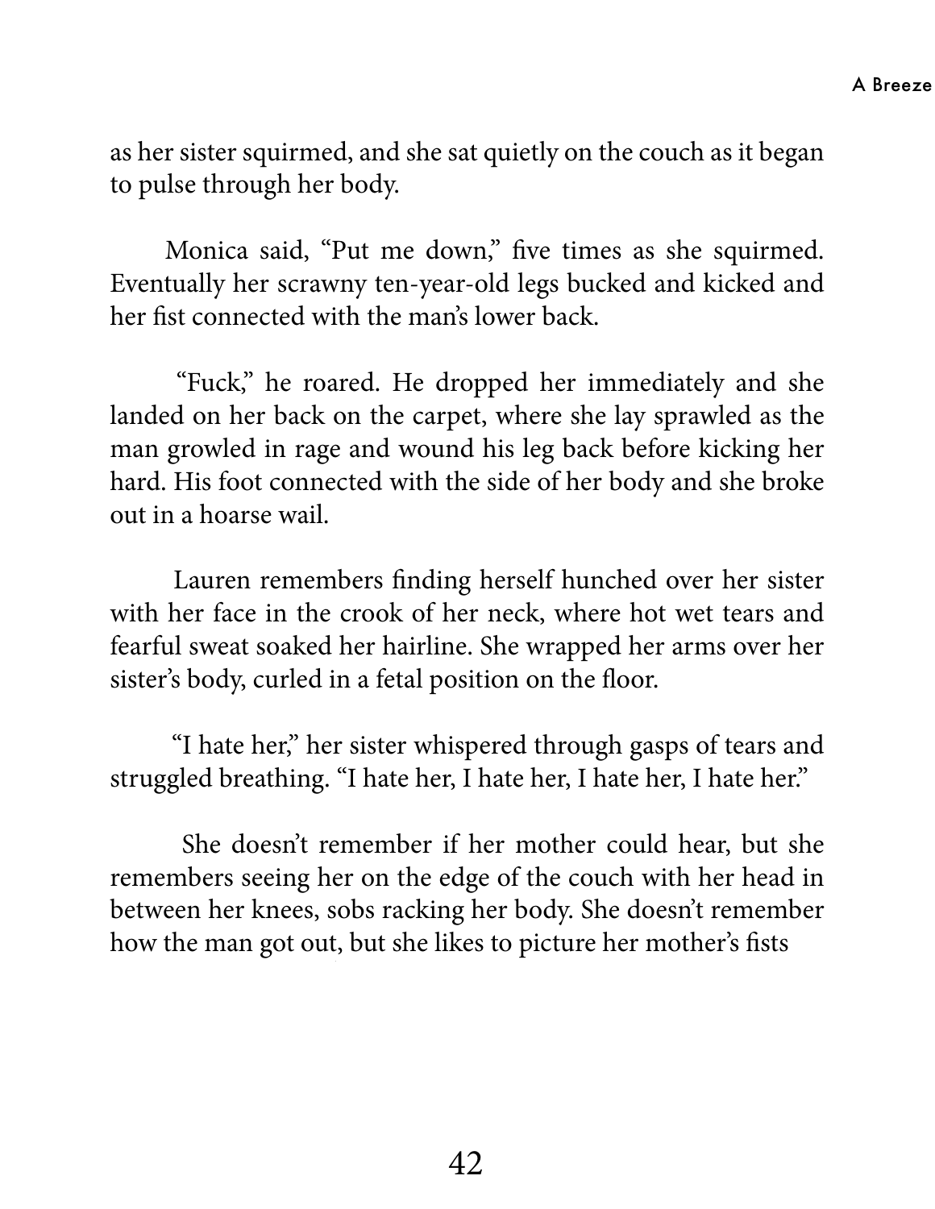as her sister squirmed, and she sat quietly on the couch as it began to pulse through her body.

Monica said, "Put me down," five times as she squirmed. Eventually her scrawny ten-year-old legs bucked and kicked and her fist connected with the man's lower back.

"Fuck," he roared. He dropped her immediately and she landed on her back on the carpet, where she lay sprawled as the man growled in rage and wound his leg back before kicking her hard. His foot connected with the side of her body and she broke out in a hoarse wail.

Lauren remembers finding herself hunched over her sister with her face in the crook of her neck, where hot wet tears and fearful sweat soaked her hairline. She wrapped her arms over her sister's body, curled in a fetal position on the floor.

"I hate her," her sister whispered through gasps of tears and struggled breathing. "I hate her, I hate her, I hate her, I hate her."

She doesn't remember if her mother could hear, but she remembers seeing her on the edge of the couch with her head in between her knees, sobs racking her body. She doesn't remember how the man got out, but she likes to picture her mother's fists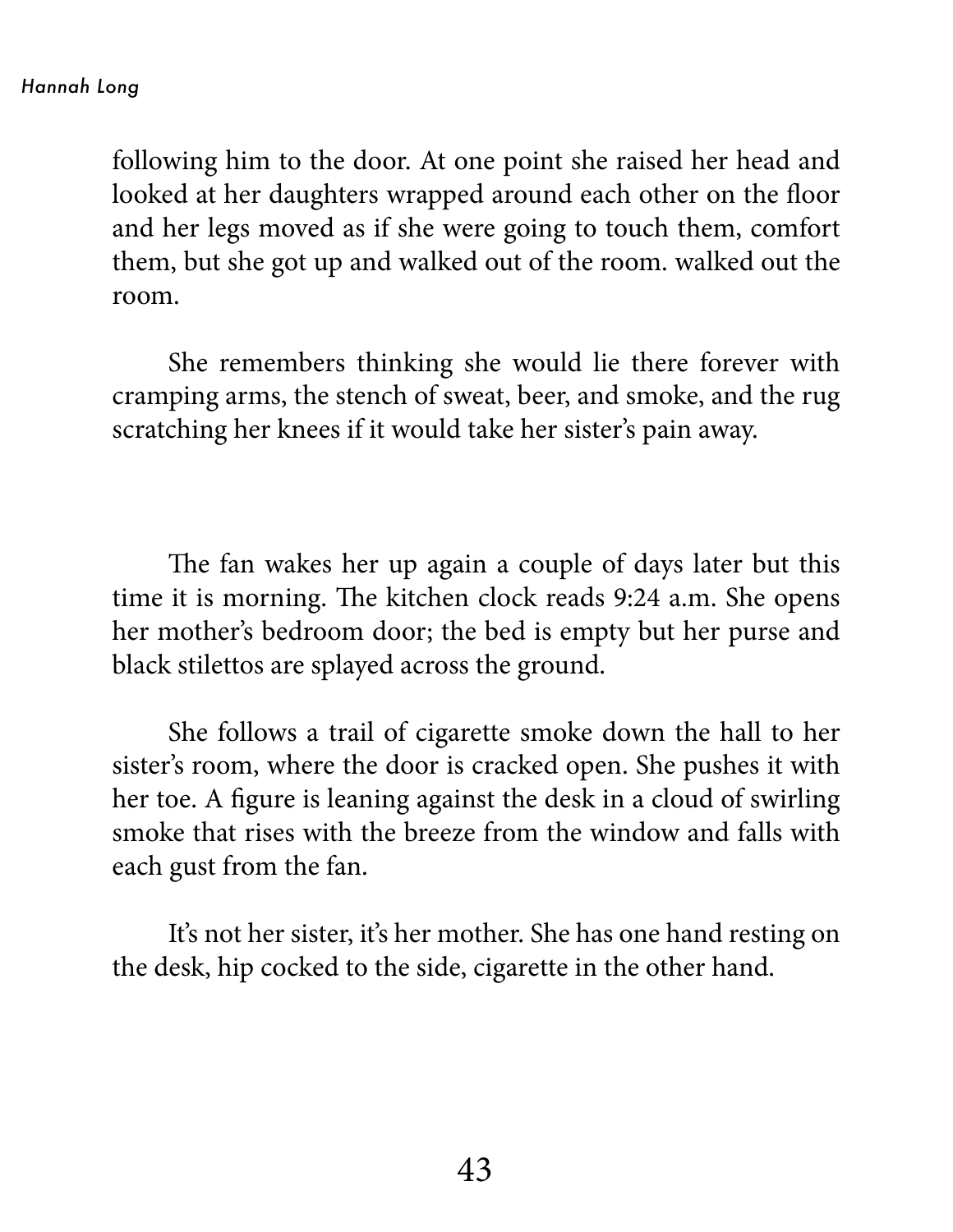following him to the door. At one point she raised her head and looked at her daughters wrapped around each other on the floor and her legs moved as if she were going to touch them, comfort them, but she got up and walked out of the room. walked out the room.

She remembers thinking she would lie there forever with cramping arms, the stench of sweat, beer, and smoke, and the rug scratching her knees if it would take her sister's pain away.

The fan wakes her up again a couple of days later but this time it is morning. The kitchen clock reads 9:24 a.m. She opens her mother's bedroom door; the bed is empty but her purse and black stilettos are splayed across the ground.

She follows a trail of cigarette smoke down the hall to her sister's room, where the door is cracked open. She pushes it with her toe. A figure is leaning against the desk in a cloud of swirling smoke that rises with the breeze from the window and falls with each gust from the fan.

It's not her sister, it's her mother. She has one hand resting on the desk, hip cocked to the side, cigarette in the other hand.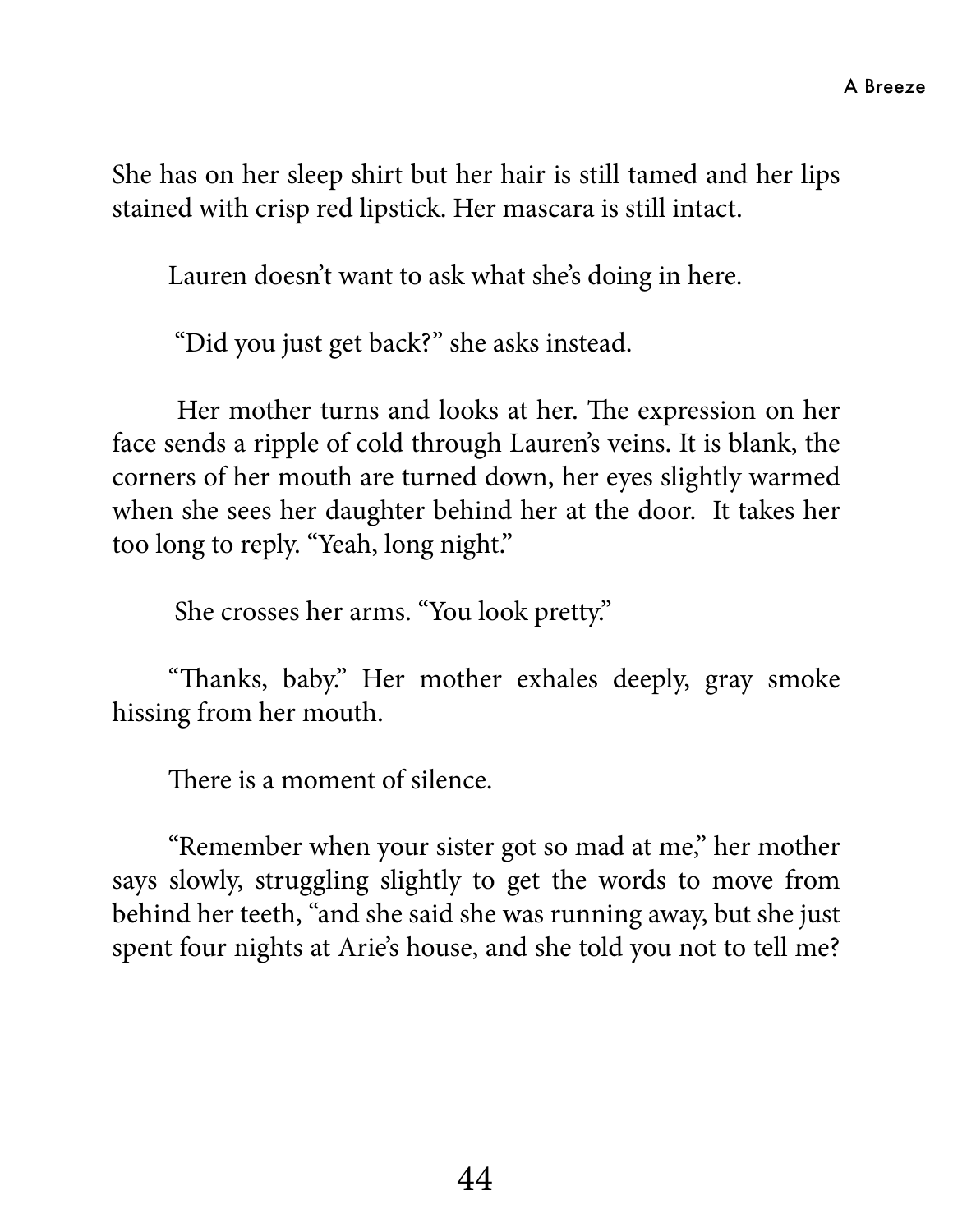She has on her sleep shirt but her hair is still tamed and her lips stained with crisp red lipstick. Her mascara is still intact.

Lauren doesn't want to ask what she's doing in here.

"Did you just get back?" she asks instead.

Her mother turns and looks at her. The expression on her face sends a ripple of cold through Lauren's veins. It is blank, the corners of her mouth are turned down, her eyes slightly warmed when she sees her daughter behind her at the door. It takes her too long to reply. "Yeah, long night."

She crosses her arms. "You look pretty."

"Thanks, baby." Her mother exhales deeply, gray smoke hissing from her mouth.

There is a moment of silence.

"Remember when your sister got so mad at me," her mother says slowly, struggling slightly to get the words to move from behind her teeth, "and she said she was running away, but she just spent four nights at Arie's house, and she told you not to tell me?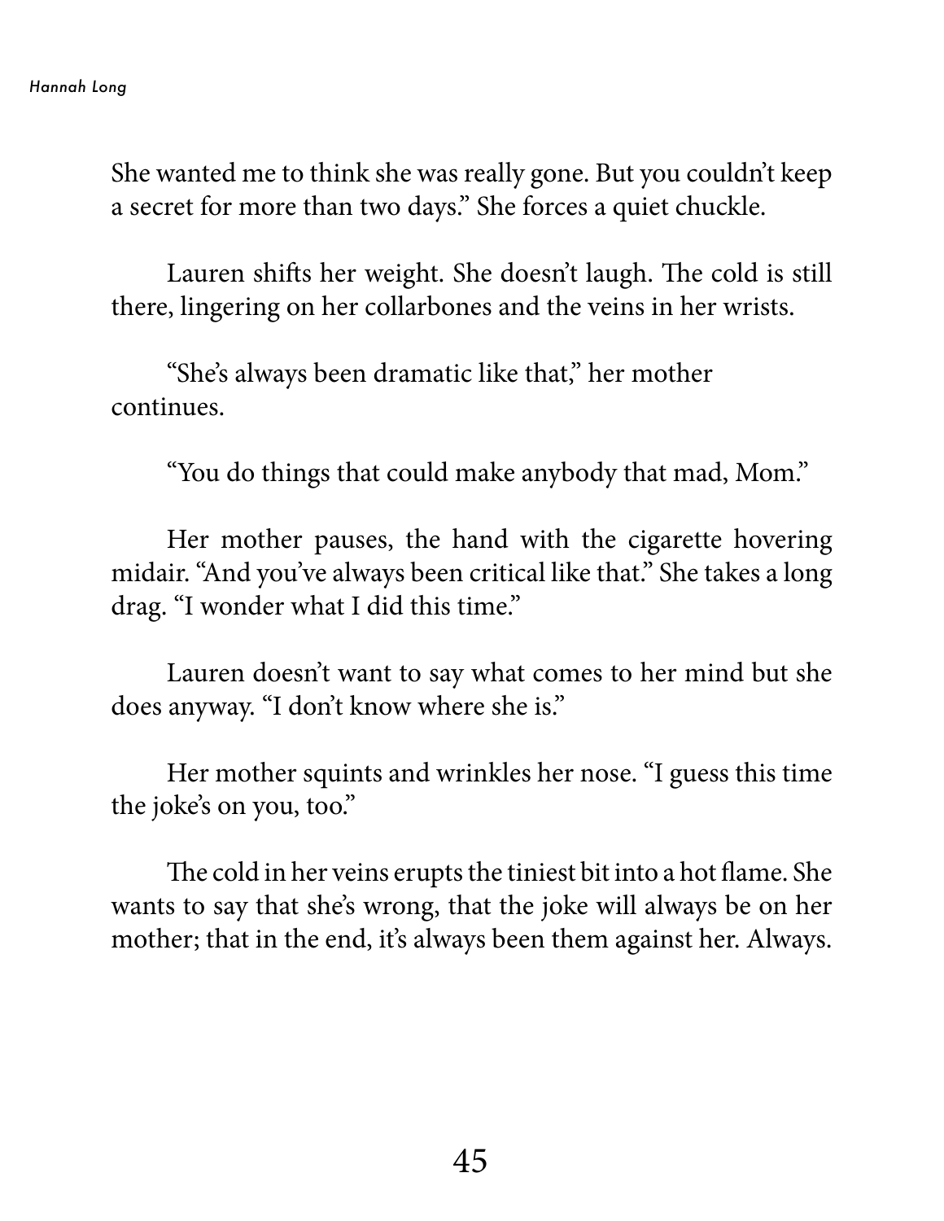She wanted me to think she was really gone. But you couldn't keep a secret for more than two days." She forces a quiet chuckle.

Lauren shifts her weight. She doesn't laugh. The cold is still there, lingering on her collarbones and the veins in her wrists.

"She's always been dramatic like that," her mother continues.

"You do things that could make anybody that mad, Mom."

Her mother pauses, the hand with the cigarette hovering midair. "And you've always been critical like that." She takes a long drag. "I wonder what I did this time."

Lauren doesn't want to say what comes to her mind but she does anyway. "I don't know where she is."

Her mother squints and wrinkles her nose. "I guess this time the joke's on you, too."

The cold in her veins erupts the tiniest bit into a hot flame. She wants to say that she's wrong, that the joke will always be on her mother; that in the end, it's always been them against her. Always.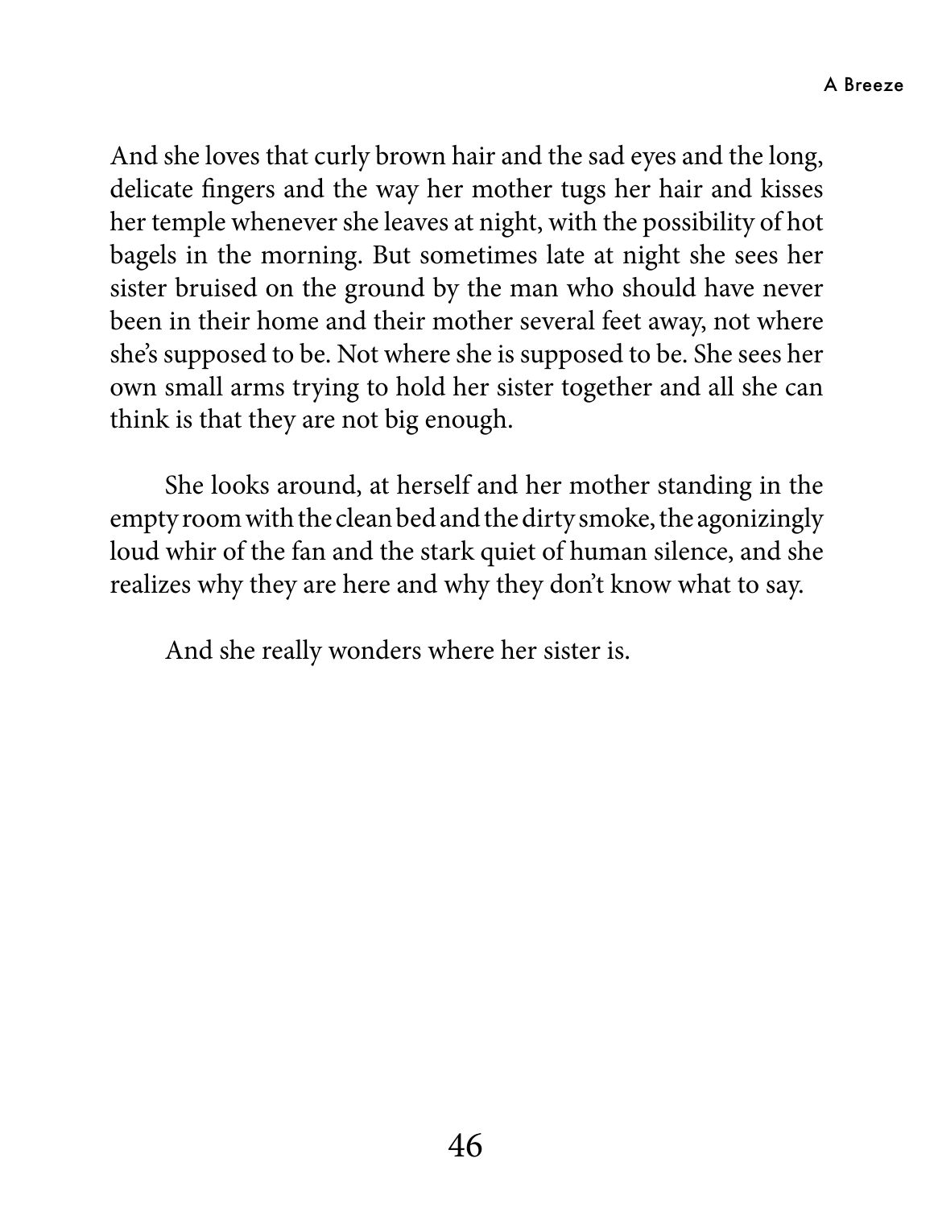And she loves that curly brown hair and the sad eyes and the long, delicate fingers and the way her mother tugs her hair and kisses her temple whenever she leaves at night, with the possibility of hot bagels in the morning. But sometimes late at night she sees her sister bruised on the ground by the man who should have never been in their home and their mother several feet away, not where she's supposed to be. Not where she is supposed to be. She sees her own small arms trying to hold her sister together and all she can think is that they are not big enough.

She looks around, at herself and her mother standing in the empty room with the clean bed and the dirty smoke, the agonizingly loud whir of the fan and the stark quiet of human silence, and she realizes why they are here and why they don't know what to say.

And she really wonders where her sister is.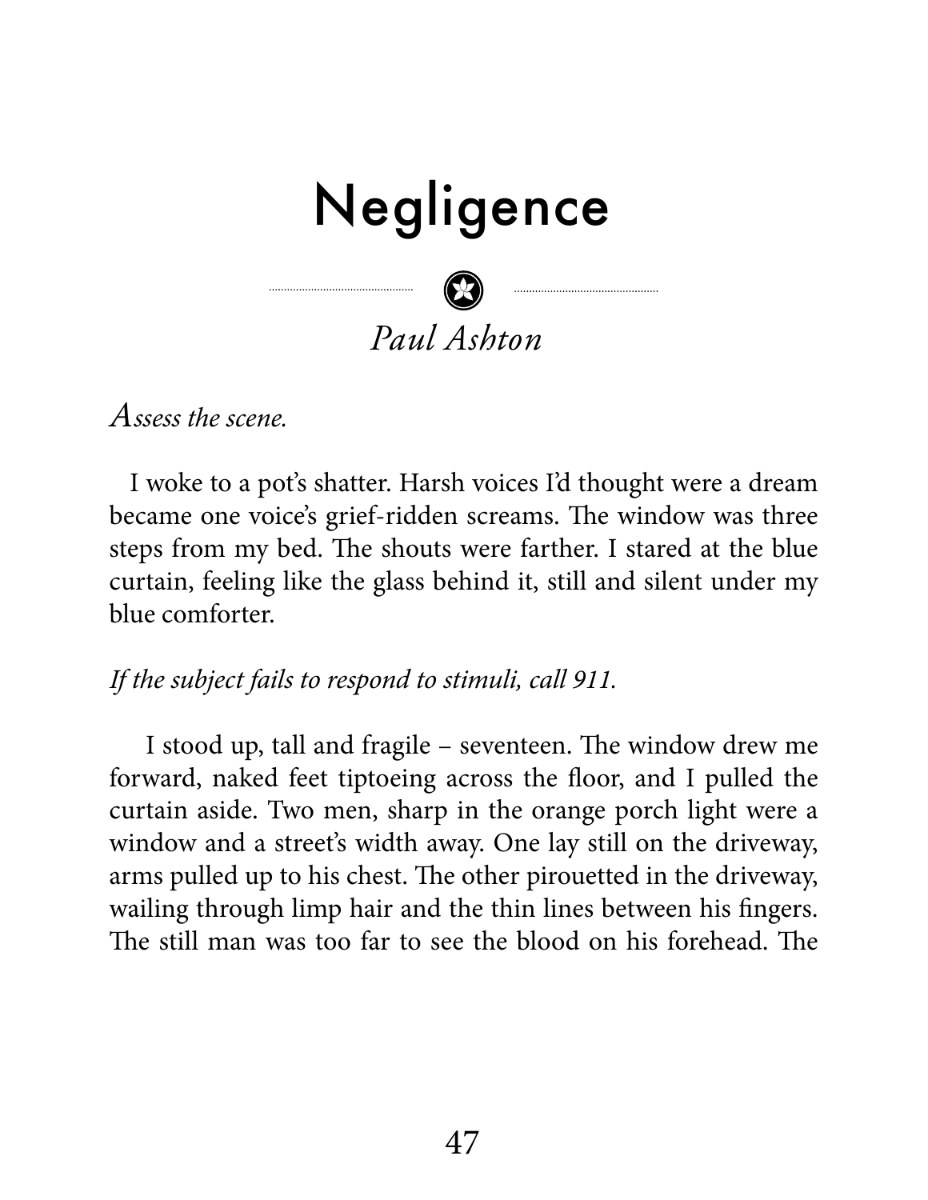# Negligence

*Paul Ashton*

*Assess the scene.*

I woke to a pot's shatter. Harsh voices I'd thought were a dream became one voice's grief-ridden screams. The window was three steps from my bed. The shouts were farther. I stared at the blue curtain, feeling like the glass behind it, still and silent under my blue comforter.

*If the subject fails to respond to stimuli, call 911.*

I stood up, tall and fragile – seventeen. The window drew me forward, naked feet tiptoeing across the floor, and I pulled the curtain aside. Two men, sharp in the orange porch light were a window and a street's width away. One lay still on the driveway, arms pulled up to his chest. The other pirouetted in the driveway, wailing through limp hair and the thin lines between his fingers. The still man was too far to see the blood on his forehead. The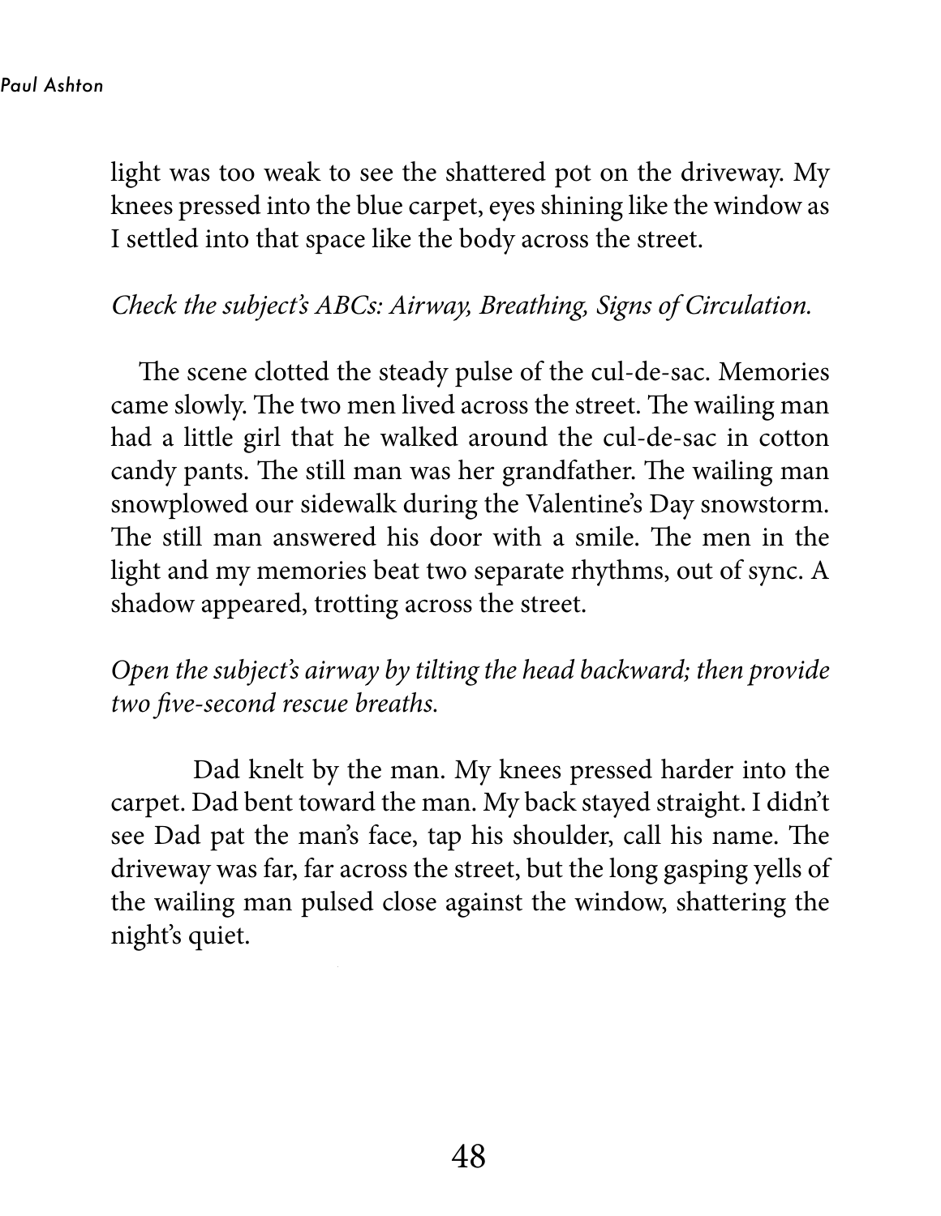light was too weak to see the shattered pot on the driveway. My knees pressed into the blue carpet, eyes shining like the window as I settled into that space like the body across the street.

*Check the subject's ABCs: Airway, Breathing, Signs of Circulation.*

The scene clotted the steady pulse of the cul-de-sac. Memories came slowly. The two men lived across the street. The wailing man had a little girl that he walked around the cul-de-sac in cotton candy pants. The still man was her grandfather. The wailing man snowplowed our sidewalk during the Valentine's Day snowstorm. The still man answered his door with a smile. The men in the light and my memories beat two separate rhythms, out of sync. A shadow appeared, trotting across the street.

*Open the subject's airway by tilting the head backward; then provide two five-second rescue breaths.*

Dad knelt by the man. My knees pressed harder into the carpet. Dad bent toward the man. My back stayed straight. I didn't see Dad pat the man's face, tap his shoulder, call his name. The driveway was far, far across the street, but the long gasping yells of the wailing man pulsed close against the window, shattering the night's quiet.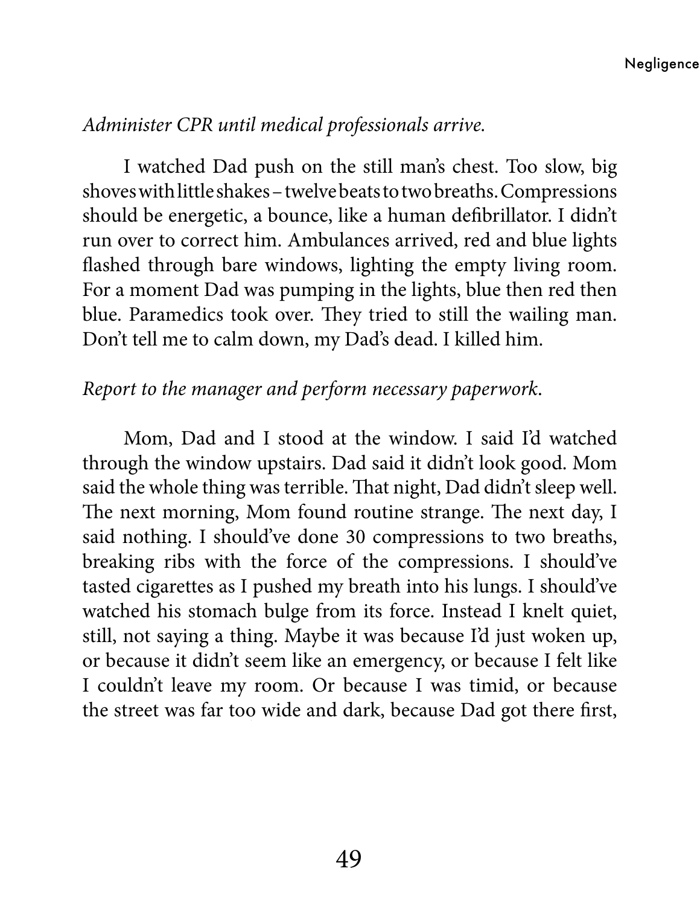*Administer CPR until medical professionals arrive.*

I watched Dad push on the still man's chest. Too slow, big shoves with little shakes – twelve beats to two breaths. Compressions should be energetic, a bounce, like a human defibrillator. I didn't run over to correct him. Ambulances arrived, red and blue lights flashed through bare windows, lighting the empty living room. For a moment Dad was pumping in the lights, blue then red then blue. Paramedics took over. They tried to still the wailing man. Don't tell me to calm down, my Dad's dead. I killed him.

*Report to the manager and perform necessary paperwork.*

Mom, Dad and I stood at the window. I said I'd watched through the window upstairs. Dad said it didn't look good. Mom said the whole thing was terrible. That night, Dad didn't sleep well. The next morning, Mom found routine strange. The next day, I said nothing. I should've done 30 compressions to two breaths, breaking ribs with the force of the compressions. I should've tasted cigarettes as I pushed my breath into his lungs. I should've watched his stomach bulge from its force. Instead I knelt quiet, still, not saying a thing. Maybe it was because I'd just woken up, or because it didn't seem like an emergency, or because I felt like I couldn't leave my room. Or because I was timid, or because the street was far too wide and dark, because Dad got there first,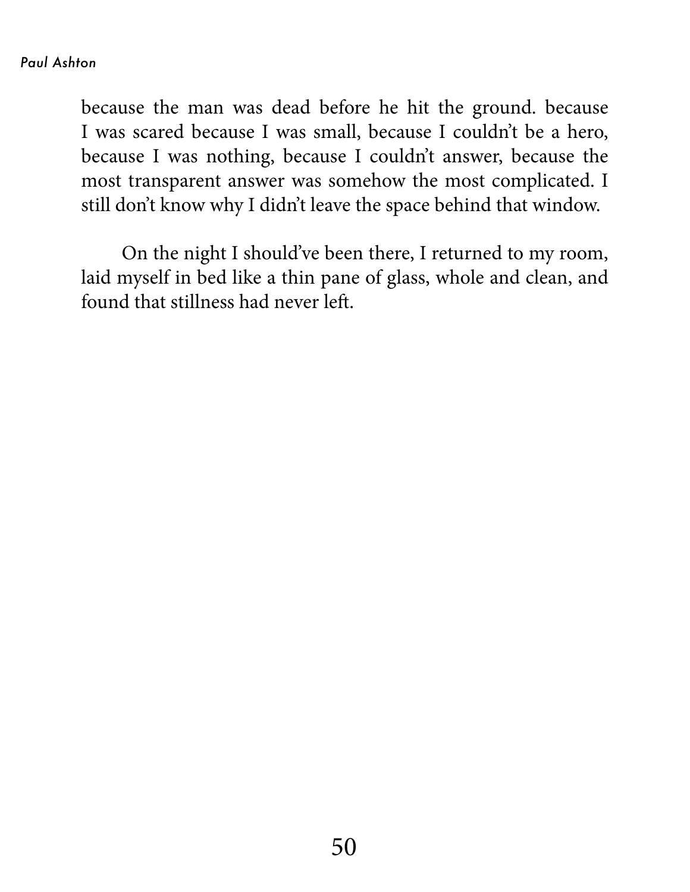because the man was dead before he hit the ground. because I was scared because I was small, because I couldn't be a hero, because I was nothing, because I couldn't answer, because the most transparent answer was somehow the most complicated. I still don't know why I didn't leave the space behind that window.

On the night I should've been there, I returned to my room, laid myself in bed like a thin pane of glass, whole and clean, and found that stillness had never left.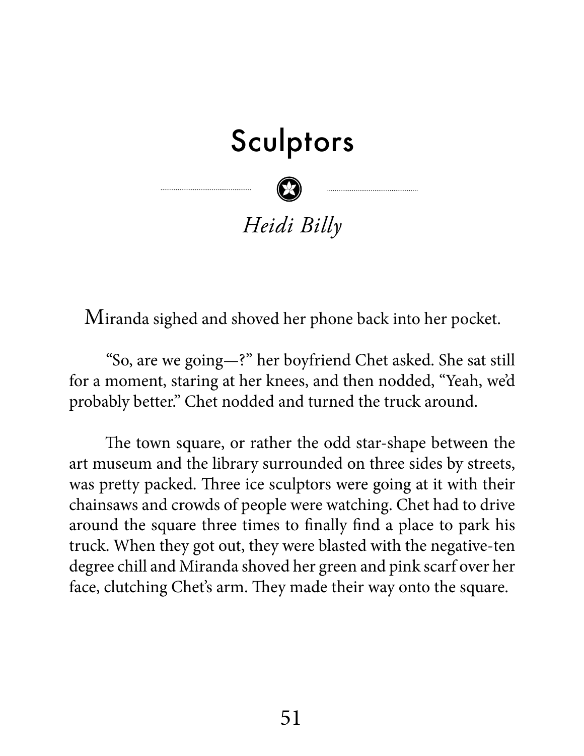# Sculptors

*Heidi Billy*

Miranda sighed and shoved her phone back into her pocket.

"So, are we going—?" her boyfriend Chet asked. She sat still for a moment, staring at her knees, and then nodded, "Yeah, we'd probably better." Chet nodded and turned the truck around.

The town square, or rather the odd star-shape between the art museum and the library surrounded on three sides by streets, was pretty packed. Three ice sculptors were going at it with their chainsaws and crowds of people were watching. Chet had to drive around the square three times to finally find a place to park his truck. When they got out, they were blasted with the negative-ten degree chill and Miranda shoved her green and pink scarf over her face, clutching Chet's arm. They made their way onto the square.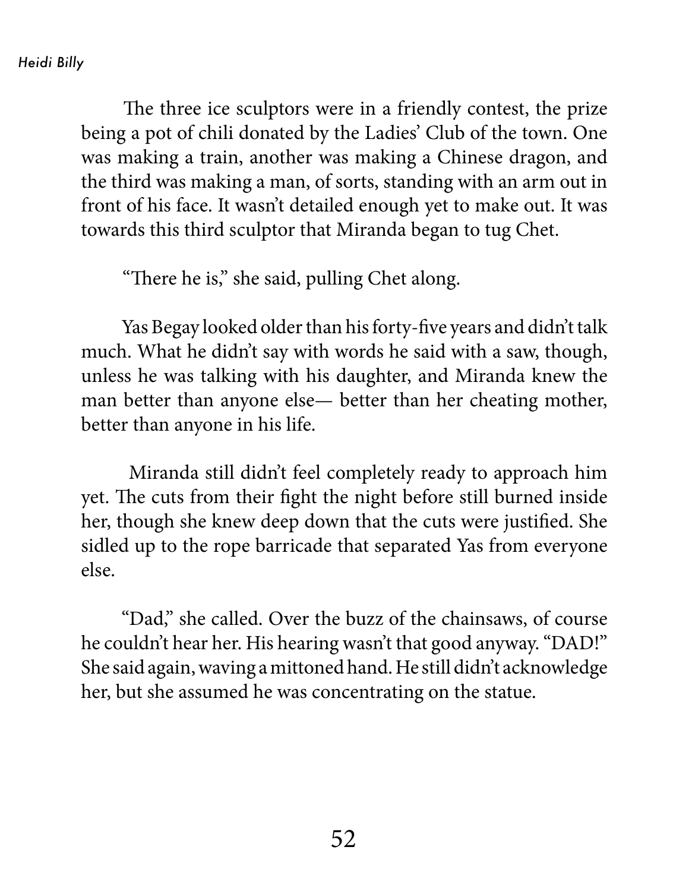The three ice sculptors were in a friendly contest, the prize being a pot of chili donated by the Ladies' Club of the town. One was making a train, another was making a Chinese dragon, and the third was making a man, of sorts, standing with an arm out in front of his face. It wasn't detailed enough yet to make out. It was towards this third sculptor that Miranda began to tug Chet.

"There he is," she said, pulling Chet along.

Yas Begay looked older than his forty-five years and didn't talk much. What he didn't say with words he said with a saw, though, unless he was talking with his daughter, and Miranda knew the man better than anyone else— better than her cheating mother, better than anyone in his life.

Miranda still didn't feel completely ready to approach him yet. The cuts from their fight the night before still burned inside her, though she knew deep down that the cuts were justified. She sidled up to the rope barricade that separated Yas from everyone else.

"Dad," she called. Over the buzz of the chainsaws, of course he couldn't hear her. His hearing wasn't that good anyway. "DAD!" She said again, waving a mittoned hand. He still didn't acknowledge her, but she assumed he was concentrating on the statue.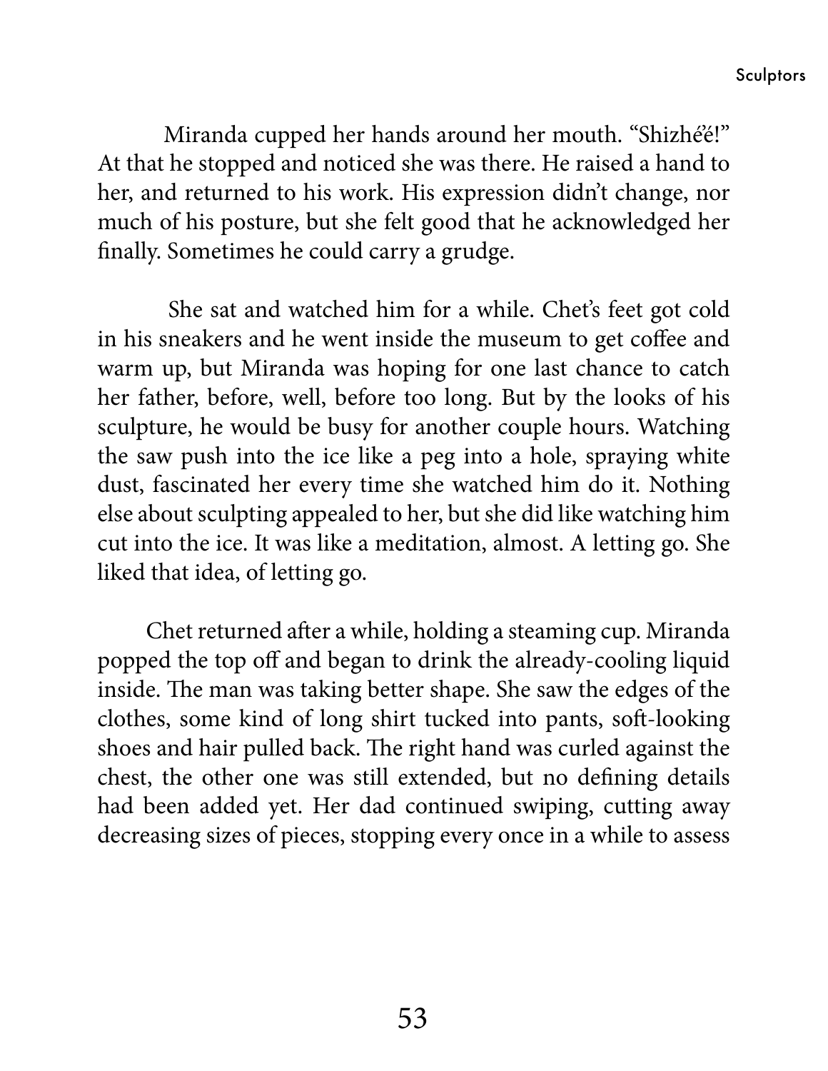Miranda cupped her hands around her mouth. "Shizhé'é!" At that he stopped and noticed she was there. He raised a hand to her, and returned to his work. His expression didn't change, nor much of his posture, but she felt good that he acknowledged her finally. Sometimes he could carry a grudge.

She sat and watched him for a while. Chet's feet got cold in his sneakers and he went inside the museum to get coffee and warm up, but Miranda was hoping for one last chance to catch her father, before, well, before too long. But by the looks of his sculpture, he would be busy for another couple hours. Watching the saw push into the ice like a peg into a hole, spraying white dust, fascinated her every time she watched him do it. Nothing else about sculpting appealed to her, but she did like watching him cut into the ice. It was like a meditation, almost. A letting go. She liked that idea, of letting go.

Chet returned after a while, holding a steaming cup. Miranda popped the top off and began to drink the already-cooling liquid inside. The man was taking better shape. She saw the edges of the clothes, some kind of long shirt tucked into pants, soft-looking shoes and hair pulled back. The right hand was curled against the chest, the other one was still extended, but no defining details had been added yet. Her dad continued swiping, cutting away decreasing sizes of pieces, stopping every once in a while to assess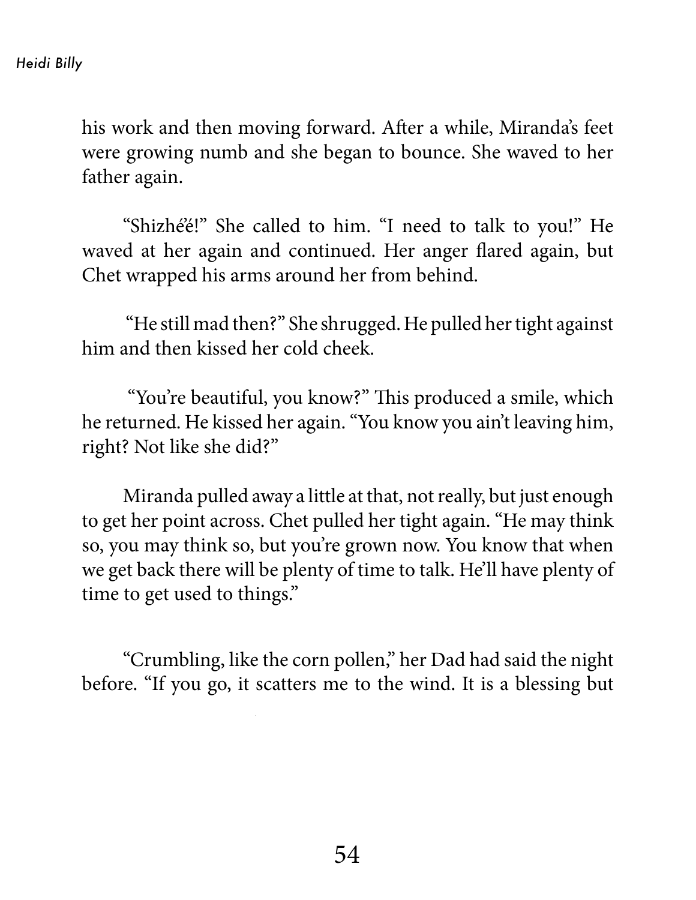his work and then moving forward. After a while, Miranda's feet were growing numb and she began to bounce. She waved to her father again.

"Shizhé'é!" She called to him. "I need to talk to you!" He waved at her again and continued. Her anger flared again, but Chet wrapped his arms around her from behind.

"He still mad then?" She shrugged. He pulled her tight against him and then kissed her cold cheek.

"You're beautiful, you know?" This produced a smile, which he returned. He kissed her again. "You know you ain't leaving him, right? Not like she did?"

Miranda pulled away a little at that, not really, but just enough to get her point across. Chet pulled her tight again. "He may think so, you may think so, but you're grown now. You know that when we get back there will be plenty of time to talk. He'll have plenty of time to get used to things."

"Crumbling, like the corn pollen," her Dad had said the night before. "If you go, it scatters me to the wind. It is a blessing but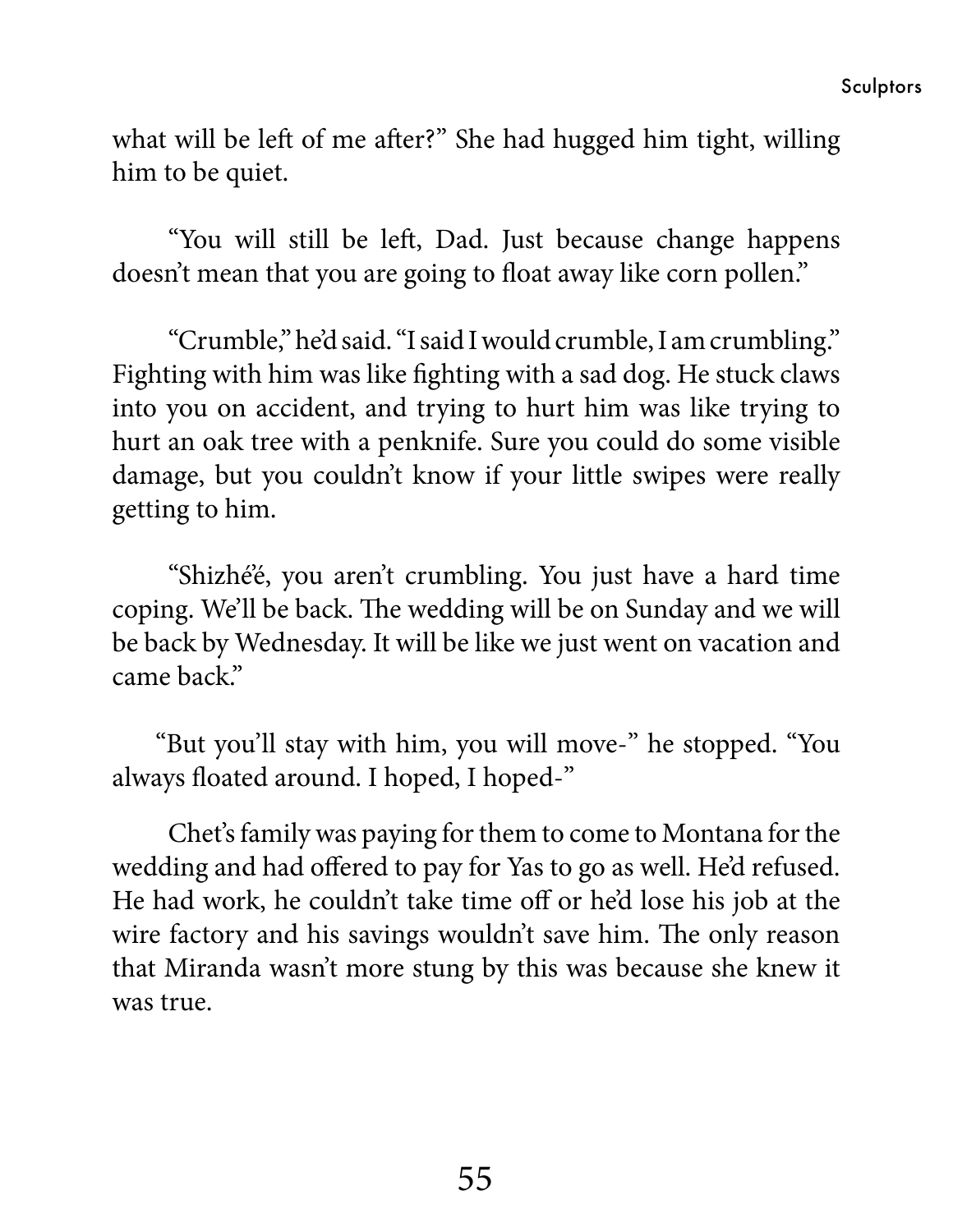what will be left of me after?" She had hugged him tight, willing him to be quiet.

"You will still be left, Dad. Just because change happens doesn't mean that you are going to float away like corn pollen."

"Crumble," he'd said. "I said I would crumble, I am crumbling." Fighting with him was like fighting with a sad dog. He stuck claws into you on accident, and trying to hurt him was like trying to hurt an oak tree with a penknife. Sure you could do some visible damage, but you couldn't know if your little swipes were really getting to him.

"Shizhé'é, you aren't crumbling. You just have a hard time coping. We'll be back. The wedding will be on Sunday and we will be back by Wednesday. It will be like we just went on vacation and came back."

"But you'll stay with him, you will move-" he stopped. "You always floated around. I hoped, I hoped-"

Chet's family was paying for them to come to Montana for the wedding and had offered to pay for Yas to go as well. He'd refused. He had work, he couldn't take time off or he'd lose his job at the wire factory and his savings wouldn't save him. The only reason that Miranda wasn't more stung by this was because she knew it was true.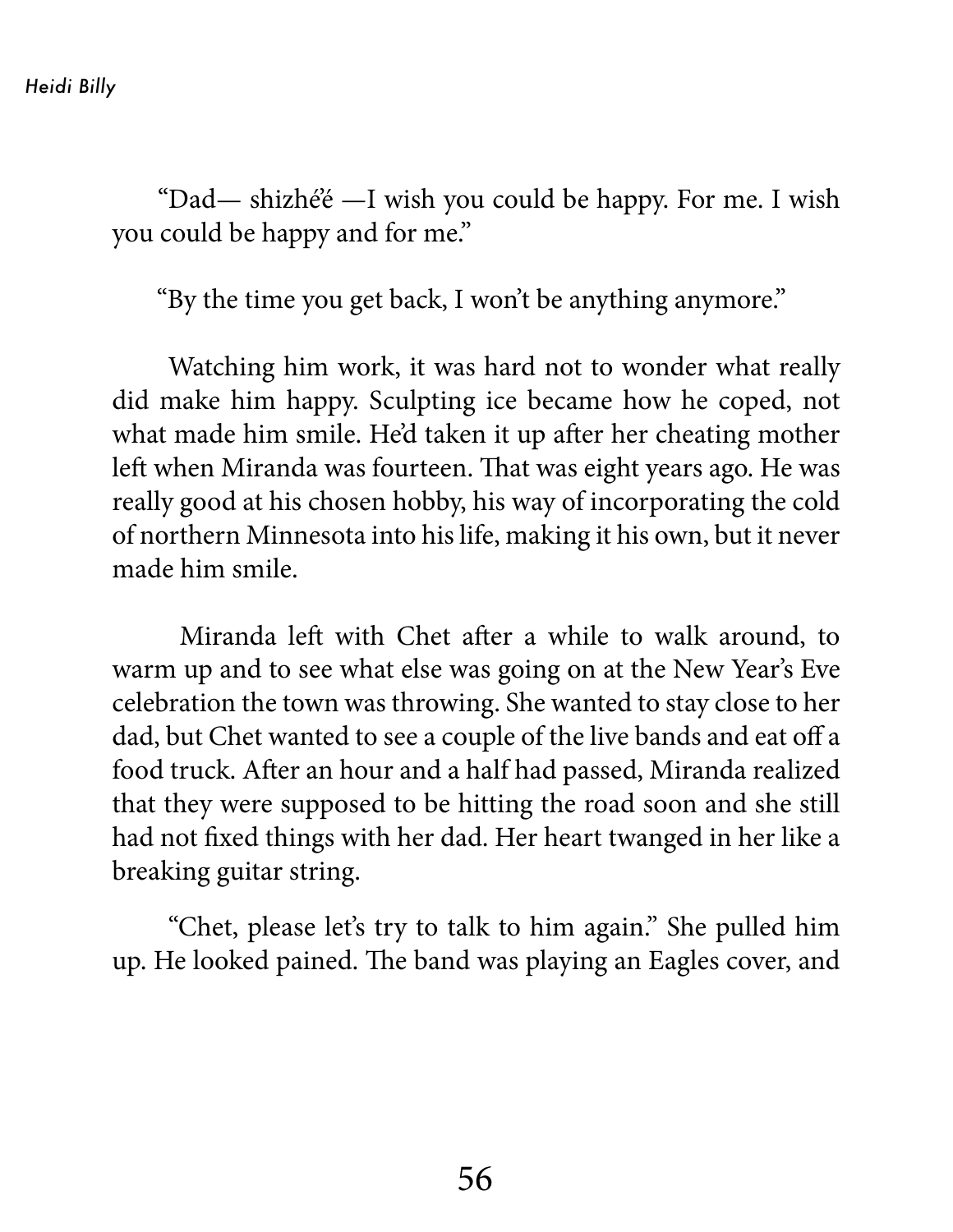"Dad— shizhé'é —I wish you could be happy. For me. I wish you could be happy and for me."

"By the time you get back, I won't be anything anymore."

Watching him work, it was hard not to wonder what really did make him happy. Sculpting ice became how he coped, not what made him smile. He'd taken it up after her cheating mother left when Miranda was fourteen. That was eight years ago. He was really good at his chosen hobby, his way of incorporating the cold of northern Minnesota into his life, making it his own, but it never made him smile.

Miranda left with Chet after a while to walk around, to warm up and to see what else was going on at the New Year's Eve celebration the town was throwing. She wanted to stay close to her dad, but Chet wanted to see a couple of the live bands and eat off a food truck. After an hour and a half had passed, Miranda realized that they were supposed to be hitting the road soon and she still had not fixed things with her dad. Her heart twanged in her like a breaking guitar string.

"Chet, please let's try to talk to him again." She pulled him up. He looked pained. The band was playing an Eagles cover, and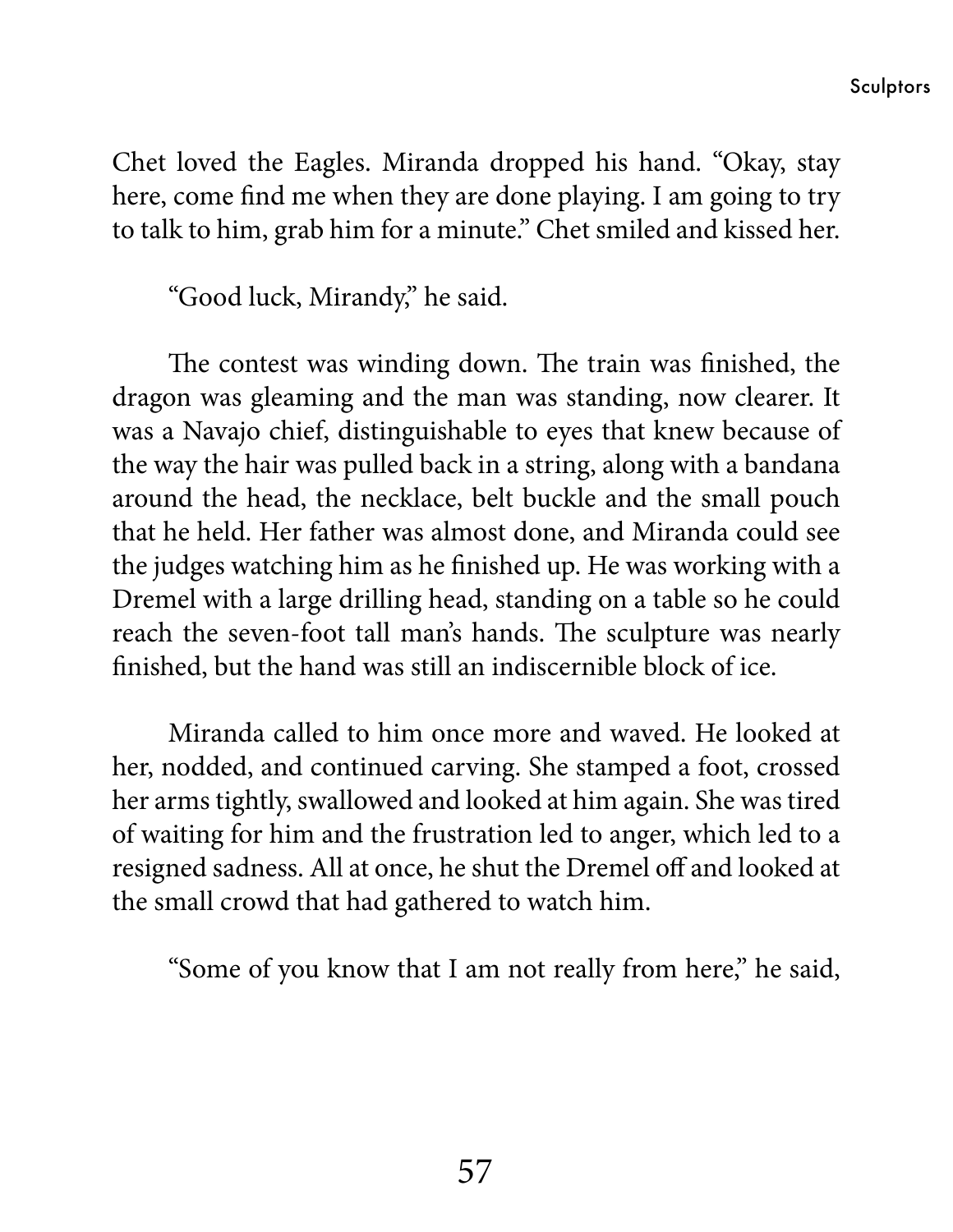Chet loved the Eagles. Miranda dropped his hand. "Okay, stay here, come find me when they are done playing. I am going to try to talk to him, grab him for a minute." Chet smiled and kissed her.

"Good luck, Mirandy," he said.

The contest was winding down. The train was finished, the dragon was gleaming and the man was standing, now clearer. It was a Navajo chief, distinguishable to eyes that knew because of the way the hair was pulled back in a string, along with a bandana around the head, the necklace, belt buckle and the small pouch that he held. Her father was almost done, and Miranda could see the judges watching him as he finished up. He was working with a Dremel with a large drilling head, standing on a table so he could reach the seven-foot tall man's hands. The sculpture was nearly finished, but the hand was still an indiscernible block of ice.

Miranda called to him once more and waved. He looked at her, nodded, and continued carving. She stamped a foot, crossed her arms tightly, swallowed and looked at him again. She was tired of waiting for him and the frustration led to anger, which led to a resigned sadness. All at once, he shut the Dremel off and looked at the small crowd that had gathered to watch him.

"Some of you know that I am not really from here," he said,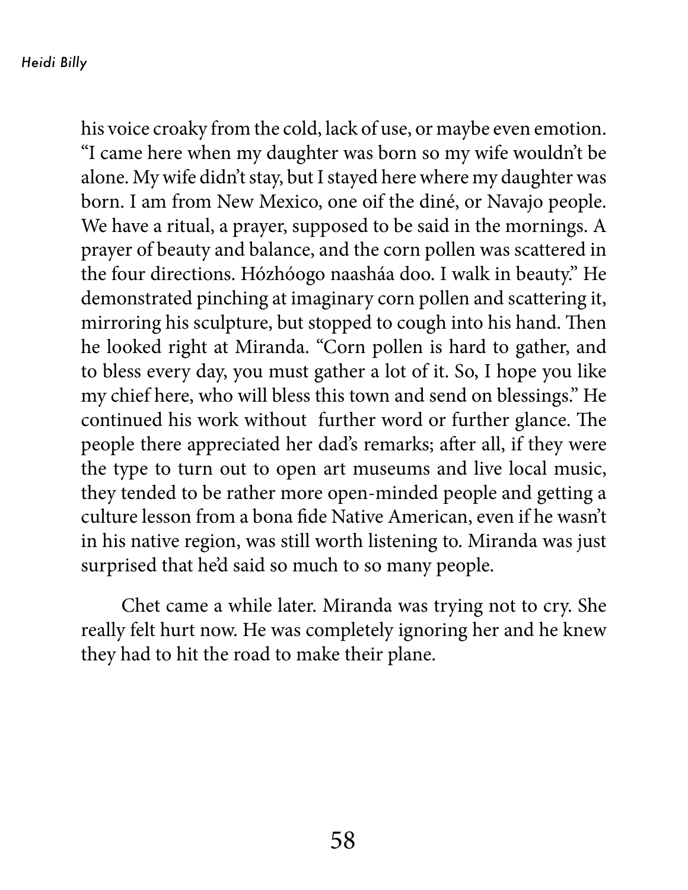his voice croaky from the cold, lack of use, or maybe even emotion. "I came here when my daughter was born so my wife wouldn't be alone. My wife didn't stay, but I stayed here where my daughter was born. I am from New Mexico, one oif the diné, or Navajo people. We have a ritual, a prayer, supposed to be said in the mornings. A prayer of beauty and balance, and the corn pollen was scattered in the four directions. Hózhóogo naasháa doo. I walk in beauty." He demonstrated pinching at imaginary corn pollen and scattering it, mirroring his sculpture, but stopped to cough into his hand. Then he looked right at Miranda. "Corn pollen is hard to gather, and to bless every day, you must gather a lot of it. So, I hope you like my chief here, who will bless this town and send on blessings." He continued his work without further word or further glance. The people there appreciated her dad's remarks; after all, if they were the type to turn out to open art museums and live local music, they tended to be rather more open-minded people and getting a culture lesson from a bona fide Native American, even if he wasn't in his native region, was still worth listening to. Miranda was just surprised that he'd said so much to so many people.

Chet came a while later. Miranda was trying not to cry. She really felt hurt now. He was completely ignoring her and he knew they had to hit the road to make their plane.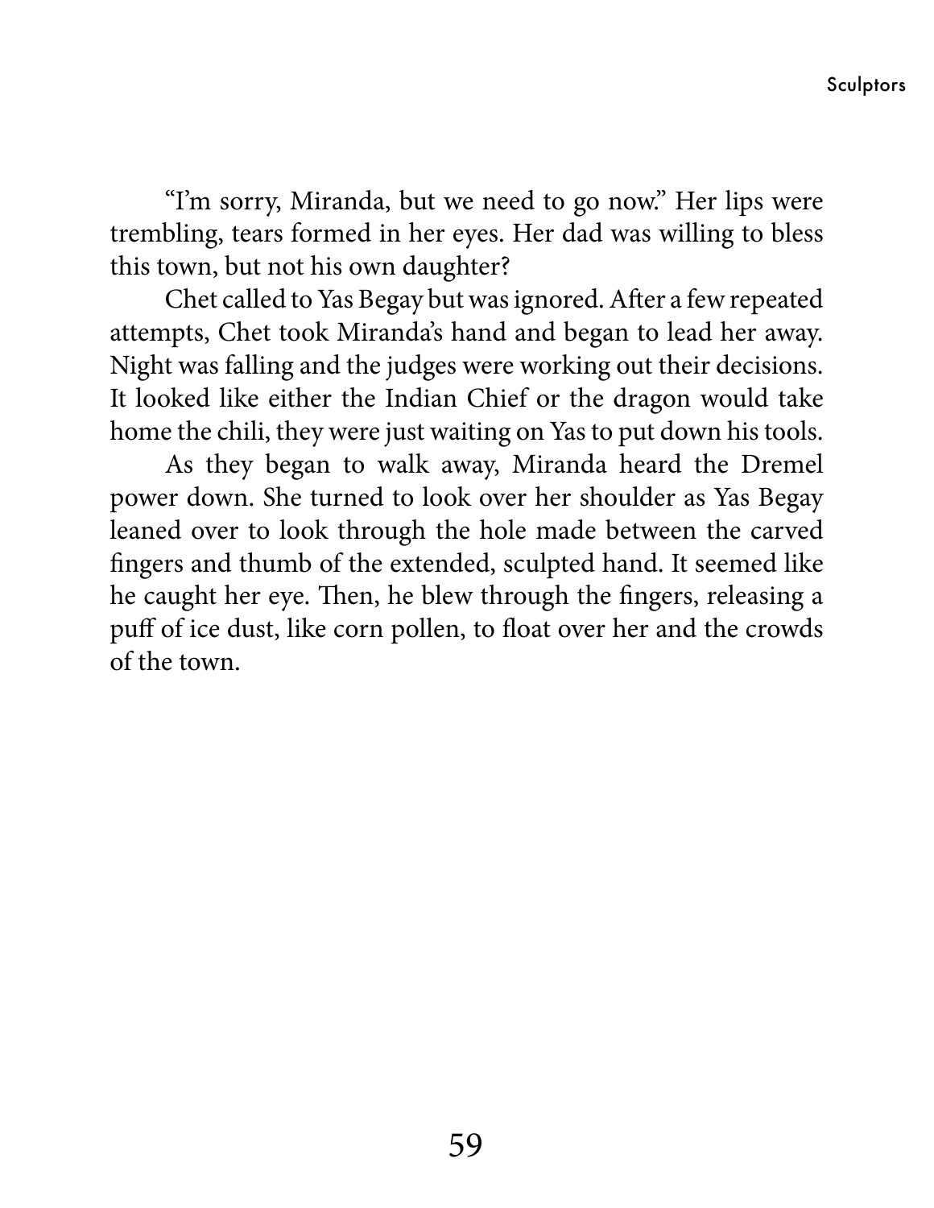"I'm sorry, Miranda, but we need to go now." Her lips were trembling, tears formed in her eyes. Her dad was willing to bless this town, but not his own daughter?

Chet called to Yas Begay but was ignored. After a few repeated attempts, Chet took Miranda's hand and began to lead her away. Night was falling and the judges were working out their decisions. It looked like either the Indian Chief or the dragon would take home the chili, they were just waiting on Yas to put down his tools.

As they began to walk away, Miranda heard the Dremel power down. She turned to look over her shoulder as Yas Begay leaned over to look through the hole made between the carved fingers and thumb of the extended, sculpted hand. It seemed like he caught her eye. Then, he blew through the fingers, releasing a puff of ice dust, like corn pollen, to float over her and the crowds of the town.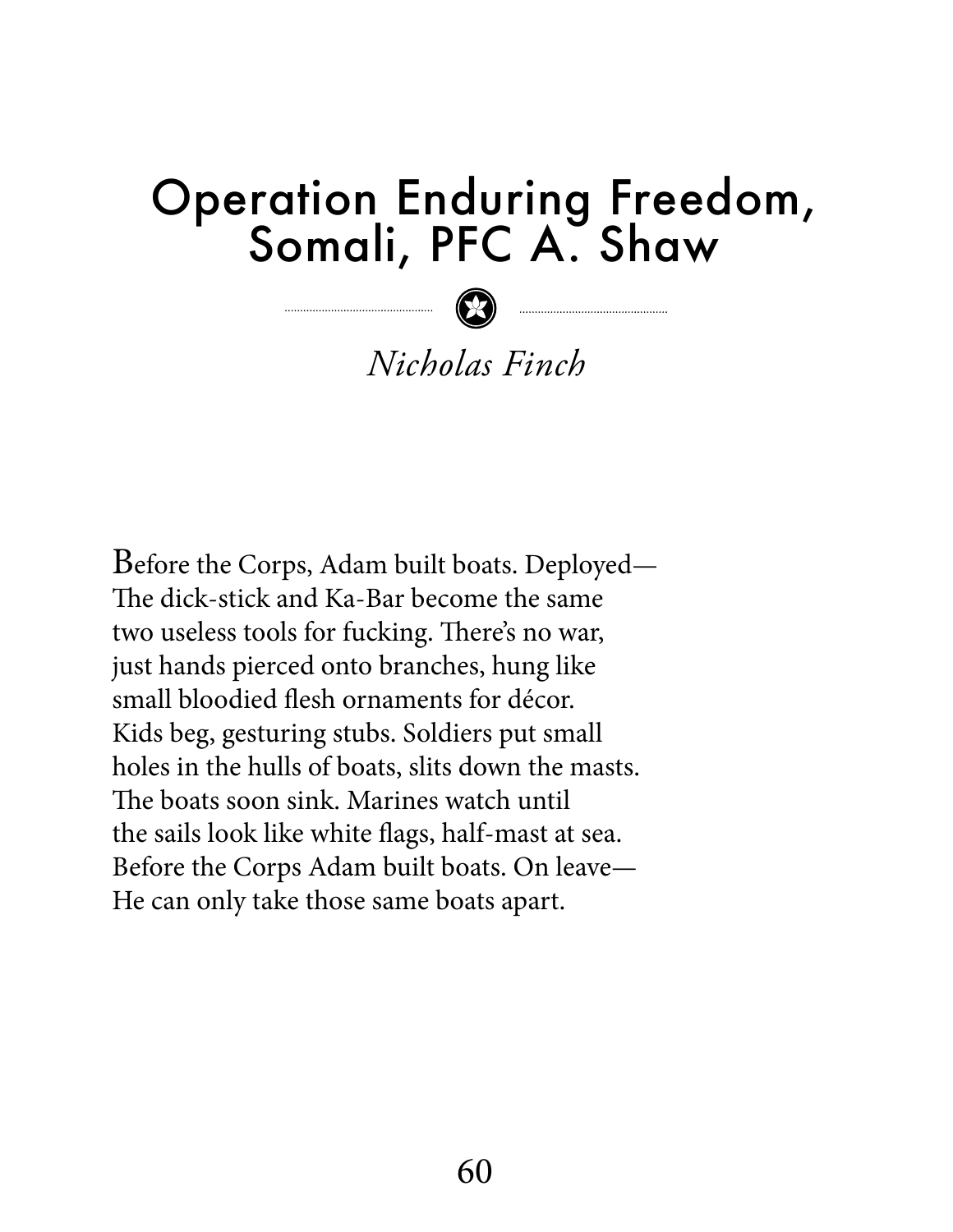# Operation Enduring Freedom, Somali, PFC A. Shaw

*Nicholas Finch*

Before the Corps, Adam built boats. Deployed—  
The dick-stick and Ka-Bar become the same  
two useless tools for fucking. There's no war,  
just hands pierced onto branches, hung like  
small bloodied flesh ornaments for décor.  
Kids beg, gesturing stubs. Soldiers put small  
holes in the hulls of boats, slits down the masts.  
The boats soon sink. Marines watch until  
the sails look like white flags, half-mast at sea.  
Before the Corps Adam built boats. On leave—  
He can only take those same boats apart.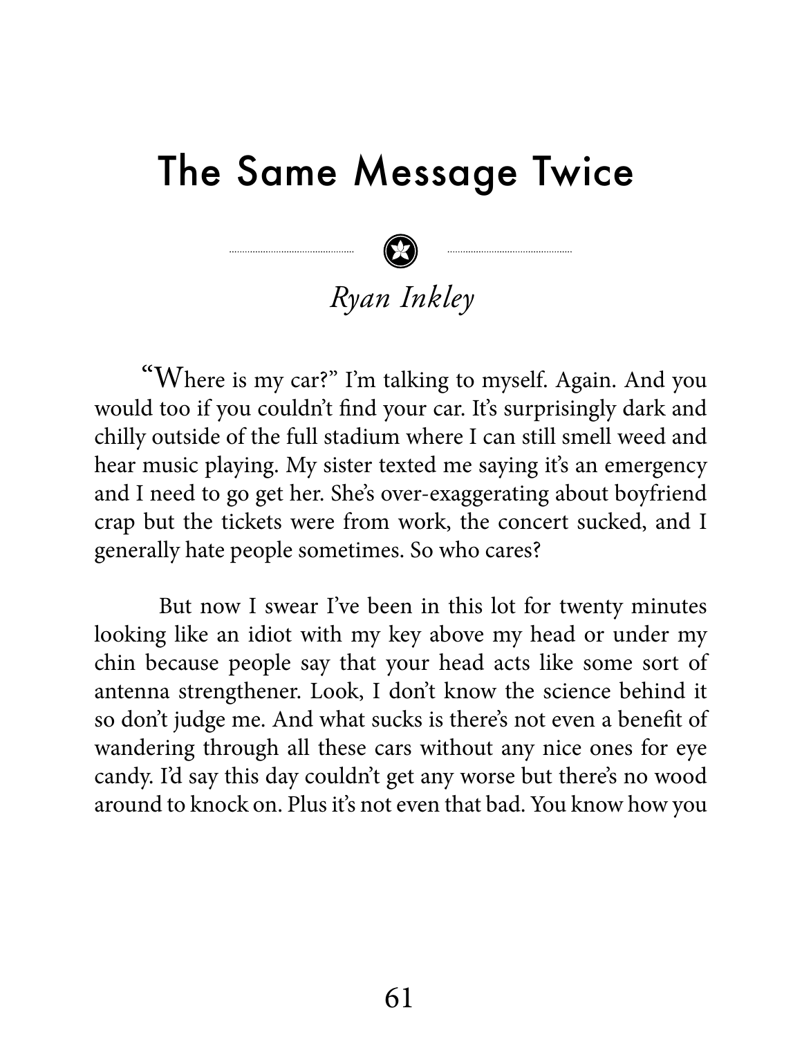# The Same Message Twice

*Ryan Inkley*

"Where is my car?" I'm talking to myself. Again. And you would too if you couldn't find your car. It's surprisingly dark and chilly outside of the full stadium where I can still smell weed and hear music playing. My sister texted me saying it's an emergency and I need to go get her. She's over-exaggerating about boyfriend crap but the tickets were from work, the concert sucked, and I generally hate people sometimes. So who cares?

But now I swear I've been in this lot for twenty minutes looking like an idiot with my key above my head or under my chin because people say that your head acts like some sort of antenna strengthener. Look, I don't know the science behind it so don't judge me. And what sucks is there's not even a benefit of wandering through all these cars without any nice ones for eye candy. I'd say this day couldn't get any worse but there's no wood around to knock on. Plus it's not even that bad. You know how you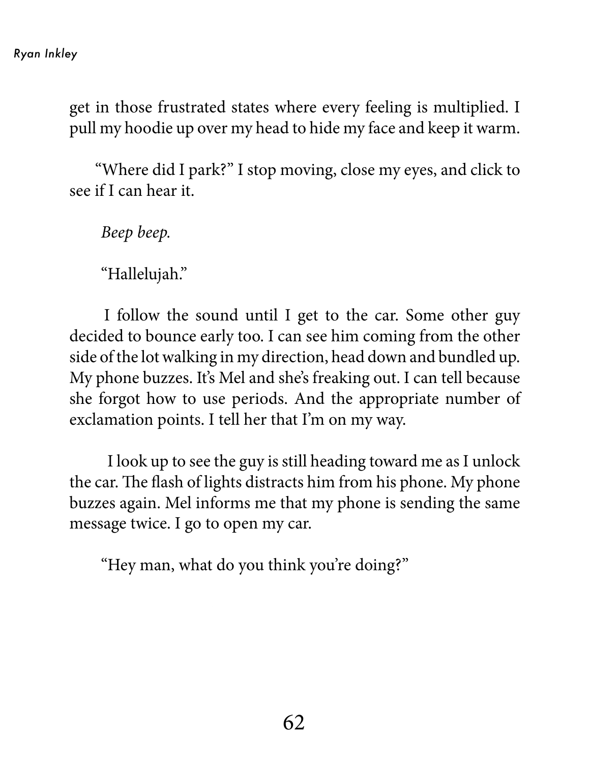get in those frustrated states where every feeling is multiplied. I pull my hoodie up over my head to hide my face and keep it warm.

"Where did I park?" I stop moving, close my eyes, and click to see if I can hear it.

*Beep beep.*

"Hallelujah."

I follow the sound until I get to the car. Some other guy decided to bounce early too. I can see him coming from the other side of the lot walking in my direction, head down and bundled up. My phone buzzes. It's Mel and she's freaking out. I can tell because she forgot how to use periods. And the appropriate number of exclamation points. I tell her that I'm on my way.

I look up to see the guy is still heading toward me as I unlock the car. The flash of lights distracts him from his phone. My phone buzzes again. Mel informs me that my phone is sending the same message twice. I go to open my car.

"Hey man, what do you think you're doing?"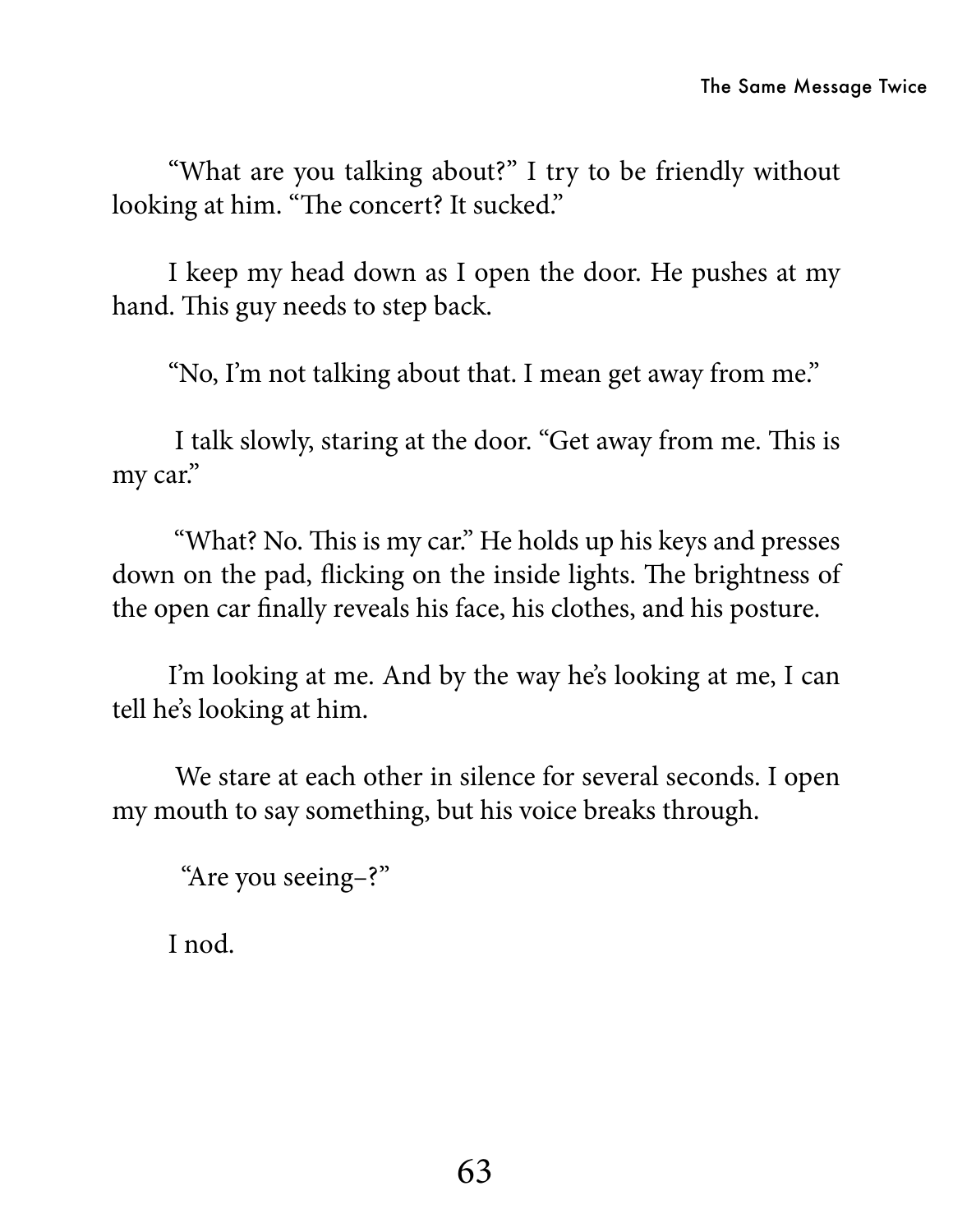"What are you talking about?" I try to be friendly without looking at him. "The concert? It sucked."

I keep my head down as I open the door. He pushes at my hand. This guy needs to step back.

"No, I'm not talking about that. I mean get away from me."

I talk slowly, staring at the door. "Get away from me. This is my car."

"What? No. This is my car." He holds up his keys and presses down on the pad, flicking on the inside lights. The brightness of the open car finally reveals his face, his clothes, and his posture.

I'm looking at me. And by the way he's looking at me, I can tell he's looking at him.

We stare at each other in silence for several seconds. I open my mouth to say something, but his voice breaks through.

"Are you seeing–?"

I nod.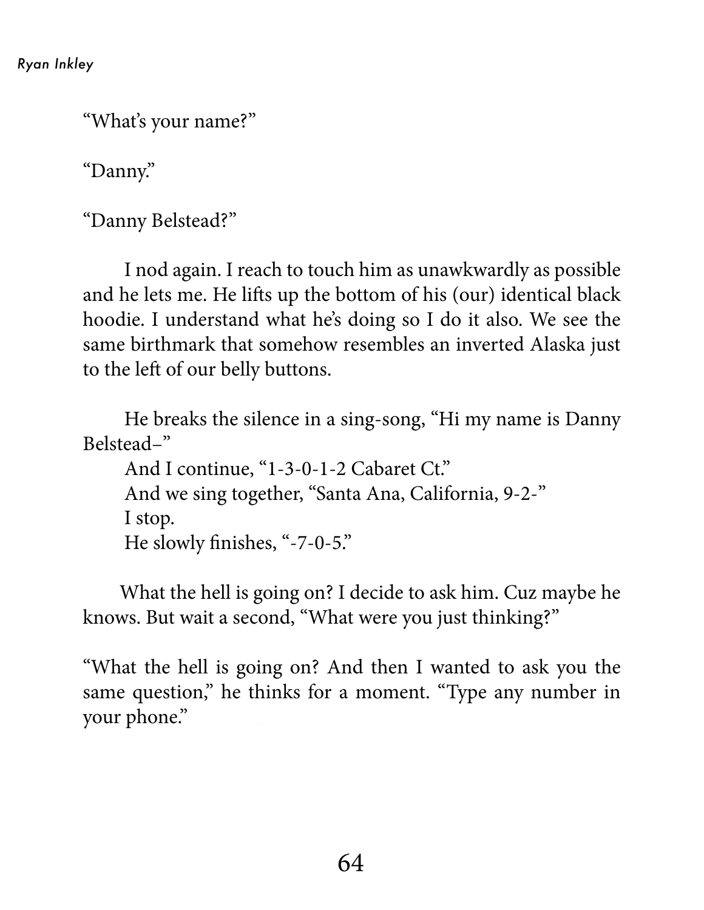"What's your name?"

"Danny."

"Danny Belstead?"

I nod again. I reach to touch him as unawkwardly as possible and he lets me. He lifts up the bottom of his (our) identical black hoodie. I understand what he's doing so I do it also. We see the same birthmark that somehow resembles an inverted Alaska just to the left of our belly buttons.

He breaks the silence in a sing-song, "Hi my name is Danny Belstead–"

And I continue, "1-3-0-1-2 Cabaret Ct."

And we sing together, "Santa Ana, California, 9-2-"

I stop.

He slowly finishes, "-7-0-5."

What the hell is going on? I decide to ask him. Cuz maybe he knows. But wait a second, "What were you just thinking?"

"What the hell is going on? And then I wanted to ask you the same question," he thinks for a moment. "Type any number in your phone."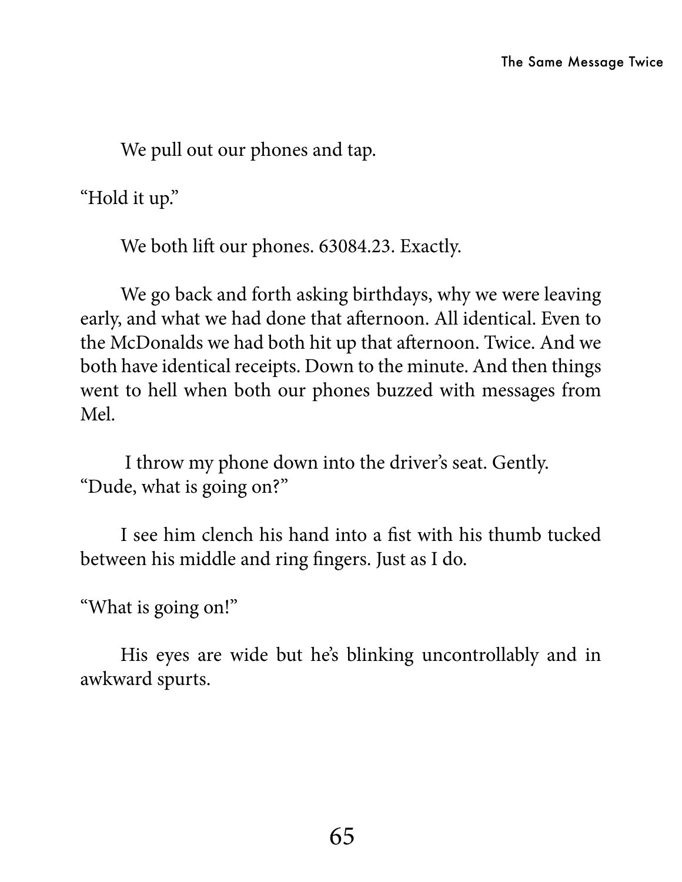We pull out our phones and tap.

"Hold it up."

We both lift our phones. 63084.23. Exactly.

We go back and forth asking birthdays, why we were leaving early, and what we had done that afternoon. All identical. Even to the McDonalds we had both hit up that afternoon. Twice. And we both have identical receipts. Down to the minute. And then things went to hell when both our phones buzzed with messages from Mel.

I throw my phone down into the driver's seat. Gently.
"Dude, what is going on?"

I see him clench his hand into a fist with his thumb tucked between his middle and ring fingers. Just as I do.

"What is going on!"

His eyes are wide but he's blinking uncontrollably and in awkward spurts.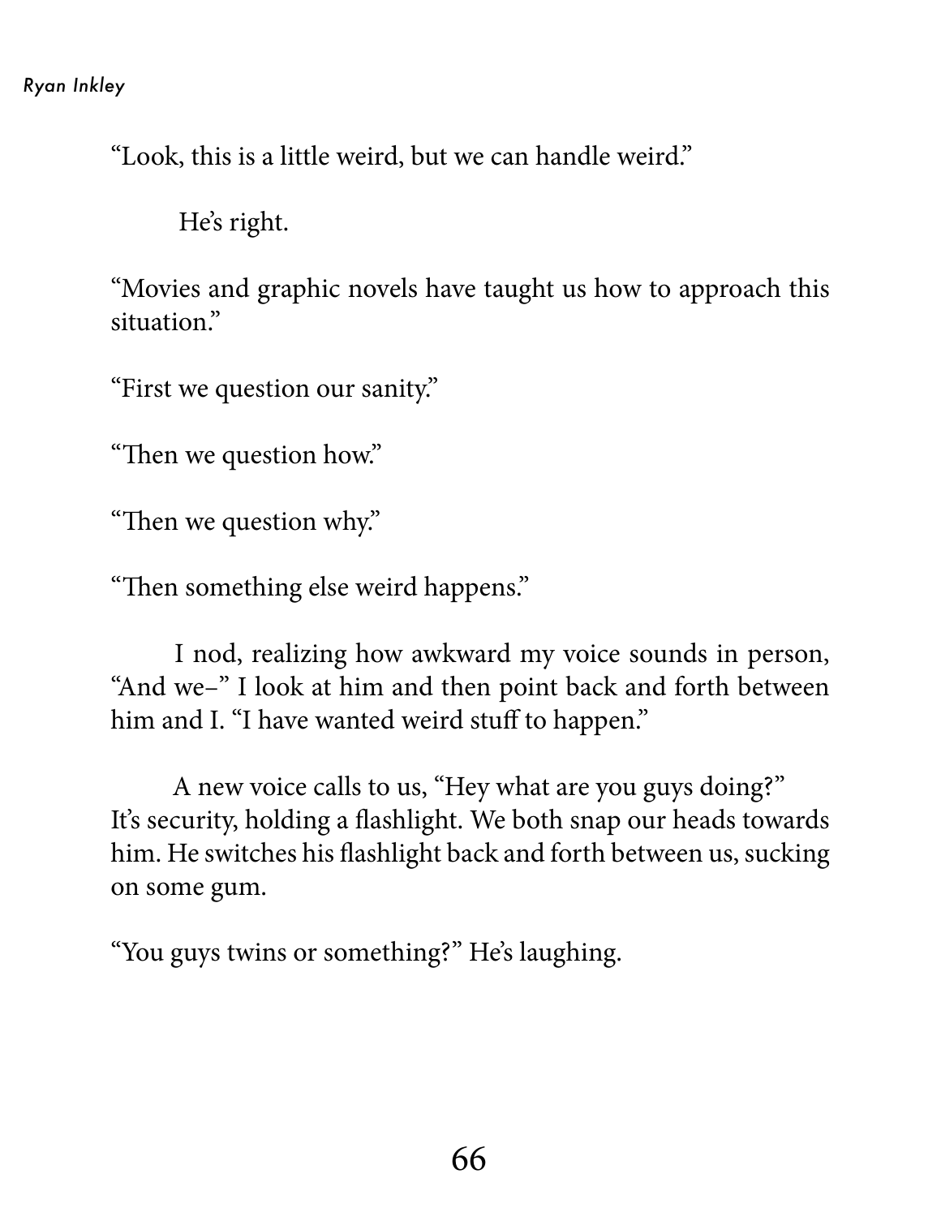"Look, this is a little weird, but we can handle weird."

He's right.

"Movies and graphic novels have taught us how to approach this situation."

"First we question our sanity."

"Then we question how."

"Then we question why."

"Then something else weird happens."

I nod, realizing how awkward my voice sounds in person, "And we–" I look at him and then point back and forth between him and I. "I have wanted weird stuff to happen."

A new voice calls to us, "Hey what are you guys doing?" It's security, holding a flashlight. We both snap our heads towards him. He switches his flashlight back and forth between us, sucking on some gum.

"You guys twins or something?" He's laughing.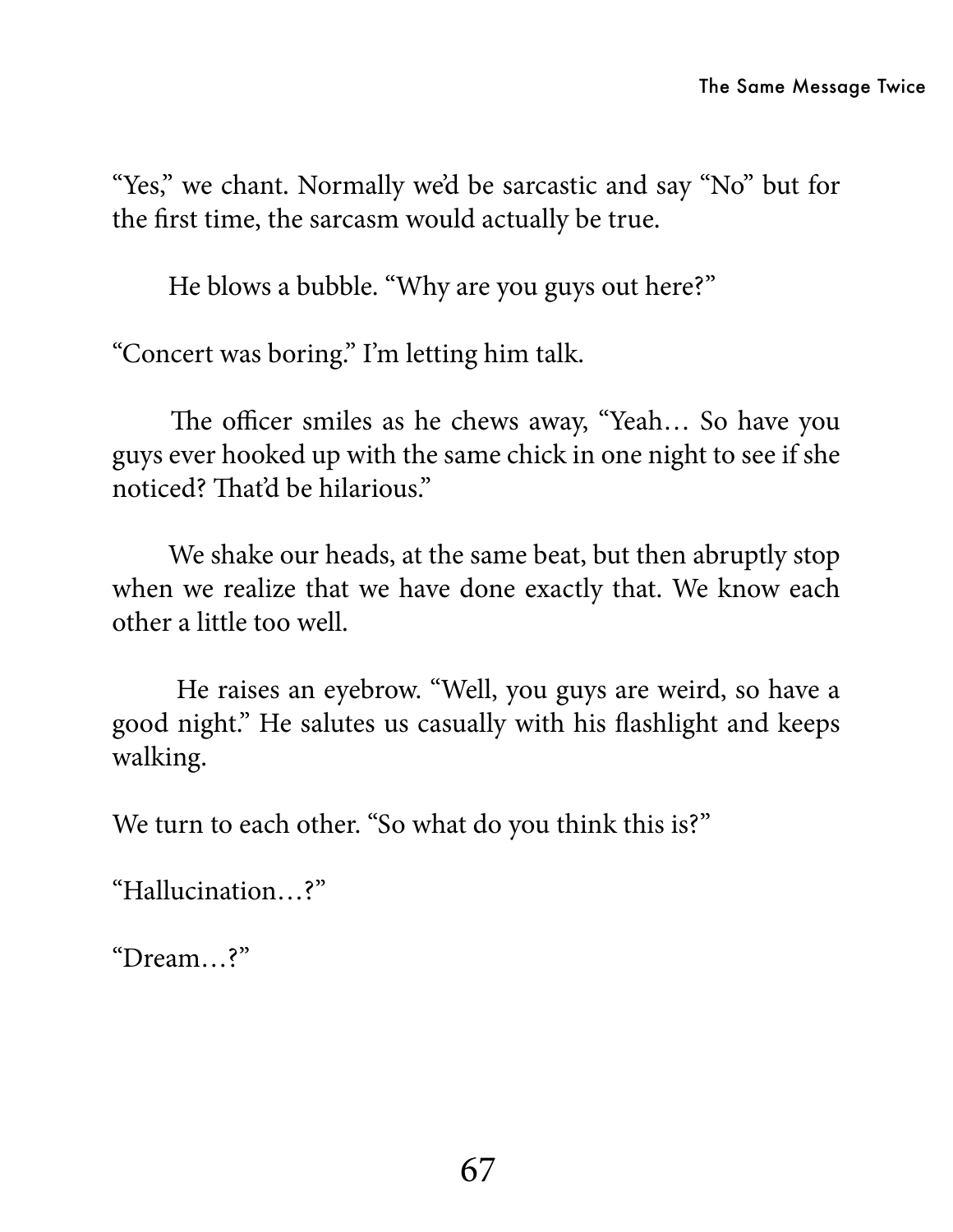"Yes," we chant. Normally we'd be sarcastic and say "No" but for the first time, the sarcasm would actually be true.

He blows a bubble. "Why are you guys out here?"

"Concert was boring." I'm letting him talk.

The officer smiles as he chews away, "Yeah… So have you guys ever hooked up with the same chick in one night to see if she noticed? That'd be hilarious."

We shake our heads, at the same beat, but then abruptly stop when we realize that we have done exactly that. We know each other a little too well.

He raises an eyebrow. "Well, you guys are weird, so have a good night." He salutes us casually with his flashlight and keeps walking.

We turn to each other. "So what do you think this is?"

"Hallucination…?"

"Dream…?"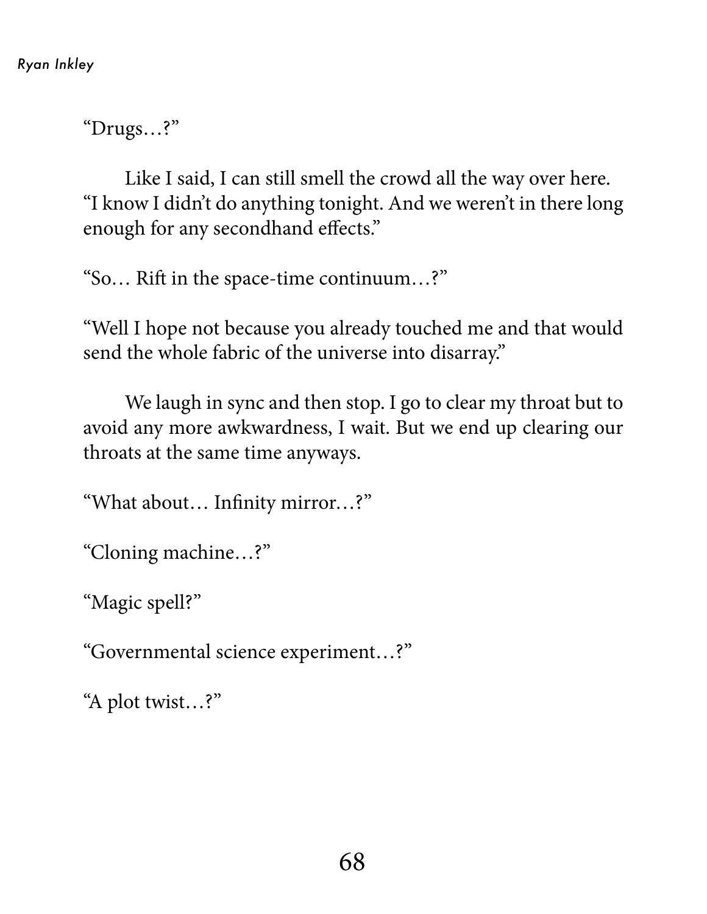"Drugs…?"

Like I said, I can still smell the crowd all the way over here. "I know I didn't do anything tonight. And we weren't in there long enough for any secondhand effects."

"So… Rift in the space-time continuum…?"

"Well I hope not because you already touched me and that would send the whole fabric of the universe into disarray."

We laugh in sync and then stop. I go to clear my throat but to avoid any more awkwardness, I wait. But we end up clearing our throats at the same time anyways.

"What about… Infinity mirror…?"

"Cloning machine…?"

"Magic spell?"

"Governmental science experiment…?"

"A plot twist…?"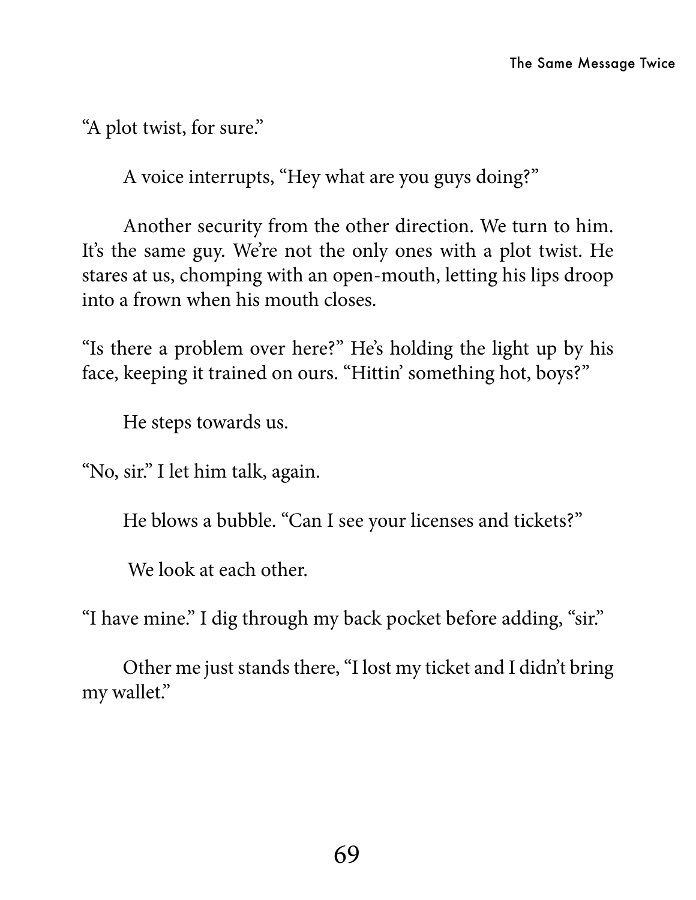"A plot twist, for sure."

A voice interrupts, "Hey what are you guys doing?"

Another security from the other direction. We turn to him. It's the same guy. We're not the only ones with a plot twist. He stares at us, chomping with an open-mouth, letting his lips droop into a frown when his mouth closes.

"Is there a problem over here?" He's holding the light up by his face, keeping it trained on ours. "Hittin' something hot, boys?"

He steps towards us.

"No, sir." I let him talk, again.

He blows a bubble. "Can I see your licenses and tickets?"

We look at each other.

"I have mine." I dig through my back pocket before adding, "sir."

Other me just stands there, "I lost my ticket and I didn't bring my wallet."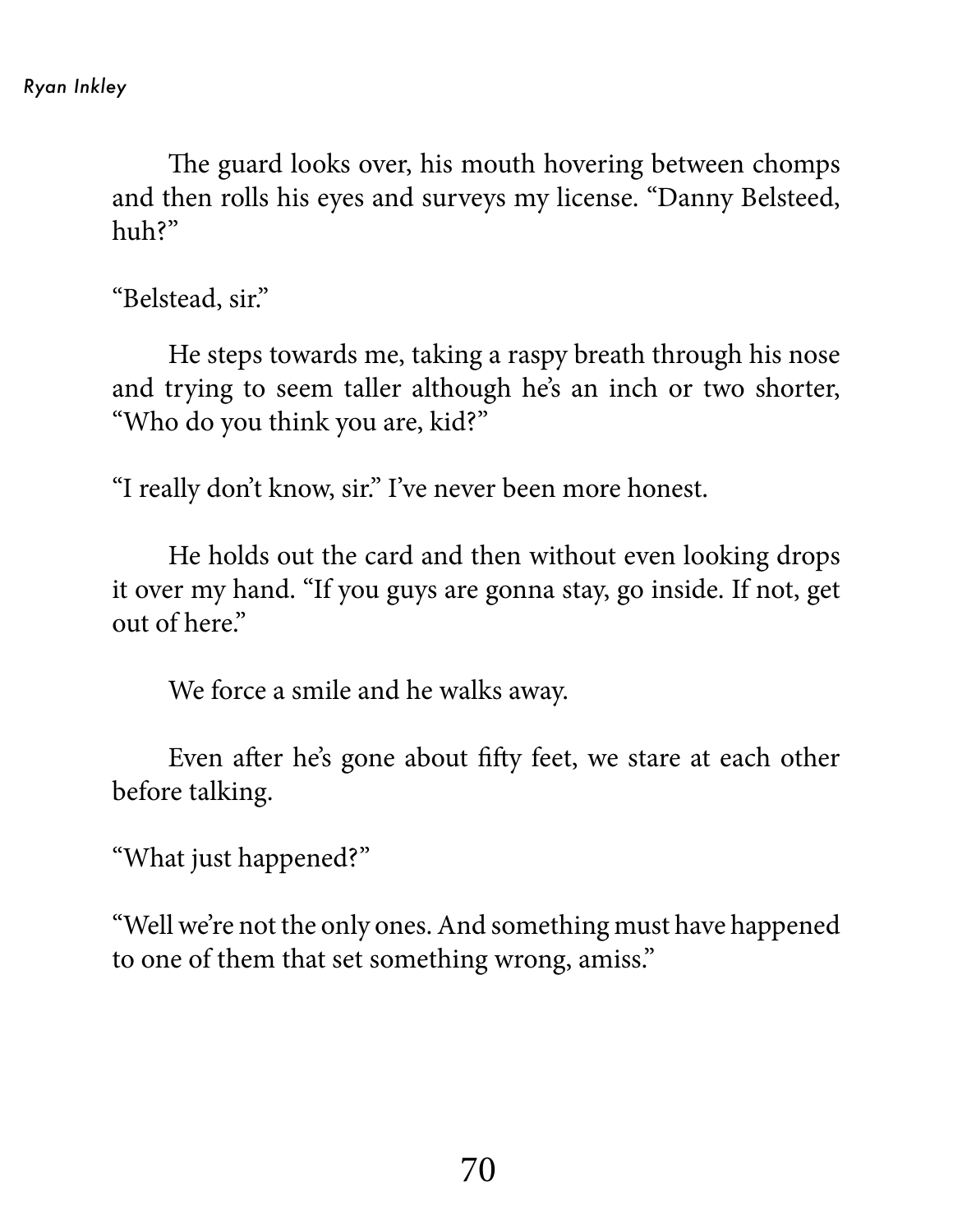The guard looks over, his mouth hovering between chomps and then rolls his eyes and surveys my license. “Danny Belsteed, huh?”

“Belstead, sir.”

He steps towards me, taking a raspy breath through his nose and trying to seem taller although he’s an inch or two shorter, “Who do you think you are, kid?”

“I really don’t know, sir.” I’ve never been more honest.

He holds out the card and then without even looking drops it over my hand. “If you guys are gonna stay, go inside. If not, get out of here.”

We force a smile and he walks away.

Even after he’s gone about fifty feet, we stare at each other before talking.

“What just happened?”

“Well we’re not the only ones. And something must have happened to one of them that set something wrong, amiss.”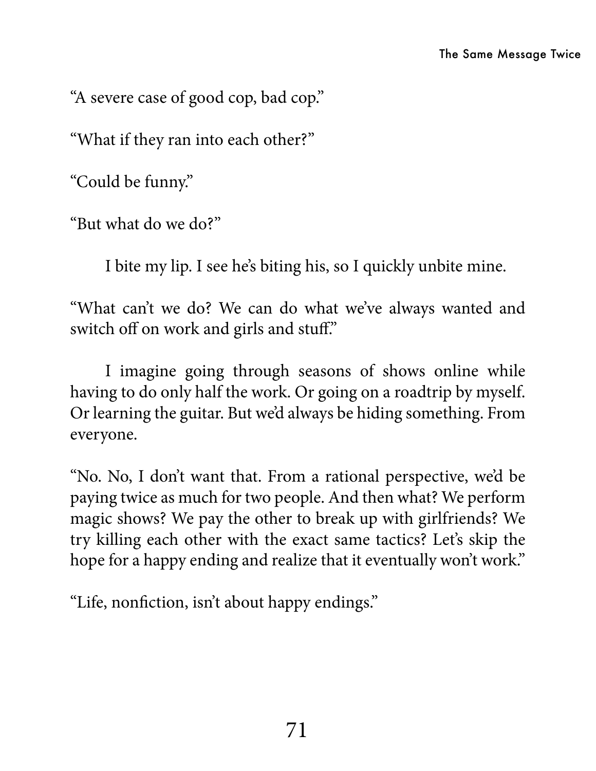"A severe case of good cop, bad cop."

"What if they ran into each other?"

"Could be funny."

"But what do we do?"

I bite my lip. I see he's biting his, so I quickly unbite mine.

"What can't we do? We can do what we've always wanted and switch off on work and girls and stuff."

I imagine going through seasons of shows online while having to do only half the work. Or going on a roadtrip by myself. Or learning the guitar. But we'd always be hiding something. From everyone.

"No. No, I don't want that. From a rational perspective, we'd be paying twice as much for two people. And then what? We perform magic shows? We pay the other to break up with girlfriends? We try killing each other with the exact same tactics? Let's skip the hope for a happy ending and realize that it eventually won't work."

"Life, nonfiction, isn't about happy endings."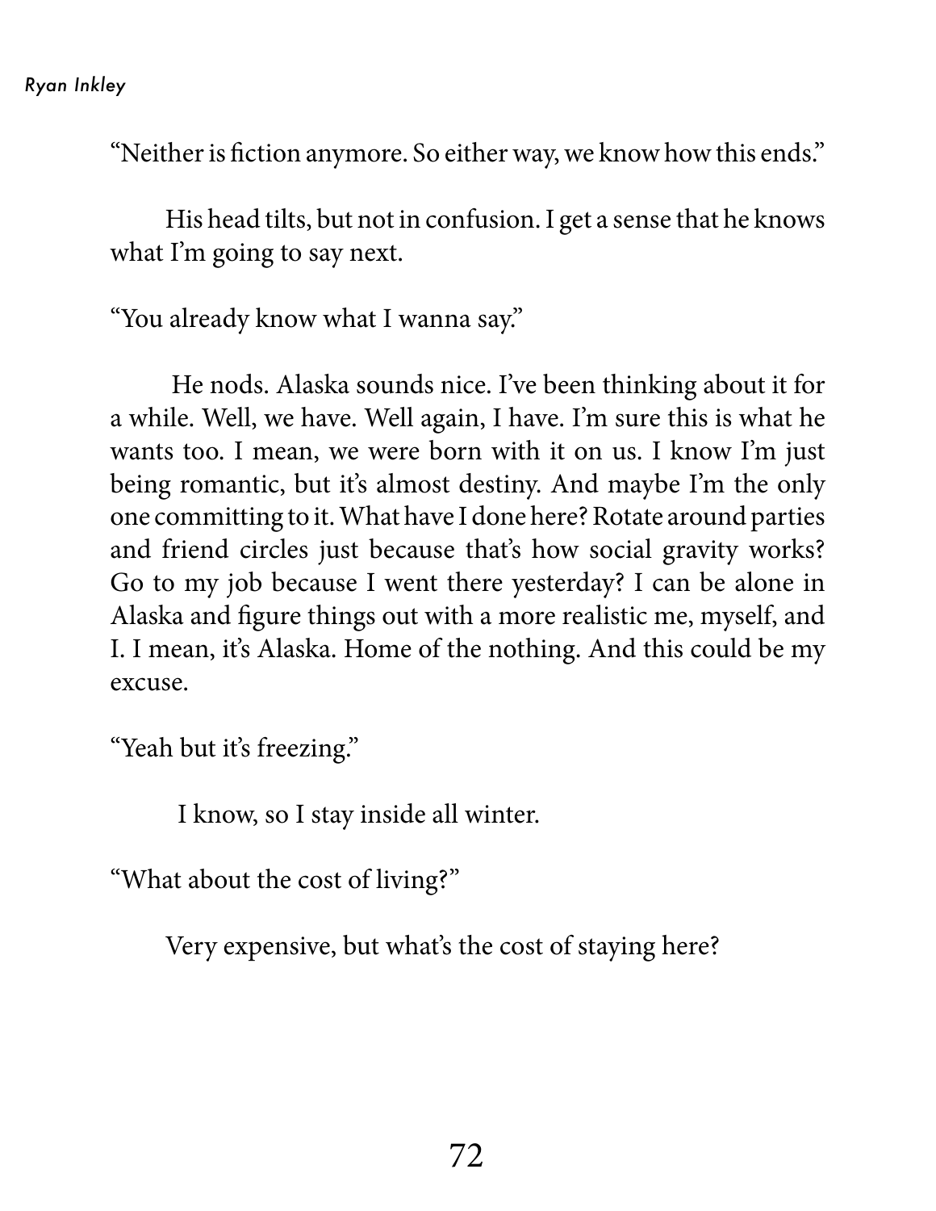"Neither is fiction anymore. So either way, we know how this ends."

His head tilts, but not in confusion. I get a sense that he knows what I'm going to say next.

"You already know what I wanna say."

He nods. Alaska sounds nice. I've been thinking about it for a while. Well, we have. Well again, I have. I'm sure this is what he wants too. I mean, we were born with it on us. I know I'm just being romantic, but it's almost destiny. And maybe I'm the only one committing to it. What have I done here? Rotate around parties and friend circles just because that's how social gravity works? Go to my job because I went there yesterday? I can be alone in Alaska and figure things out with a more realistic me, myself, and I. I mean, it's Alaska. Home of the nothing. And this could be my excuse.

"Yeah but it's freezing."

I know, so I stay inside all winter.

"What about the cost of living?"

Very expensive, but what's the cost of staying here?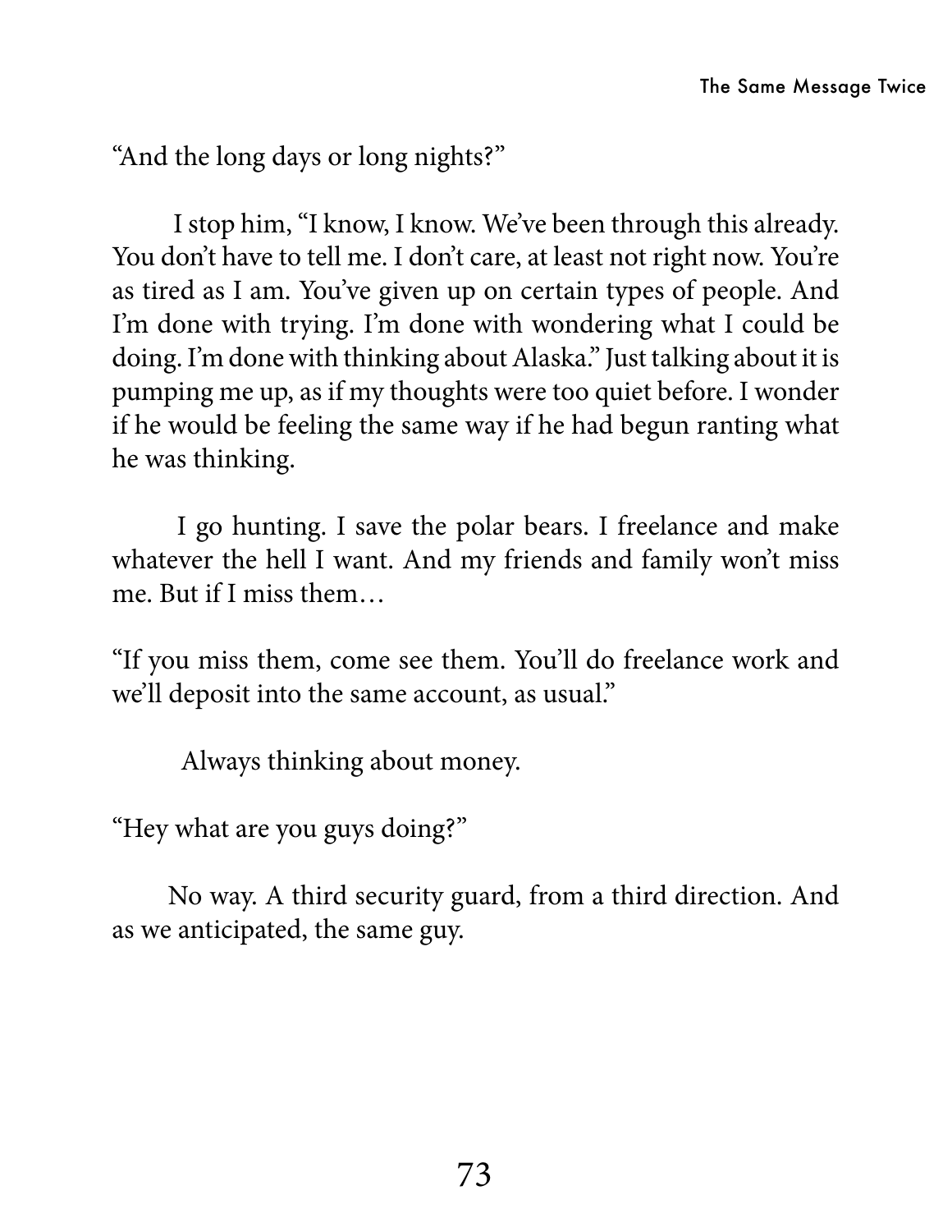"And the long days or long nights?"

I stop him, "I know, I know. We've been through this already. You don't have to tell me. I don't care, at least not right now. You're as tired as I am. You've given up on certain types of people. And I'm done with trying. I'm done with wondering what I could be doing. I'm done with thinking about Alaska." Just talking about it is pumping me up, as if my thoughts were too quiet before. I wonder if he would be feeling the same way if he had begun ranting what he was thinking.

I go hunting. I save the polar bears. I freelance and make whatever the hell I want. And my friends and family won't miss me. But if I miss them…

"If you miss them, come see them. You'll do freelance work and we'll deposit into the same account, as usual."

Always thinking about money.

"Hey what are you guys doing?"

No way. A third security guard, from a third direction. And as we anticipated, the same guy.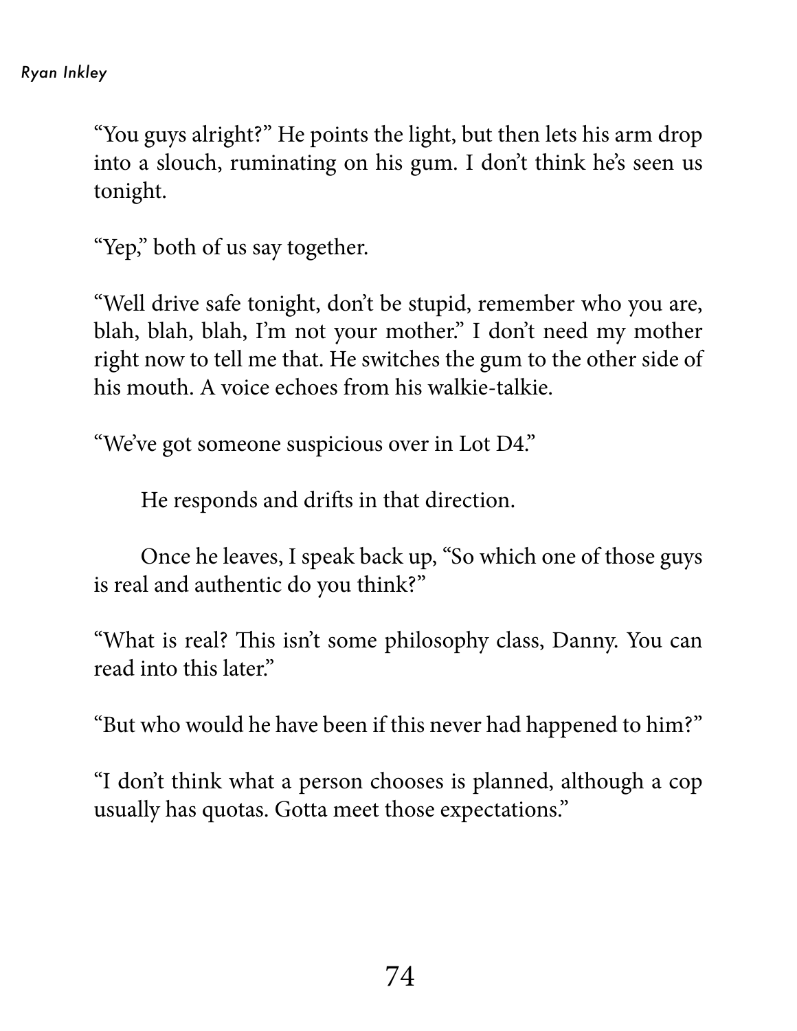"You guys alright?" He points the light, but then lets his arm drop into a slouch, ruminating on his gum. I don't think he's seen us tonight.

"Yep," both of us say together.

"Well drive safe tonight, don't be stupid, remember who you are, blah, blah, blah, I'm not your mother." I don't need my mother right now to tell me that. He switches the gum to the other side of his mouth. A voice echoes from his walkie-talkie.

"We've got someone suspicious over in Lot D4."

He responds and drifts in that direction.

Once he leaves, I speak back up, "So which one of those guys is real and authentic do you think?"

"What is real? This isn't some philosophy class, Danny. You can read into this later."

"But who would he have been if this never had happened to him?"

"I don't think what a person chooses is planned, although a cop usually has quotas. Gotta meet those expectations."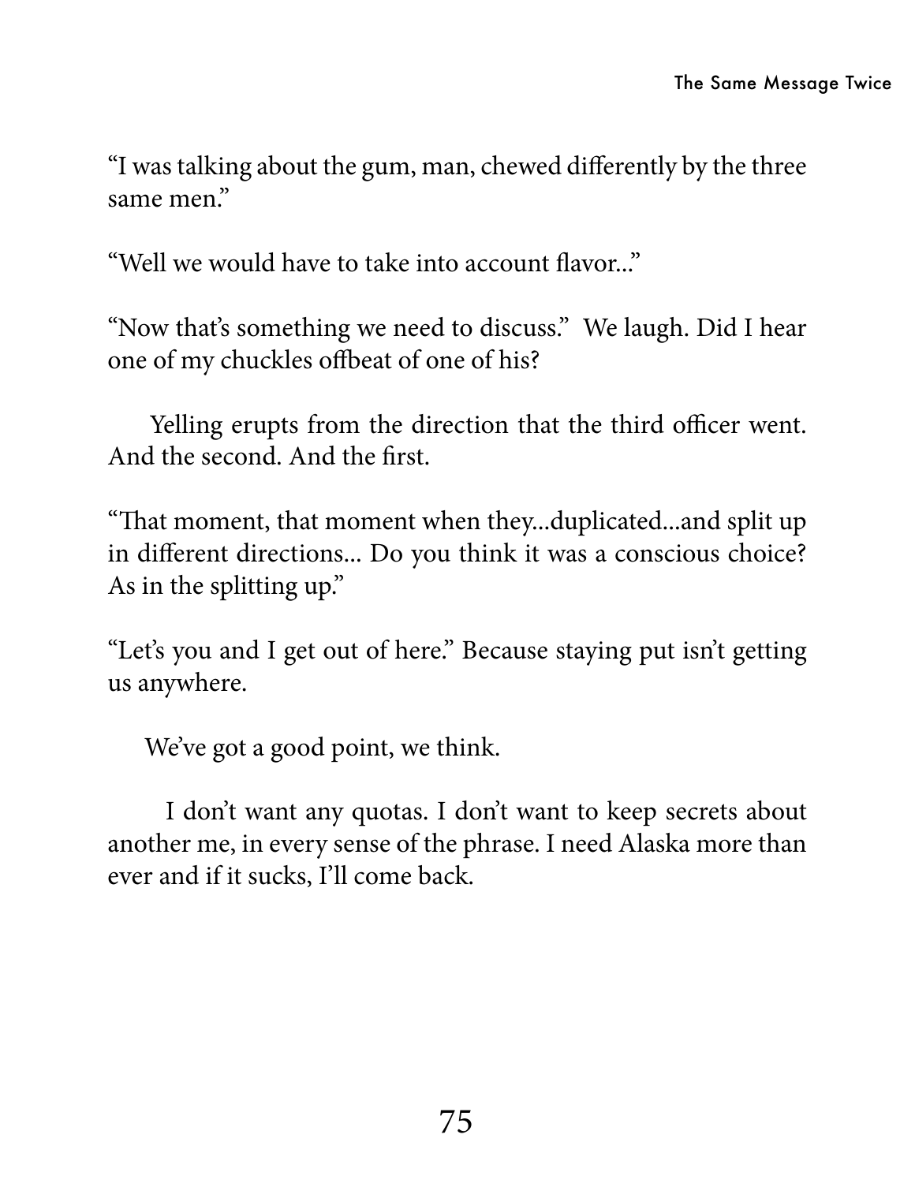"I was talking about the gum, man, chewed differently by the three same men."

"Well we would have to take into account flavor..."

"Now that's something we need to discuss." We laugh. Did I hear one of my chuckles offbeat of one of his?

Yelling erupts from the direction that the third officer went. And the second. And the first.

"That moment, that moment when they...duplicated...and split up in different directions... Do you think it was a conscious choice? As in the splitting up."

"Let's you and I get out of here." Because staying put isn't getting us anywhere.

We've got a good point, we think.

I don't want any quotas. I don't want to keep secrets about another me, in every sense of the phrase. I need Alaska more than ever and if it sucks, I'll come back.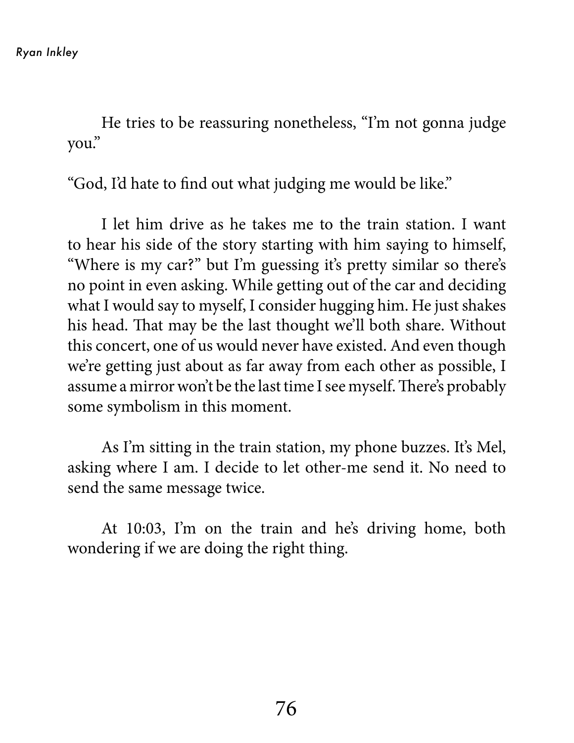He tries to be reassuring nonetheless, “I’m not gonna judge you.”

“God, I’d hate to find out what judging me would be like.”

I let him drive as he takes me to the train station. I want to hear his side of the story starting with him saying to himself, “Where is my car?” but I’m guessing it’s pretty similar so there’s no point in even asking. While getting out of the car and deciding what I would say to myself, I consider hugging him. He just shakes his head. That may be the last thought we’ll both share. Without this concert, one of us would never have existed. And even though we’re getting just about as far away from each other as possible, I assume a mirror won’t be the last time I see myself. There’s probably some symbolism in this moment.

As I’m sitting in the train station, my phone buzzes. It’s Mel, asking where I am. I decide to let other-me send it. No need to send the same message twice.

At 10:03, I’m on the train and he’s driving home, both wondering if we are doing the right thing.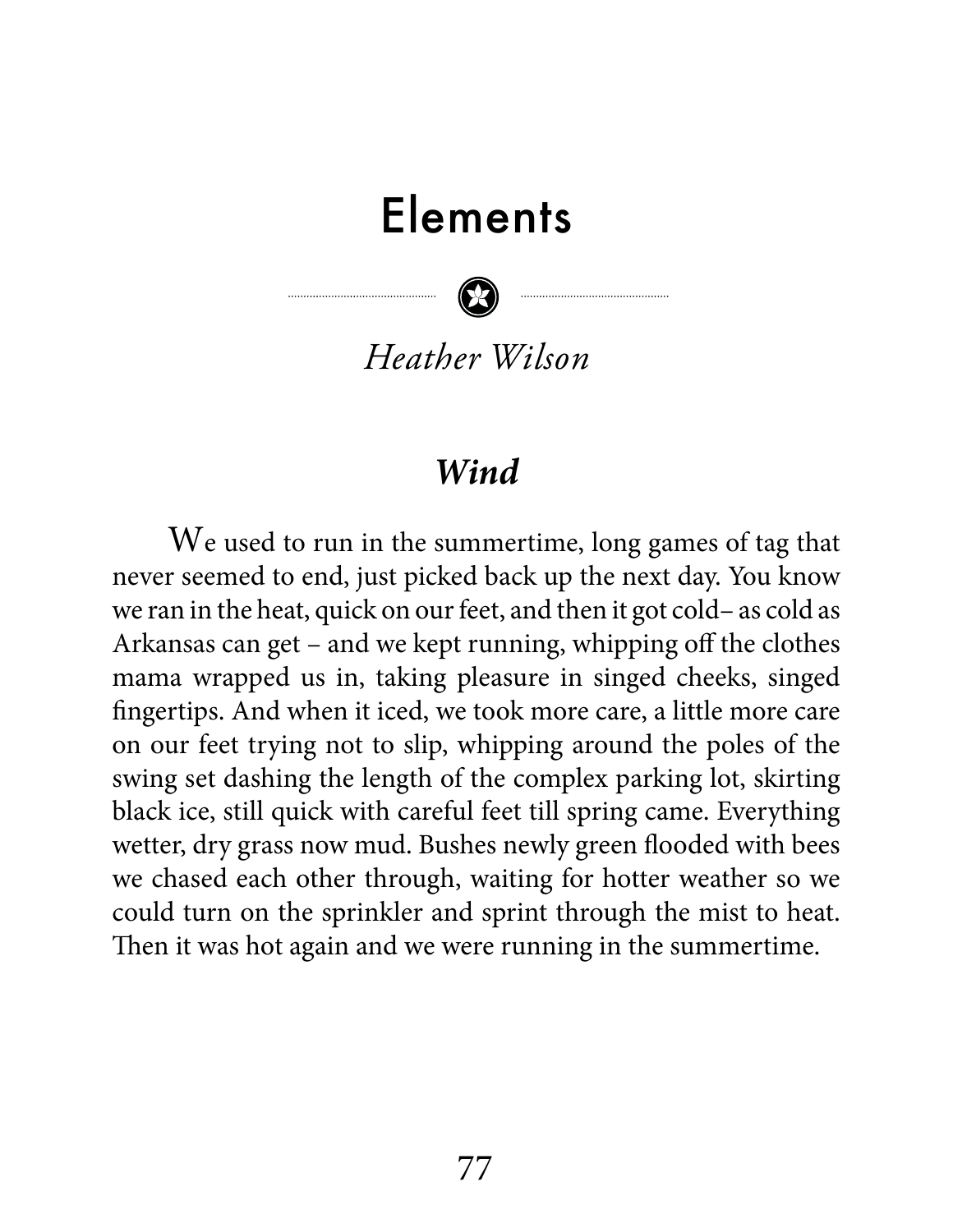# Elements

*Heather Wilson*

## *Wind*

We used to run in the summertime, long games of tag that never seemed to end, just picked back up the next day. You know we ran in the heat, quick on our feet, and then it got cold– as cold as Arkansas can get – and we kept running, whipping off the clothes mama wrapped us in, taking pleasure in singed cheeks, singed fingertips. And when it iced, we took more care, a little more care on our feet trying not to slip, whipping around the poles of the swing set dashing the length of the complex parking lot, skirting black ice, still quick with careful feet till spring came. Everything wetter, dry grass now mud. Bushes newly green flooded with bees we chased each other through, waiting for hotter weather so we could turn on the sprinkler and sprint through the mist to heat. Then it was hot again and we were running in the summertime.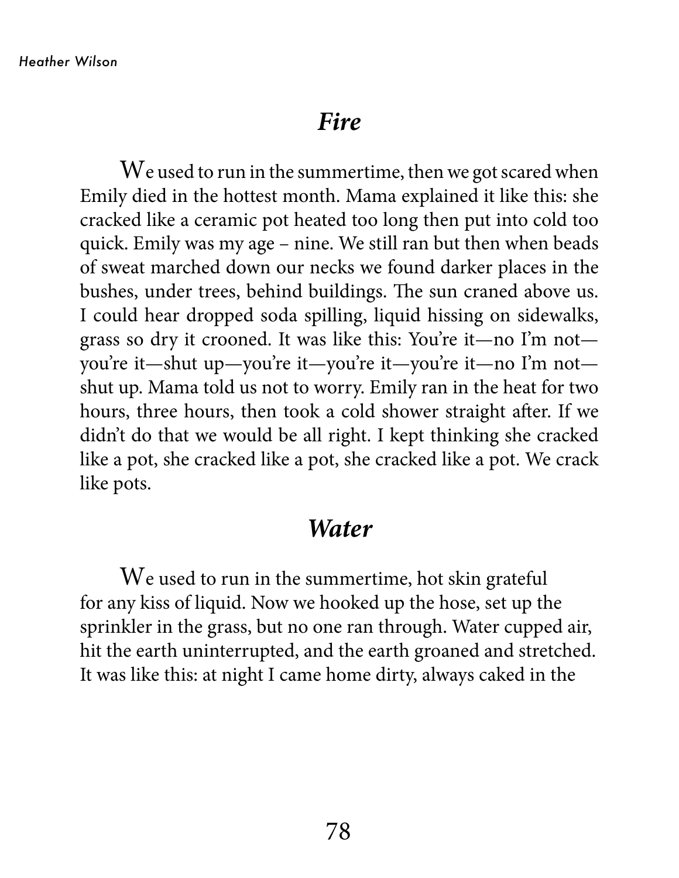## *Fire*

We used to run in the summertime, then we got scared when Emily died in the hottest month. Mama explained it like this: she cracked like a ceramic pot heated too long then put into cold too quick. Emily was my age – nine. We still ran but then when beads of sweat marched down our necks we found darker places in the bushes, under trees, behind buildings. The sun craned above us. I could hear dropped soda spilling, liquid hissing on sidewalks, grass so dry it crooned. It was like this: You're it—no I'm not—you're it—shut up—you're it—you're it—you're it—no I'm not—shut up. Mama told us not to worry. Emily ran in the heat for two hours, three hours, then took a cold shower straight after. If we didn't do that we would be all right. I kept thinking she cracked like a pot, she cracked like a pot, she cracked like a pot. We crack like pots.

## *Water*

We used to run in the summertime, hot skin grateful for any kiss of liquid. Now we hooked up the hose, set up the sprinkler in the grass, but no one ran through. Water cupped air, hit the earth uninterrupted, and the earth groaned and stretched. It was like this: at night I came home dirty, always caked in the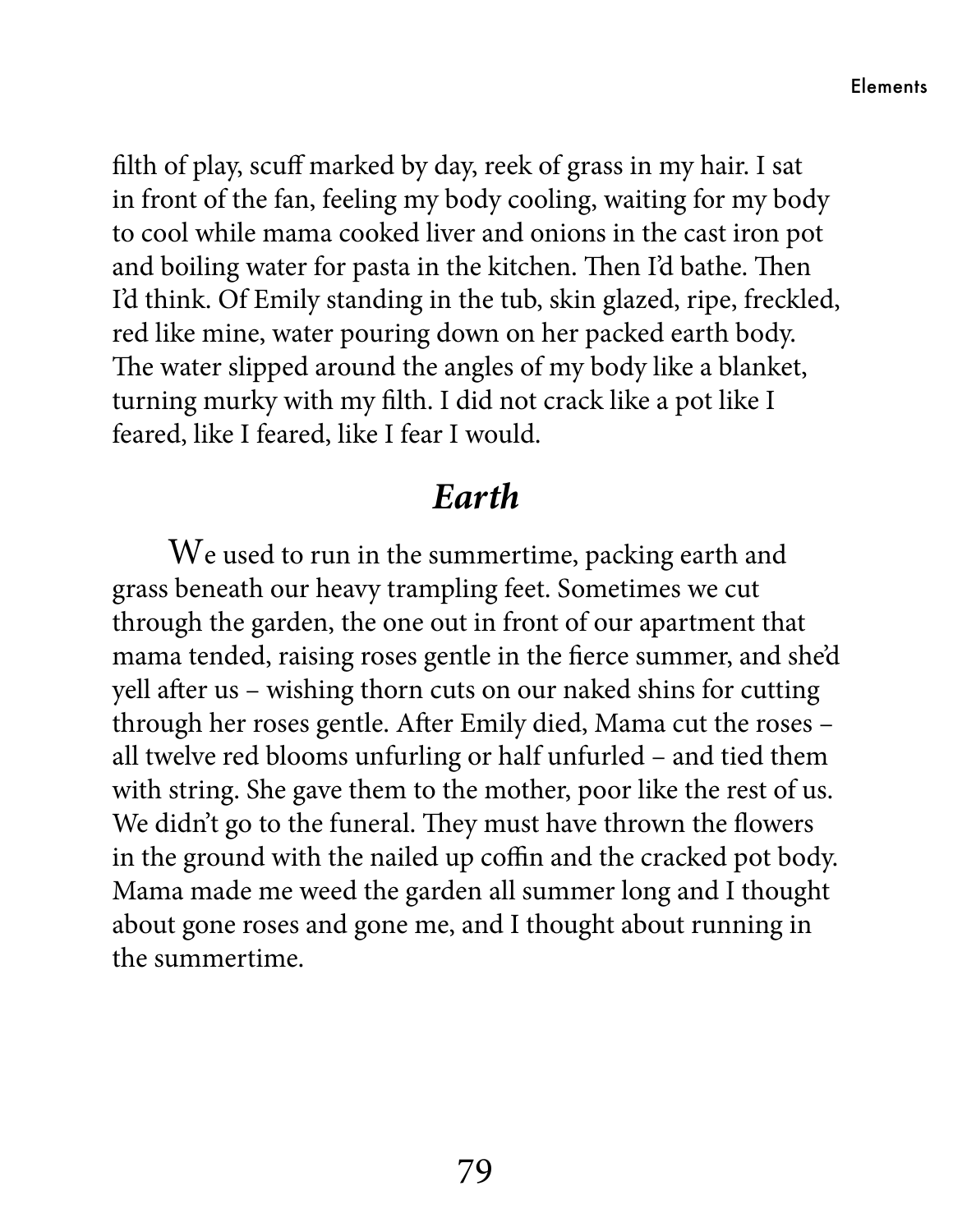filth of play, scuff marked by day, reek of grass in my hair. I sat in front of the fan, feeling my body cooling, waiting for my body to cool while mama cooked liver and onions in the cast iron pot and boiling water for pasta in the kitchen. Then I'd bathe. Then I'd think. Of Emily standing in the tub, skin glazed, ripe, freckled, red like mine, water pouring down on her packed earth body. The water slipped around the angles of my body like a blanket, turning murky with my filth. I did not crack like a pot like I feared, like I feared, like I fear I would.

## *Earth*

We used to run in the summertime, packing earth and grass beneath our heavy trampling feet. Sometimes we cut through the garden, the one out in front of our apartment that mama tended, raising roses gentle in the fierce summer, and she'd yell after us – wishing thorn cuts on our naked shins for cutting through her roses gentle. After Emily died, Mama cut the roses – all twelve red blooms unfurling or half unfurled – and tied them with string. She gave them to the mother, poor like the rest of us. We didn't go to the funeral. They must have thrown the flowers in the ground with the nailed up coffin and the cracked pot body. Mama made me weed the garden all summer long and I thought about gone roses and gone me, and I thought about running in the summertime.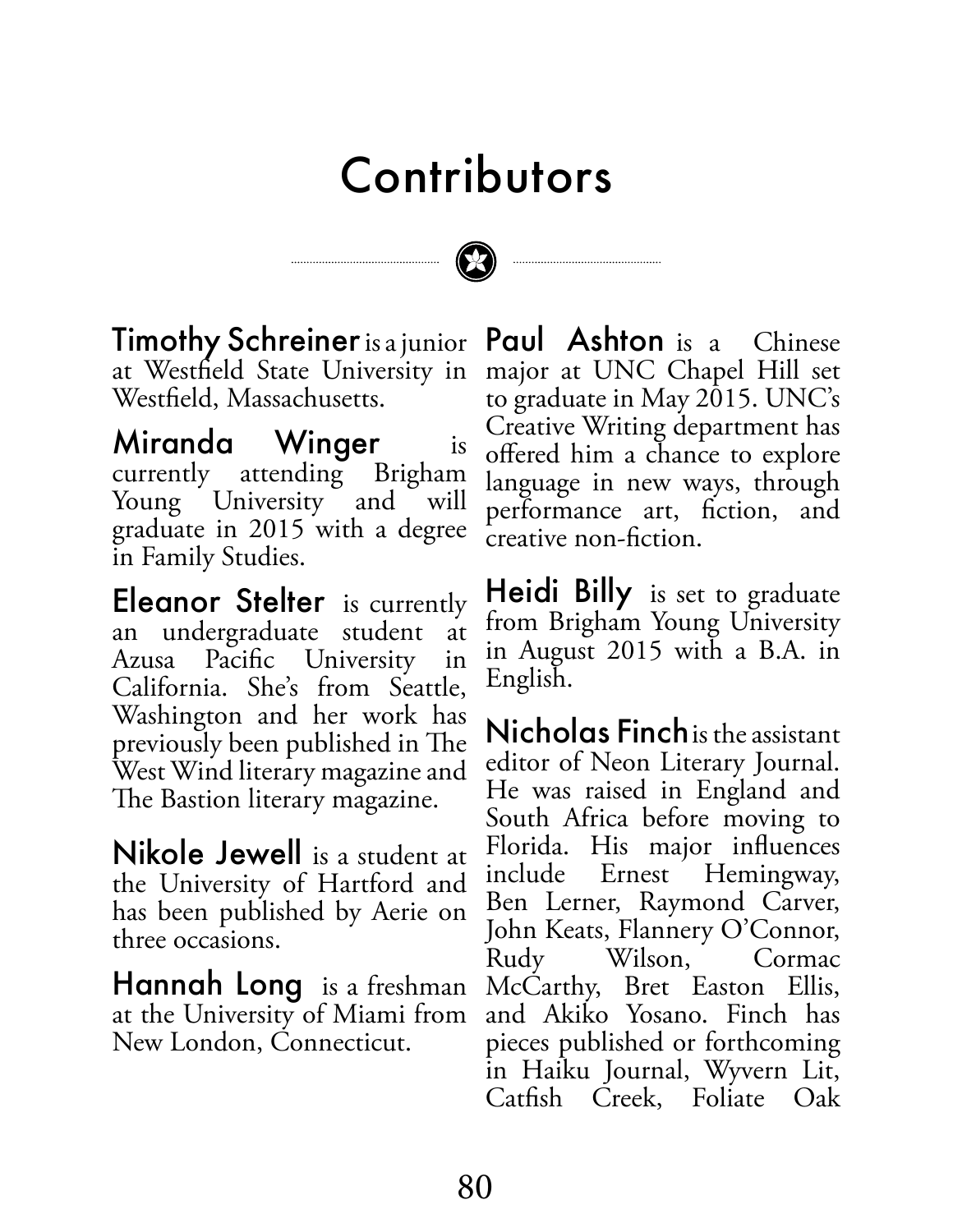# Contributors

**Timothy Schreiner** is a junior at Westfield State University in Westfield, Massachusetts.

**Miranda Winger** is currently attending Brigham Young University and will graduate in 2015 with a degree in Family Studies.

**Eleanor Stelter** is currently an undergraduate student at Azusa Pacific University in California. She's from Seattle, Washington and her work has previously been published in The West Wind literary magazine and The Bastion literary magazine.

**Nikole Jewell** is a student at the University of Hartford and has been published by Aerie on three occasions.

**Hannah Long** is a freshman at the University of Miami from New London, Connecticut.

**Paul Ashton** is a Chinese major at UNC Chapel Hill set to graduate in May 2015. UNC's Creative Writing department has offered him a chance to explore language in new ways, through performance art, fiction, and creative non-fiction.

**Heidi Billy** is set to graduate from Brigham Young University in August 2015 with a B.A. in English.

**Nicholas Finch** is the assistant editor of Neon Literary Journal. He was raised in England and South Africa before moving to Florida. His major influences include Ernest Hemingway, Ben Lerner, Raymond Carver, John Keats, Flannery O'Connor, Rudy Wilson, Cormac McCarthy, Bret Easton Ellis, and Akiko Yosano. Finch has pieces published or forthcoming in Haiku Journal, Wyvern Lit, Catfish Creek, Foliate Oak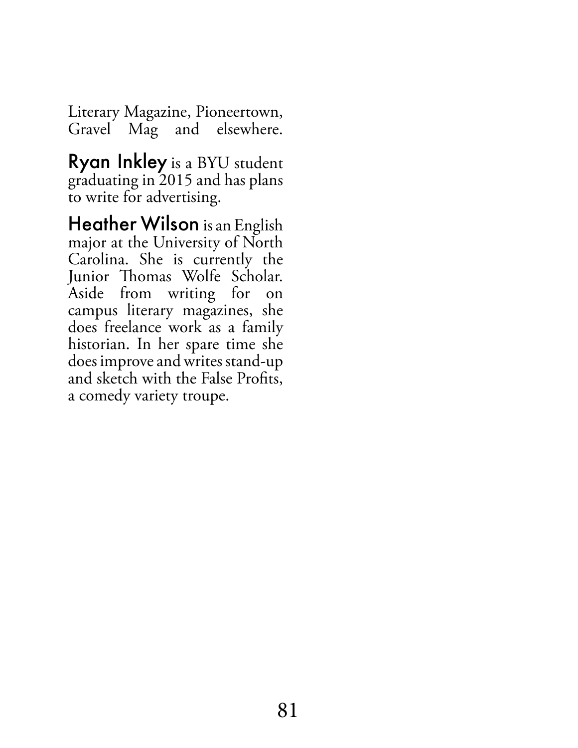Literary Magazine, Pioneertown, Gravel Mag and elsewhere.

**Ryan Inkley** is a BYU student graduating in 2015 and has plans to write for advertising.

**Heather Wilson** is an English major at the University of North Carolina. She is currently the Junior Thomas Wolfe Scholar. Aside from writing for on campus literary magazines, she does freelance work as a family historian. In her spare time she does improve and writes stand-up and sketch with the False Profits, a comedy variety troupe.